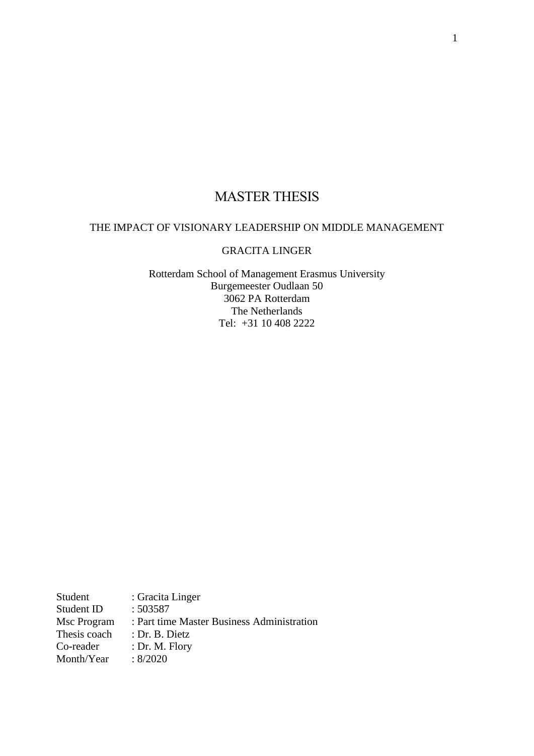# MASTER THESIS

THE IMPACT OF VISIONARY LEADERSHIP ON MIDDLE MANAGEMENT

GRACITA LINGER

Rotterdam School of Management Erasmus University
Burgemeester Oudlaan 50
3062 PA Rotterdam
The Netherlands
Tel: +31 10 408 2222

| | |
|---|---|
| Student | : Gracita Linger |
| Student ID | : 503587 |
| Msc Program | : Part time Master Business Administration |
| Thesis coach | : Dr. B. Dietz |
| Co-reader | : Dr. M. Flory |
| Month/Year | : 8/2020 |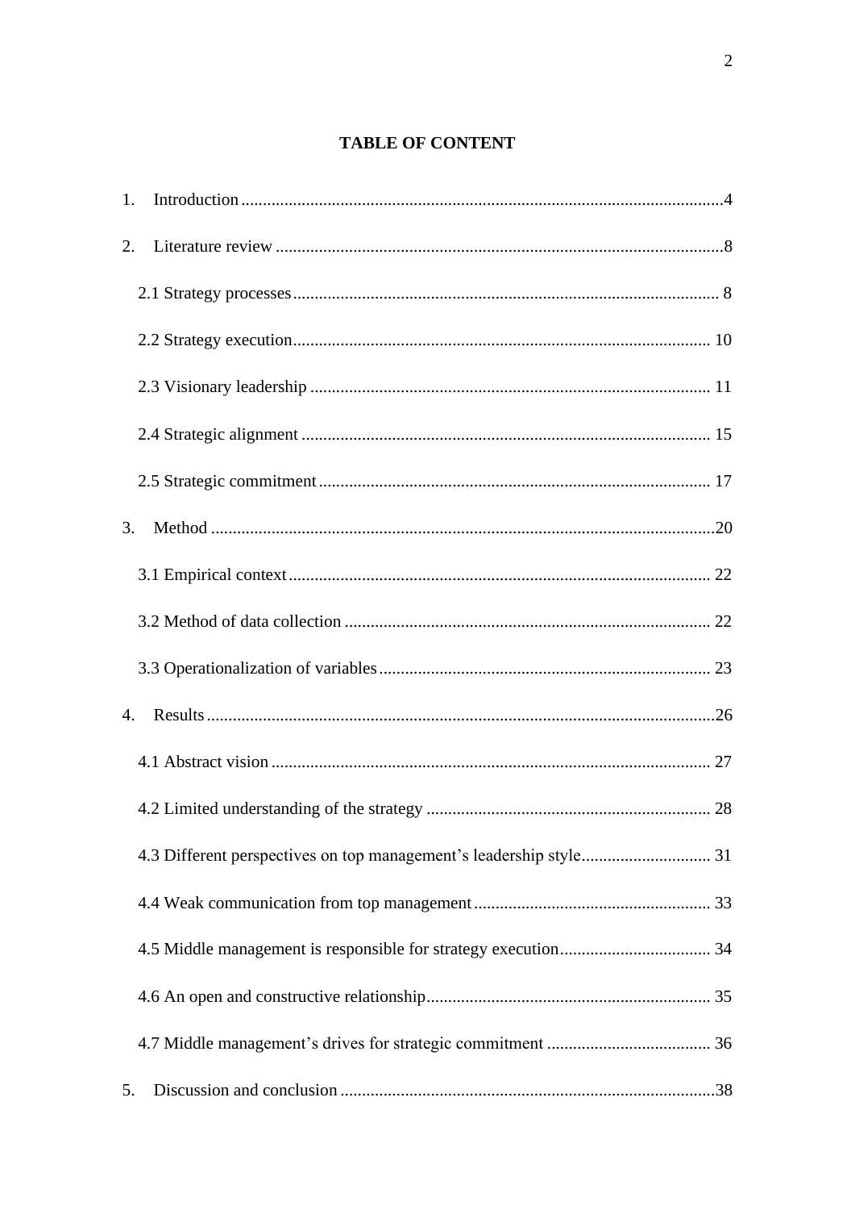**TABLE OF CONTENT**

1. Introduction ....................................................................................................................4

2. Literature review ..........................................................................................................8

   2.1 Strategy processes ................................................................................................... 8

   2.2 Strategy execution................................................................................................. 10

   2.3 Visionary leadership ............................................................................................. 11

   2.4 Strategic alignment ............................................................................................... 15

   2.5 Strategic commitment ........................................................................................... 17

3. Method .......................................................................................................................20

   3.1 Empirical context .................................................................................................. 22

   3.2 Method of data collection ..................................................................................... 22

   3.3 Operationalization of variables ............................................................................. 23

4. Results ........................................................................................................................26

   4.1 Abstract vision ...................................................................................................... 27

   4.2 Limited understanding of the strategy .................................................................. 28

   4.3 Different perspectives on top management's leadership style .............................. 31

   4.4 Weak communication from top management ....................................................... 33

   4.5 Middle management is responsible for strategy execution ................................... 34

   4.6 An open and constructive relationship.................................................................. 35

   4.7 Middle management's drives for strategic commitment ...................................... 36

5. Discussion and conclusion .........................................................................................38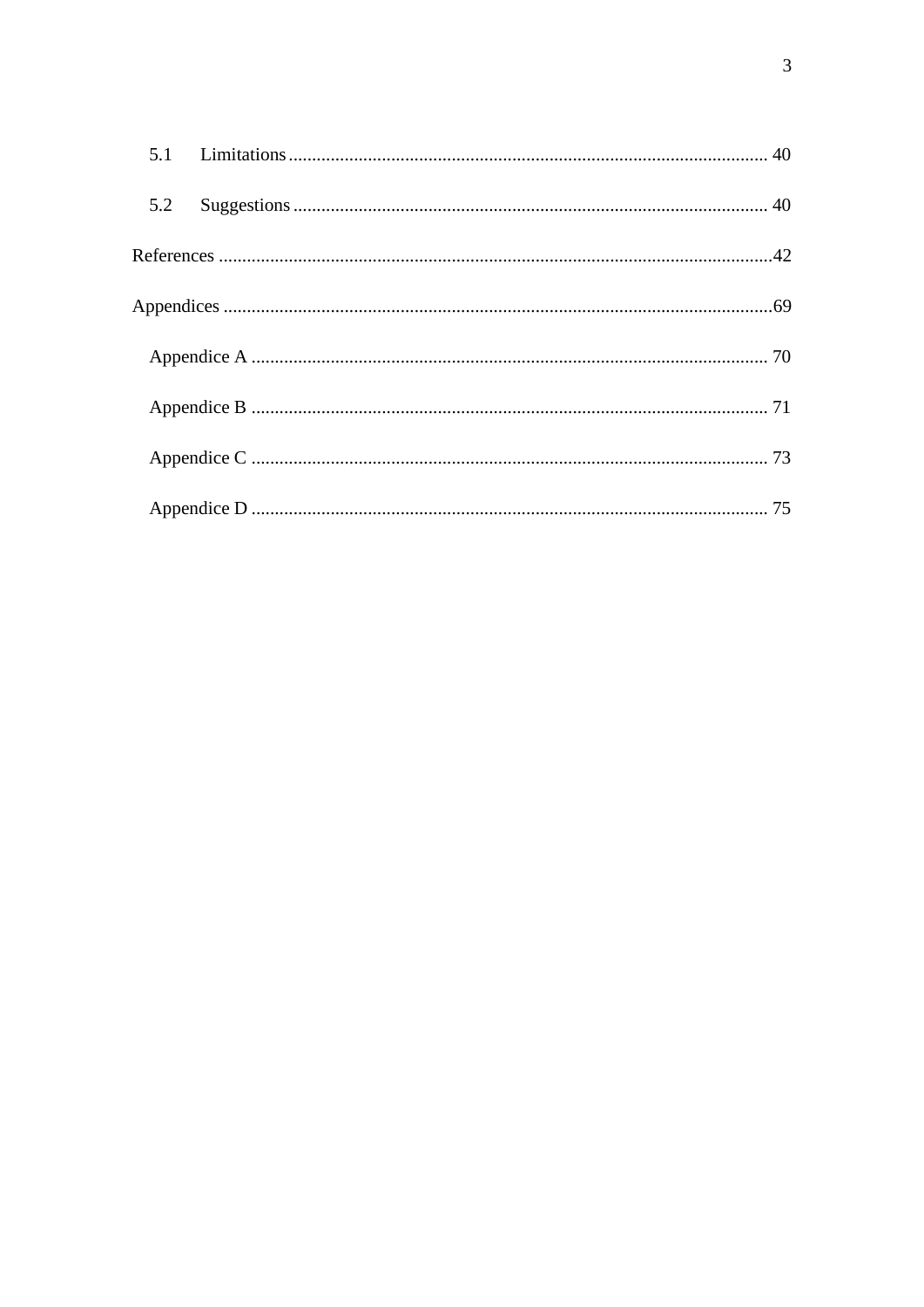5.1 Limitations ........................................................................................................ 40

5.2 Suggestions ...................................................................................................... 40

References ..................................................................................................................42

Appendices ..................................................................................................................69

Appendice A ............................................................................................................... 70

Appendice B ............................................................................................................... 71

Appendice C ............................................................................................................... 73

Appendice D ............................................................................................................... 75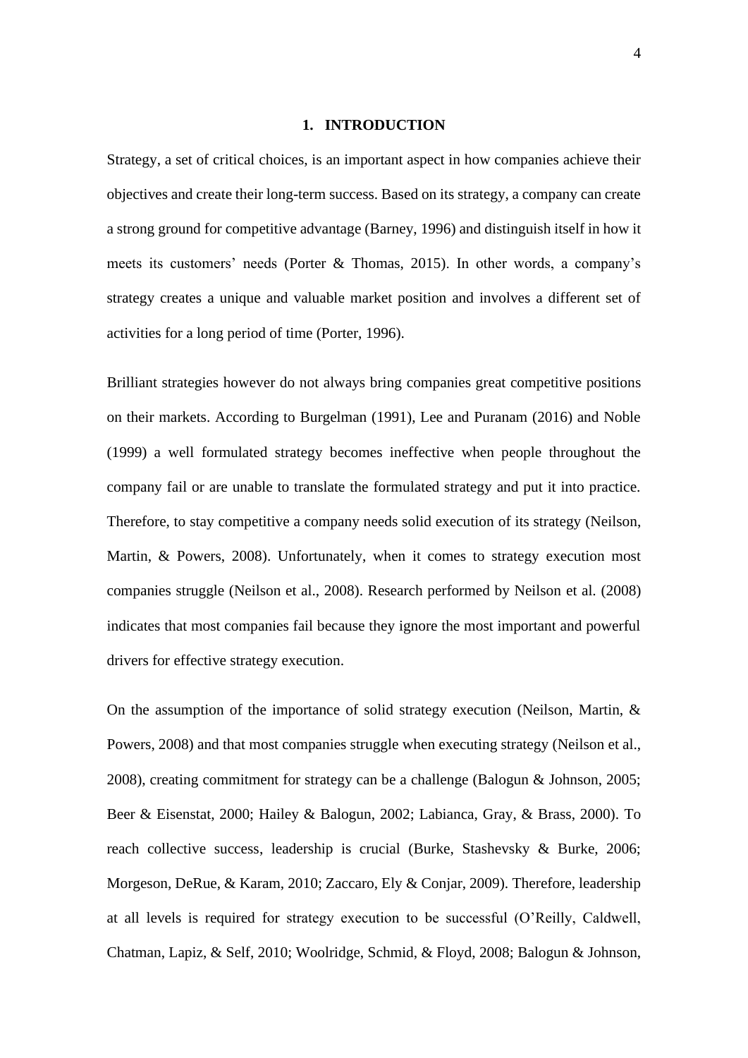# 1. INTRODUCTION

Strategy, a set of critical choices, is an important aspect in how companies achieve their objectives and create their long-term success. Based on its strategy, a company can create a strong ground for competitive advantage (Barney, 1996) and distinguish itself in how it meets its customers' needs (Porter & Thomas, 2015). In other words, a company's strategy creates a unique and valuable market position and involves a different set of activities for a long period of time (Porter, 1996).

Brilliant strategies however do not always bring companies great competitive positions on their markets. According to Burgelman (1991), Lee and Puranam (2016) and Noble (1999) a well formulated strategy becomes ineffective when people throughout the company fail or are unable to translate the formulated strategy and put it into practice. Therefore, to stay competitive a company needs solid execution of its strategy (Neilson, Martin, & Powers, 2008). Unfortunately, when it comes to strategy execution most companies struggle (Neilson et al., 2008). Research performed by Neilson et al. (2008) indicates that most companies fail because they ignore the most important and powerful drivers for effective strategy execution.

On the assumption of the importance of solid strategy execution (Neilson, Martin, & Powers, 2008) and that most companies struggle when executing strategy (Neilson et al., 2008), creating commitment for strategy can be a challenge (Balogun & Johnson, 2005; Beer & Eisenstat, 2000; Hailey & Balogun, 2002; Labianca, Gray, & Brass, 2000). To reach collective success, leadership is crucial (Burke, Stashevsky & Burke, 2006; Morgeson, DeRue, & Karam, 2010; Zaccaro, Ely & Conjar, 2009). Therefore, leadership at all levels is required for strategy execution to be successful (O'Reilly, Caldwell, Chatman, Lapiz, & Self, 2010; Woolridge, Schmid, & Floyd, 2008; Balogun & Johnson,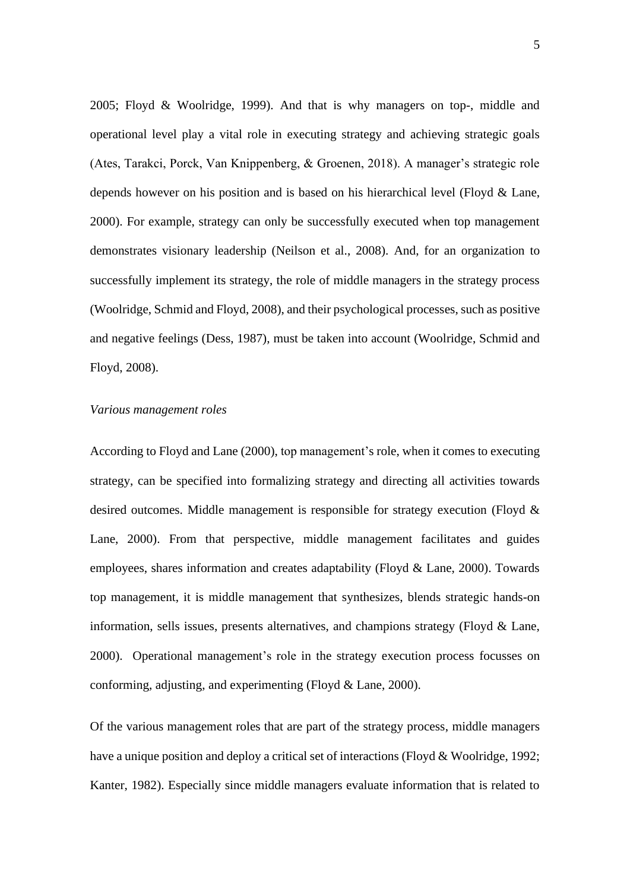2005; Floyd & Woolridge, 1999). And that is why managers on top-, middle and operational level play a vital role in executing strategy and achieving strategic goals (Ates, Tarakci, Porck, Van Knippenberg, & Groenen, 2018). A manager's strategic role depends however on his position and is based on his hierarchical level (Floyd & Lane, 2000). For example, strategy can only be successfully executed when top management demonstrates visionary leadership (Neilson et al., 2008). And, for an organization to successfully implement its strategy, the role of middle managers in the strategy process (Woolridge, Schmid and Floyd, 2008), and their psychological processes, such as positive and negative feelings (Dess, 1987), must be taken into account (Woolridge, Schmid and Floyd, 2008).

*Various management roles*

According to Floyd and Lane (2000), top management's role, when it comes to executing strategy, can be specified into formalizing strategy and directing all activities towards desired outcomes. Middle management is responsible for strategy execution (Floyd & Lane, 2000). From that perspective, middle management facilitates and guides employees, shares information and creates adaptability (Floyd & Lane, 2000). Towards top management, it is middle management that synthesizes, blends strategic hands-on information, sells issues, presents alternatives, and champions strategy (Floyd & Lane, 2000). Operational management's role in the strategy execution process focusses on conforming, adjusting, and experimenting (Floyd & Lane, 2000).

Of the various management roles that are part of the strategy process, middle managers have a unique position and deploy a critical set of interactions (Floyd & Woolridge, 1992; Kanter, 1982). Especially since middle managers evaluate information that is related to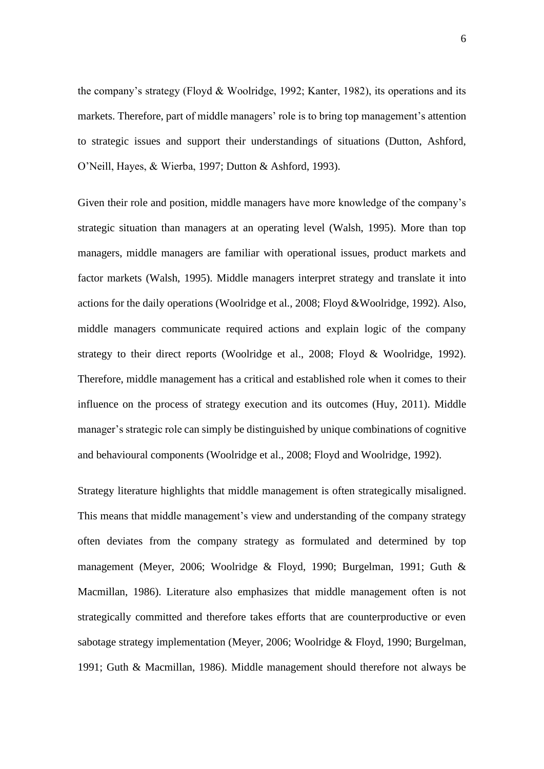the company's strategy (Floyd & Woolridge, 1992; Kanter, 1982), its operations and its markets. Therefore, part of middle managers' role is to bring top management's attention to strategic issues and support their understandings of situations (Dutton, Ashford, O'Neill, Hayes, & Wierba, 1997; Dutton & Ashford, 1993).

Given their role and position, middle managers have more knowledge of the company's strategic situation than managers at an operating level (Walsh, 1995). More than top managers, middle managers are familiar with operational issues, product markets and factor markets (Walsh, 1995). Middle managers interpret strategy and translate it into actions for the daily operations (Woolridge et al., 2008; Floyd &Woolridge, 1992). Also, middle managers communicate required actions and explain logic of the company strategy to their direct reports (Woolridge et al., 2008; Floyd & Woolridge, 1992). Therefore, middle management has a critical and established role when it comes to their influence on the process of strategy execution and its outcomes (Huy, 2011). Middle manager's strategic role can simply be distinguished by unique combinations of cognitive and behavioural components (Woolridge et al., 2008; Floyd and Woolridge, 1992).

Strategy literature highlights that middle management is often strategically misaligned. This means that middle management's view and understanding of the company strategy often deviates from the company strategy as formulated and determined by top management (Meyer, 2006; Woolridge & Floyd, 1990; Burgelman, 1991; Guth & Macmillan, 1986). Literature also emphasizes that middle management often is not strategically committed and therefore takes efforts that are counterproductive or even sabotage strategy implementation (Meyer, 2006; Woolridge & Floyd, 1990; Burgelman, 1991; Guth & Macmillan, 1986). Middle management should therefore not always be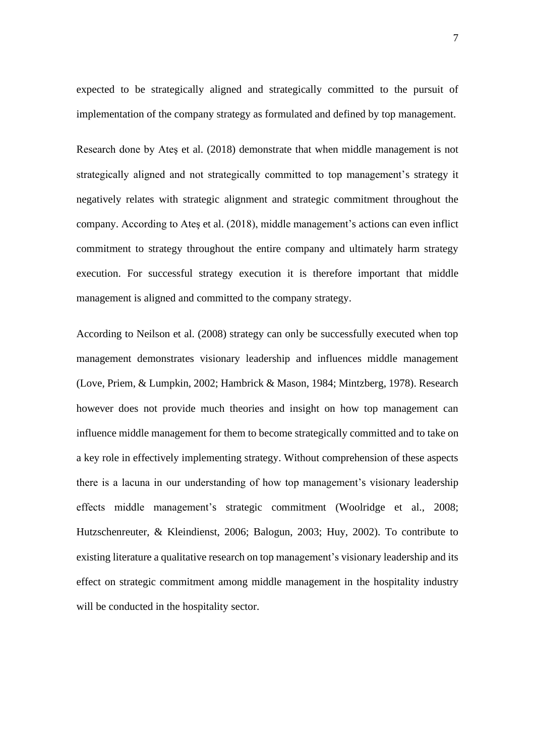expected to be strategically aligned and strategically committed to the pursuit of implementation of the company strategy as formulated and defined by top management.

Research done by Ateş et al. (2018) demonstrate that when middle management is not strategically aligned and not strategically committed to top management's strategy it negatively relates with strategic alignment and strategic commitment throughout the company. According to Ateş et al. (2018), middle management's actions can even inflict commitment to strategy throughout the entire company and ultimately harm strategy execution. For successful strategy execution it is therefore important that middle management is aligned and committed to the company strategy.

According to Neilson et al. (2008) strategy can only be successfully executed when top management demonstrates visionary leadership and influences middle management (Love, Priem, & Lumpkin, 2002; Hambrick & Mason, 1984; Mintzberg, 1978). Research however does not provide much theories and insight on how top management can influence middle management for them to become strategically committed and to take on a key role in effectively implementing strategy. Without comprehension of these aspects there is a lacuna in our understanding of how top management's visionary leadership effects middle management's strategic commitment (Woolridge et al., 2008; Hutzschenreuter, & Kleindienst, 2006; Balogun, 2003; Huy, 2002). To contribute to existing literature a qualitative research on top management's visionary leadership and its effect on strategic commitment among middle management in the hospitality industry will be conducted in the hospitality sector.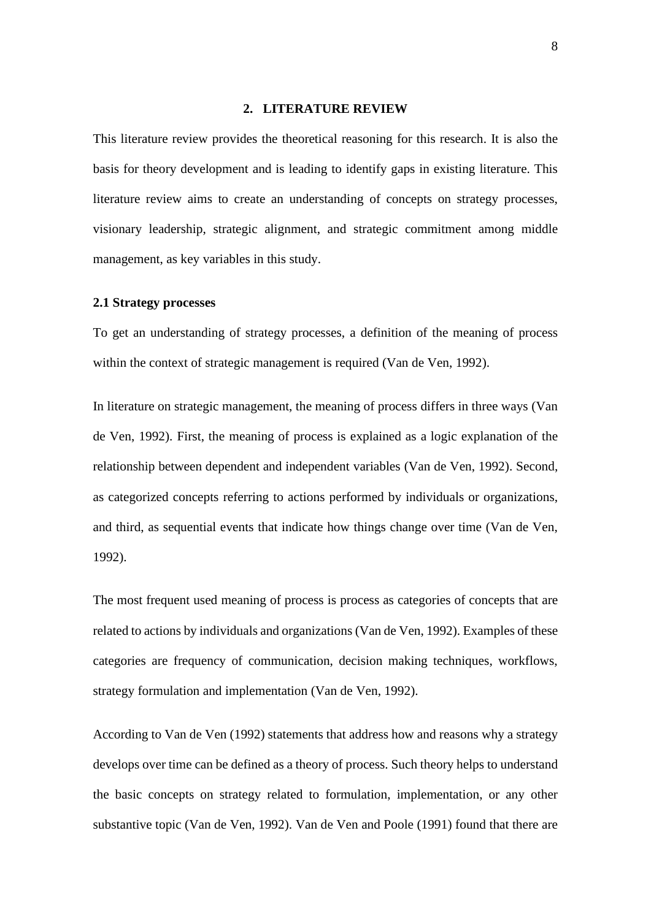# 2. LITERATURE REVIEW

This literature review provides the theoretical reasoning for this research. It is also the basis for theory development and is leading to identify gaps in existing literature. This literature review aims to create an understanding of concepts on strategy processes, visionary leadership, strategic alignment, and strategic commitment among middle management, as key variables in this study.

## 2.1 Strategy processes

To get an understanding of strategy processes, a definition of the meaning of process within the context of strategic management is required (Van de Ven, 1992).

In literature on strategic management, the meaning of process differs in three ways (Van de Ven, 1992). First, the meaning of process is explained as a logic explanation of the relationship between dependent and independent variables (Van de Ven, 1992). Second, as categorized concepts referring to actions performed by individuals or organizations, and third, as sequential events that indicate how things change over time (Van de Ven, 1992).

The most frequent used meaning of process is process as categories of concepts that are related to actions by individuals and organizations (Van de Ven, 1992). Examples of these categories are frequency of communication, decision making techniques, workflows, strategy formulation and implementation (Van de Ven, 1992).

According to Van de Ven (1992) statements that address how and reasons why a strategy develops over time can be defined as a theory of process. Such theory helps to understand the basic concepts on strategy related to formulation, implementation, or any other substantive topic (Van de Ven, 1992). Van de Ven and Poole (1991) found that there are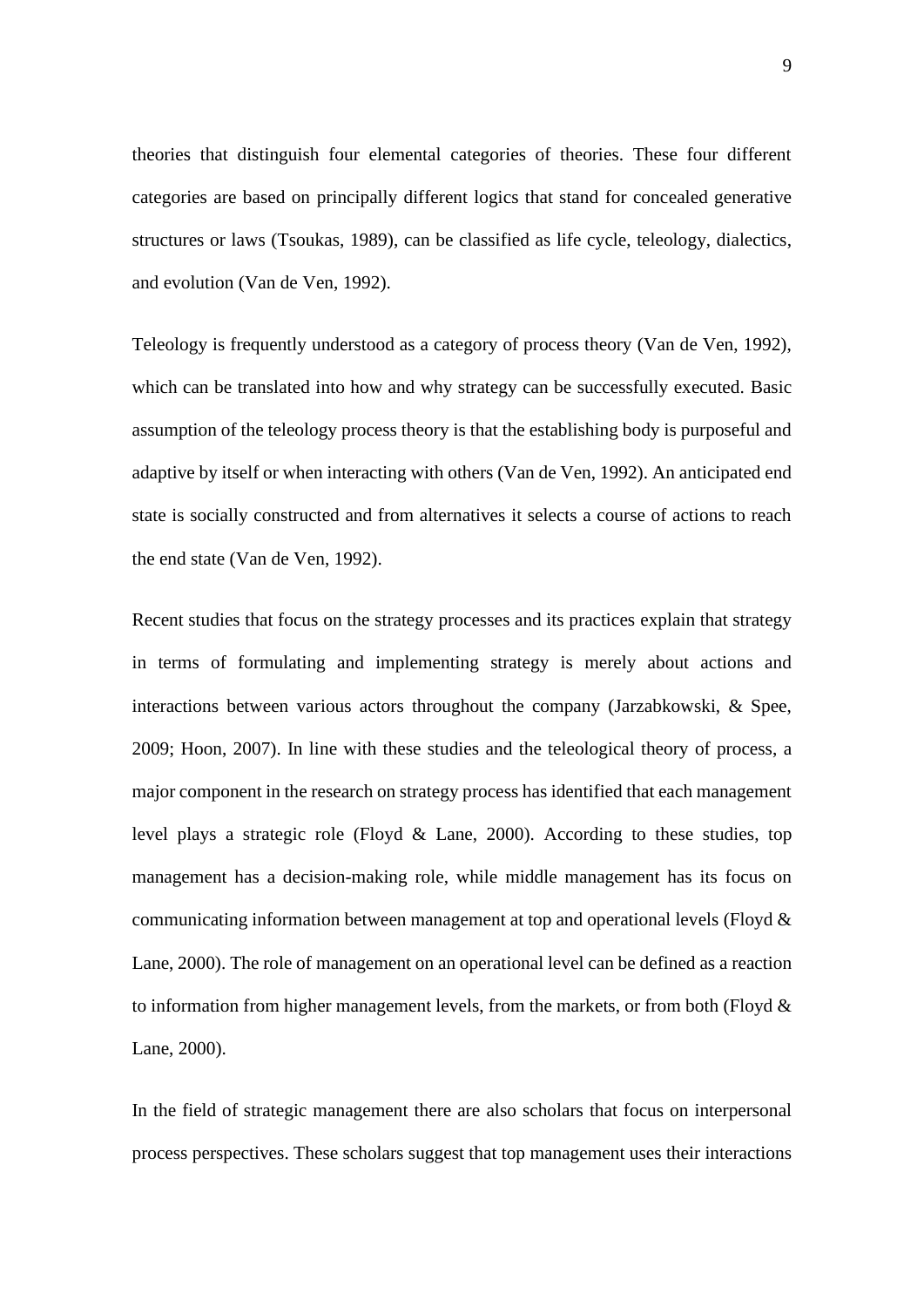theories that distinguish four elemental categories of theories. These four different categories are based on principally different logics that stand for concealed generative structures or laws (Tsoukas, 1989), can be classified as life cycle, teleology, dialectics, and evolution (Van de Ven, 1992).

Teleology is frequently understood as a category of process theory (Van de Ven, 1992), which can be translated into how and why strategy can be successfully executed. Basic assumption of the teleology process theory is that the establishing body is purposeful and adaptive by itself or when interacting with others (Van de Ven, 1992). An anticipated end state is socially constructed and from alternatives it selects a course of actions to reach the end state (Van de Ven, 1992).

Recent studies that focus on the strategy processes and its practices explain that strategy in terms of formulating and implementing strategy is merely about actions and interactions between various actors throughout the company (Jarzabkowski, & Spee, 2009; Hoon, 2007). In line with these studies and the teleological theory of process, a major component in the research on strategy process has identified that each management level plays a strategic role (Floyd & Lane, 2000). According to these studies, top management has a decision-making role, while middle management has its focus on communicating information between management at top and operational levels (Floyd & Lane, 2000). The role of management on an operational level can be defined as a reaction to information from higher management levels, from the markets, or from both (Floyd & Lane, 2000).

In the field of strategic management there are also scholars that focus on interpersonal process perspectives. These scholars suggest that top management uses their interactions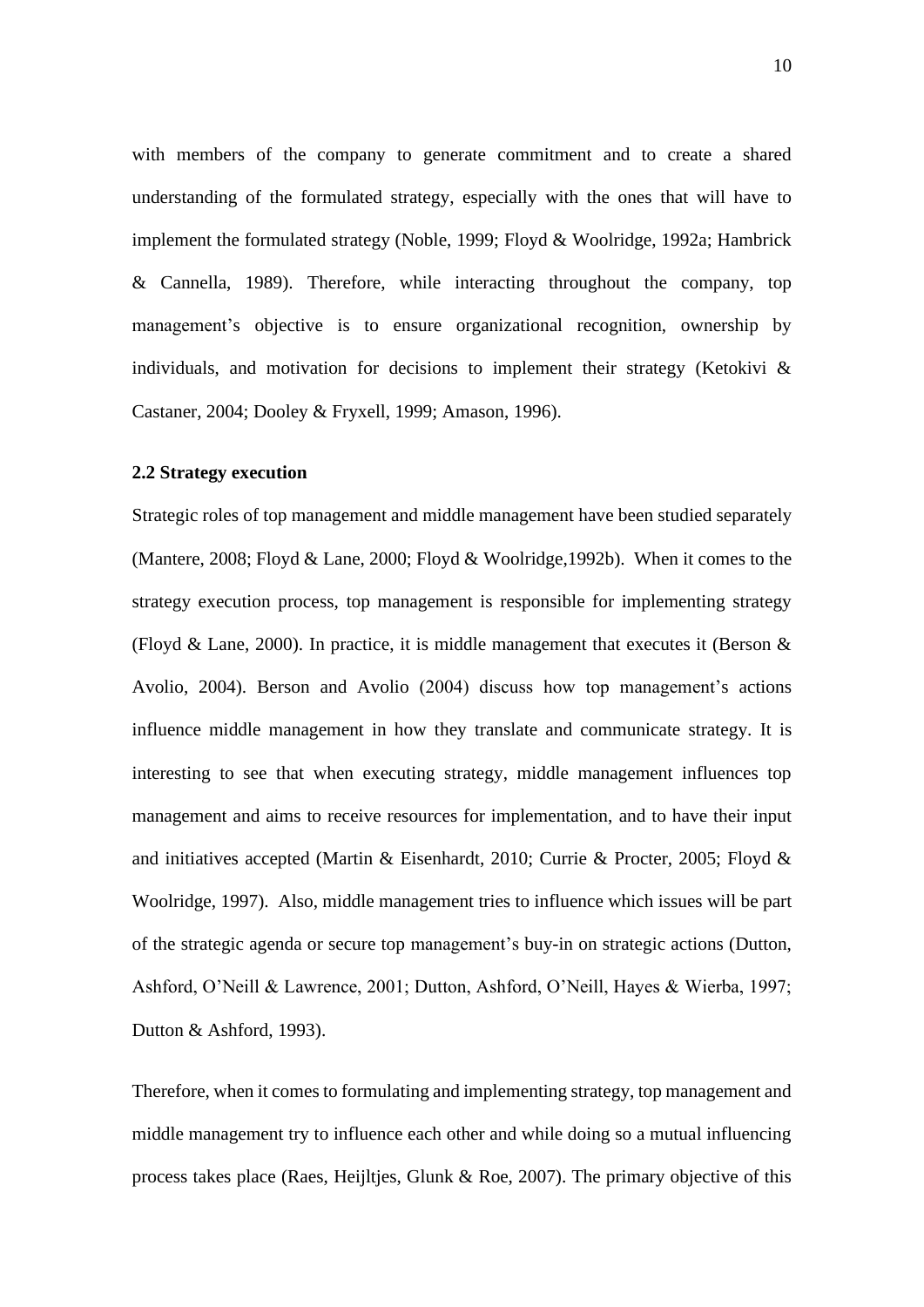with members of the company to generate commitment and to create a shared understanding of the formulated strategy, especially with the ones that will have to implement the formulated strategy (Noble, 1999; Floyd & Woolridge, 1992a; Hambrick & Cannella, 1989). Therefore, while interacting throughout the company, top management's objective is to ensure organizational recognition, ownership by individuals, and motivation for decisions to implement their strategy (Ketokivi & Castaner, 2004; Dooley & Fryxell, 1999; Amason, 1996).

### 2.2 Strategy execution

Strategic roles of top management and middle management have been studied separately (Mantere, 2008; Floyd & Lane, 2000; Floyd & Woolridge,1992b). When it comes to the strategy execution process, top management is responsible for implementing strategy (Floyd & Lane, 2000). In practice, it is middle management that executes it (Berson & Avolio, 2004). Berson and Avolio (2004) discuss how top management's actions influence middle management in how they translate and communicate strategy. It is interesting to see that when executing strategy, middle management influences top management and aims to receive resources for implementation, and to have their input and initiatives accepted (Martin & Eisenhardt, 2010; Currie & Procter, 2005; Floyd & Woolridge, 1997). Also, middle management tries to influence which issues will be part of the strategic agenda or secure top management's buy-in on strategic actions (Dutton, Ashford, O'Neill & Lawrence, 2001; Dutton, Ashford, O'Neill, Hayes & Wierba, 1997; Dutton & Ashford, 1993).

Therefore, when it comes to formulating and implementing strategy, top management and middle management try to influence each other and while doing so a mutual influencing process takes place (Raes, Heijltjes, Glunk & Roe, 2007). The primary objective of this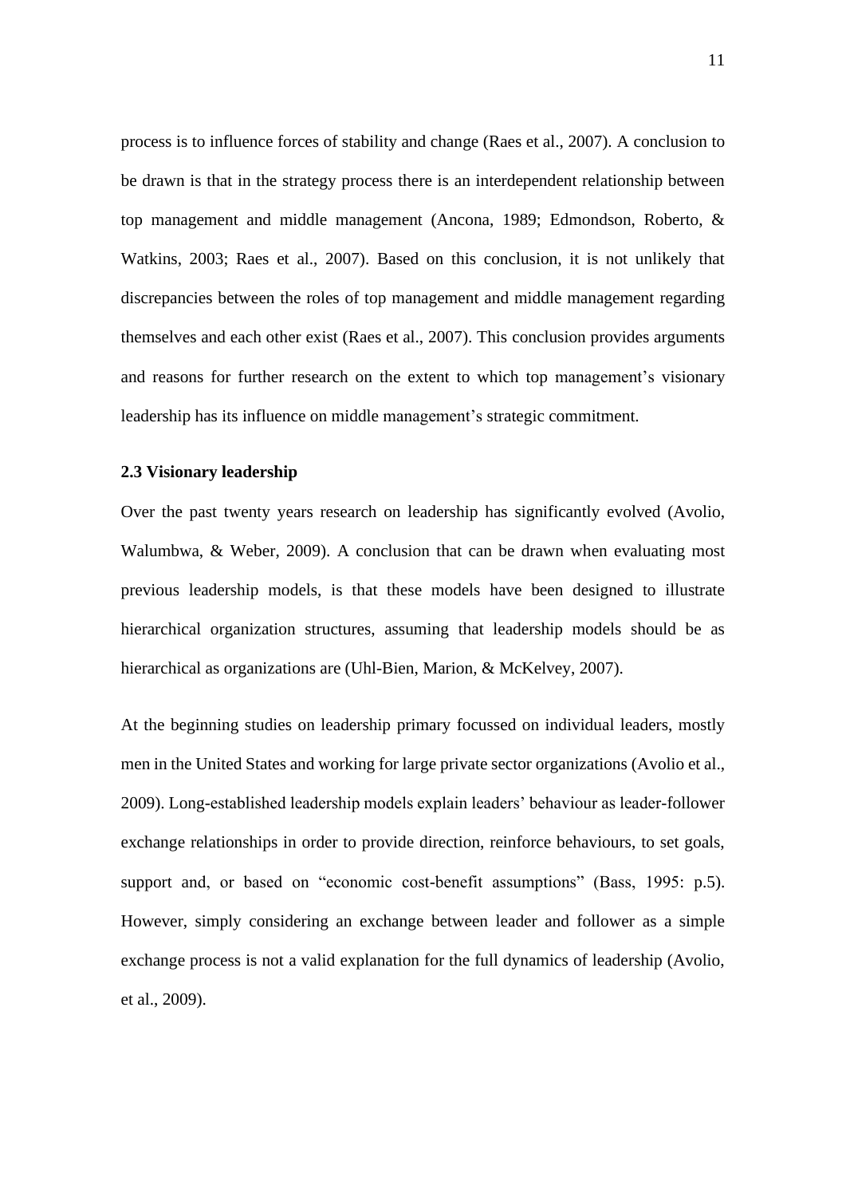process is to influence forces of stability and change (Raes et al., 2007). A conclusion to be drawn is that in the strategy process there is an interdependent relationship between top management and middle management (Ancona, 1989; Edmondson, Roberto, & Watkins, 2003; Raes et al., 2007). Based on this conclusion, it is not unlikely that discrepancies between the roles of top management and middle management regarding themselves and each other exist (Raes et al., 2007). This conclusion provides arguments and reasons for further research on the extent to which top management's visionary leadership has its influence on middle management's strategic commitment.

### 2.3 Visionary leadership

Over the past twenty years research on leadership has significantly evolved (Avolio, Walumbwa, & Weber, 2009). A conclusion that can be drawn when evaluating most previous leadership models, is that these models have been designed to illustrate hierarchical organization structures, assuming that leadership models should be as hierarchical as organizations are (Uhl-Bien, Marion, & McKelvey, 2007).

At the beginning studies on leadership primary focussed on individual leaders, mostly men in the United States and working for large private sector organizations (Avolio et al., 2009). Long-established leadership models explain leaders' behaviour as leader-follower exchange relationships in order to provide direction, reinforce behaviours, to set goals, support and, or based on "economic cost-benefit assumptions" (Bass, 1995: p.5). However, simply considering an exchange between leader and follower as a simple exchange process is not a valid explanation for the full dynamics of leadership (Avolio, et al., 2009).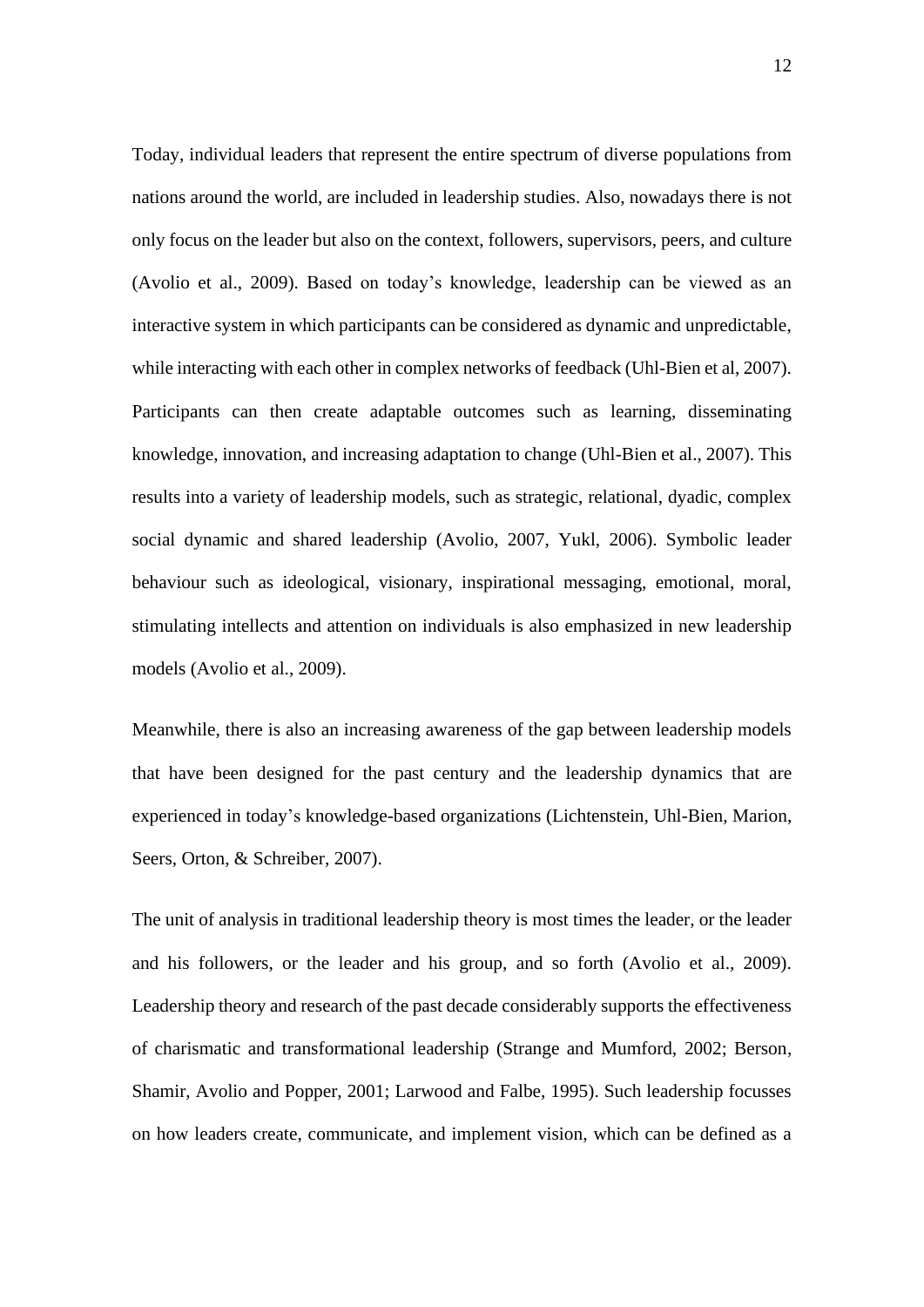Today, individual leaders that represent the entire spectrum of diverse populations from nations around the world, are included in leadership studies. Also, nowadays there is not only focus on the leader but also on the context, followers, supervisors, peers, and culture (Avolio et al., 2009). Based on today's knowledge, leadership can be viewed as an interactive system in which participants can be considered as dynamic and unpredictable, while interacting with each other in complex networks of feedback (Uhl-Bien et al, 2007). Participants can then create adaptable outcomes such as learning, disseminating knowledge, innovation, and increasing adaptation to change (Uhl-Bien et al., 2007). This results into a variety of leadership models, such as strategic, relational, dyadic, complex social dynamic and shared leadership (Avolio, 2007, Yukl, 2006). Symbolic leader behaviour such as ideological, visionary, inspirational messaging, emotional, moral, stimulating intellects and attention on individuals is also emphasized in new leadership models (Avolio et al., 2009).

Meanwhile, there is also an increasing awareness of the gap between leadership models that have been designed for the past century and the leadership dynamics that are experienced in today's knowledge-based organizations (Lichtenstein, Uhl-Bien, Marion, Seers, Orton, & Schreiber, 2007).

The unit of analysis in traditional leadership theory is most times the leader, or the leader and his followers, or the leader and his group, and so forth (Avolio et al., 2009). Leadership theory and research of the past decade considerably supports the effectiveness of charismatic and transformational leadership (Strange and Mumford, 2002; Berson, Shamir, Avolio and Popper, 2001; Larwood and Falbe, 1995). Such leadership focusses on how leaders create, communicate, and implement vision, which can be defined as a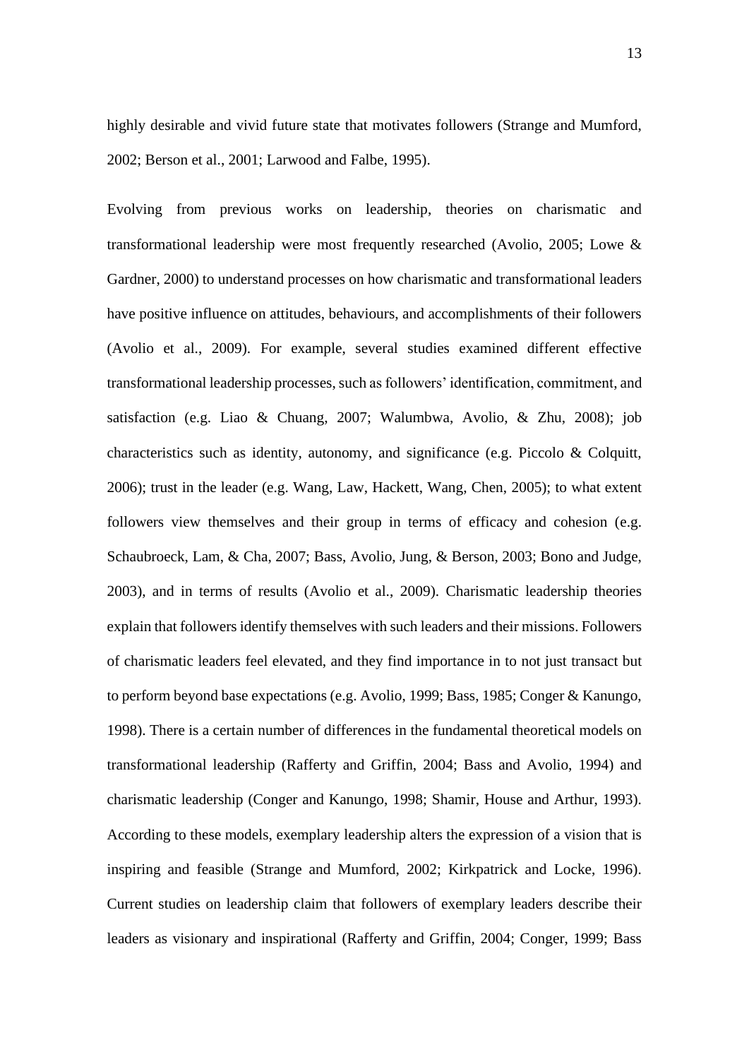highly desirable and vivid future state that motivates followers (Strange and Mumford, 2002; Berson et al., 2001; Larwood and Falbe, 1995).

Evolving from previous works on leadership, theories on charismatic and transformational leadership were most frequently researched (Avolio, 2005; Lowe & Gardner, 2000) to understand processes on how charismatic and transformational leaders have positive influence on attitudes, behaviours, and accomplishments of their followers (Avolio et al., 2009). For example, several studies examined different effective transformational leadership processes, such as followers' identification, commitment, and satisfaction (e.g. Liao & Chuang, 2007; Walumbwa, Avolio, & Zhu, 2008); job characteristics such as identity, autonomy, and significance (e.g. Piccolo & Colquitt, 2006); trust in the leader (e.g. Wang, Law, Hackett, Wang, Chen, 2005); to what extent followers view themselves and their group in terms of efficacy and cohesion (e.g. Schaubroeck, Lam, & Cha, 2007; Bass, Avolio, Jung, & Berson, 2003; Bono and Judge, 2003), and in terms of results (Avolio et al., 2009). Charismatic leadership theories explain that followers identify themselves with such leaders and their missions. Followers of charismatic leaders feel elevated, and they find importance in to not just transact but to perform beyond base expectations (e.g. Avolio, 1999; Bass, 1985; Conger & Kanungo, 1998). There is a certain number of differences in the fundamental theoretical models on transformational leadership (Rafferty and Griffin, 2004; Bass and Avolio, 1994) and charismatic leadership (Conger and Kanungo, 1998; Shamir, House and Arthur, 1993). According to these models, exemplary leadership alters the expression of a vision that is inspiring and feasible (Strange and Mumford, 2002; Kirkpatrick and Locke, 1996). Current studies on leadership claim that followers of exemplary leaders describe their leaders as visionary and inspirational (Rafferty and Griffin, 2004; Conger, 1999; Bass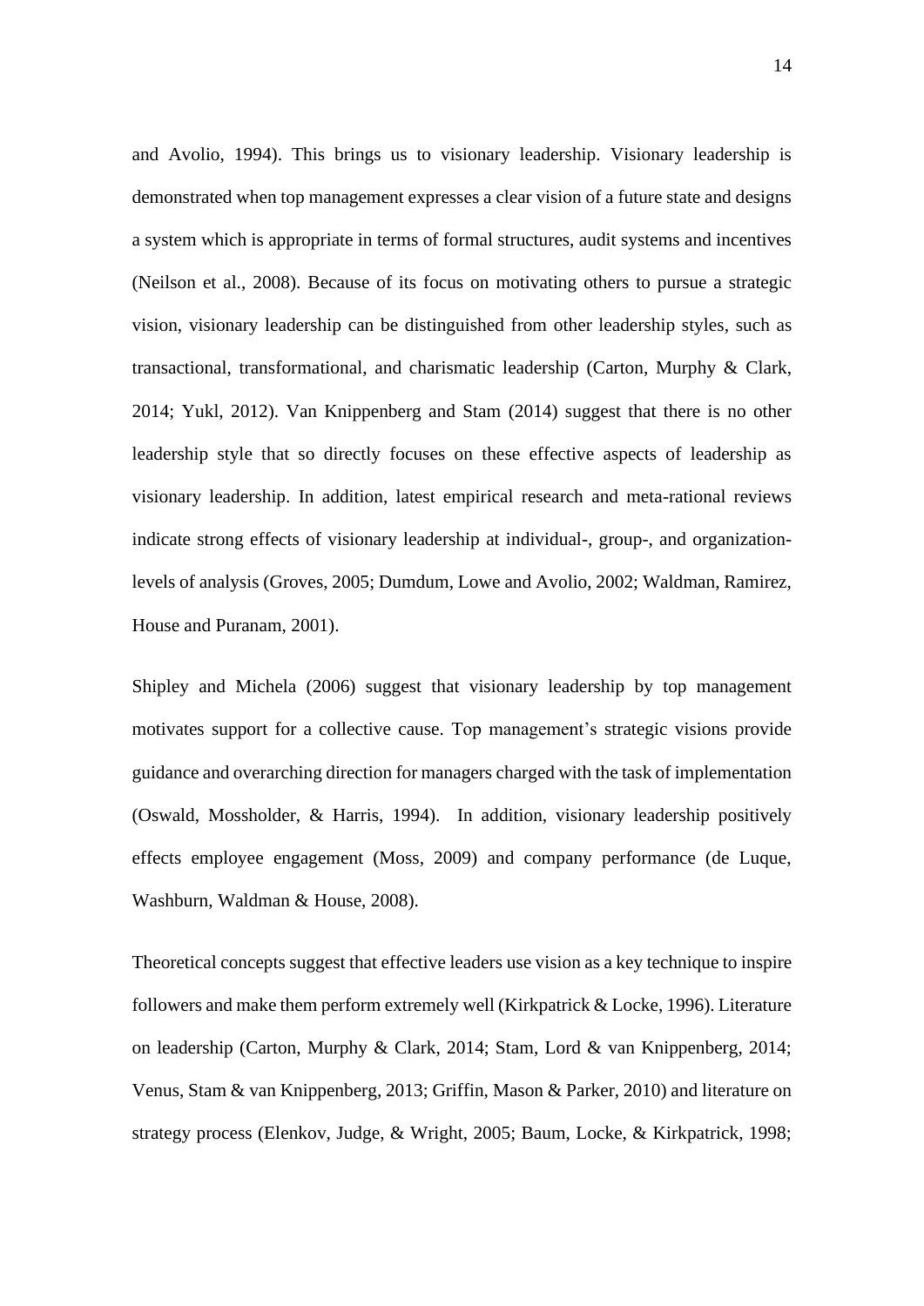and Avolio, 1994). This brings us to visionary leadership. Visionary leadership is demonstrated when top management expresses a clear vision of a future state and designs a system which is appropriate in terms of formal structures, audit systems and incentives (Neilson et al., 2008). Because of its focus on motivating others to pursue a strategic vision, visionary leadership can be distinguished from other leadership styles, such as transactional, transformational, and charismatic leadership (Carton, Murphy & Clark, 2014; Yukl, 2012). Van Knippenberg and Stam (2014) suggest that there is no other leadership style that so directly focuses on these effective aspects of leadership as visionary leadership. In addition, latest empirical research and meta-rational reviews indicate strong effects of visionary leadership at individual-, group-, and organization-levels of analysis (Groves, 2005; Dumdum, Lowe and Avolio, 2002; Waldman, Ramirez, House and Puranam, 2001).

Shipley and Michela (2006) suggest that visionary leadership by top management motivates support for a collective cause. Top management's strategic visions provide guidance and overarching direction for managers charged with the task of implementation (Oswald, Mossholder, & Harris, 1994). In addition, visionary leadership positively effects employee engagement (Moss, 2009) and company performance (de Luque, Washburn, Waldman & House, 2008).

Theoretical concepts suggest that effective leaders use vision as a key technique to inspire followers and make them perform extremely well (Kirkpatrick & Locke, 1996). Literature on leadership (Carton, Murphy & Clark, 2014; Stam, Lord & van Knippenberg, 2014; Venus, Stam & van Knippenberg, 2013; Griffin, Mason & Parker, 2010) and literature on strategy process (Elenkov, Judge, & Wright, 2005; Baum, Locke, & Kirkpatrick, 1998;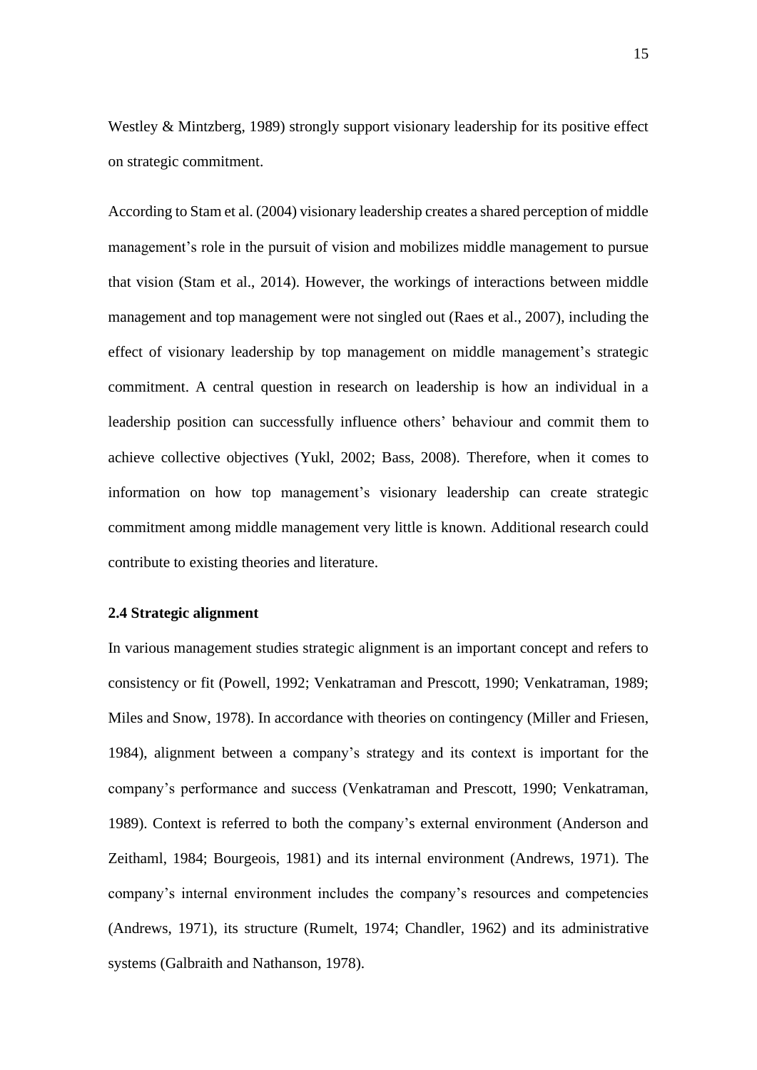Westley & Mintzberg, 1989) strongly support visionary leadership for its positive effect on strategic commitment.

According to Stam et al. (2004) visionary leadership creates a shared perception of middle management's role in the pursuit of vision and mobilizes middle management to pursue that vision (Stam et al., 2014). However, the workings of interactions between middle management and top management were not singled out (Raes et al., 2007), including the effect of visionary leadership by top management on middle management's strategic commitment. A central question in research on leadership is how an individual in a leadership position can successfully influence others' behaviour and commit them to achieve collective objectives (Yukl, 2002; Bass, 2008). Therefore, when it comes to information on how top management's visionary leadership can create strategic commitment among middle management very little is known. Additional research could contribute to existing theories and literature.

### 2.4 Strategic alignment

In various management studies strategic alignment is an important concept and refers to consistency or fit (Powell, 1992; Venkatraman and Prescott, 1990; Venkatraman, 1989; Miles and Snow, 1978). In accordance with theories on contingency (Miller and Friesen, 1984), alignment between a company's strategy and its context is important for the company's performance and success (Venkatraman and Prescott, 1990; Venkatraman, 1989). Context is referred to both the company's external environment (Anderson and Zeithaml, 1984; Bourgeois, 1981) and its internal environment (Andrews, 1971). The company's internal environment includes the company's resources and competencies (Andrews, 1971), its structure (Rumelt, 1974; Chandler, 1962) and its administrative systems (Galbraith and Nathanson, 1978).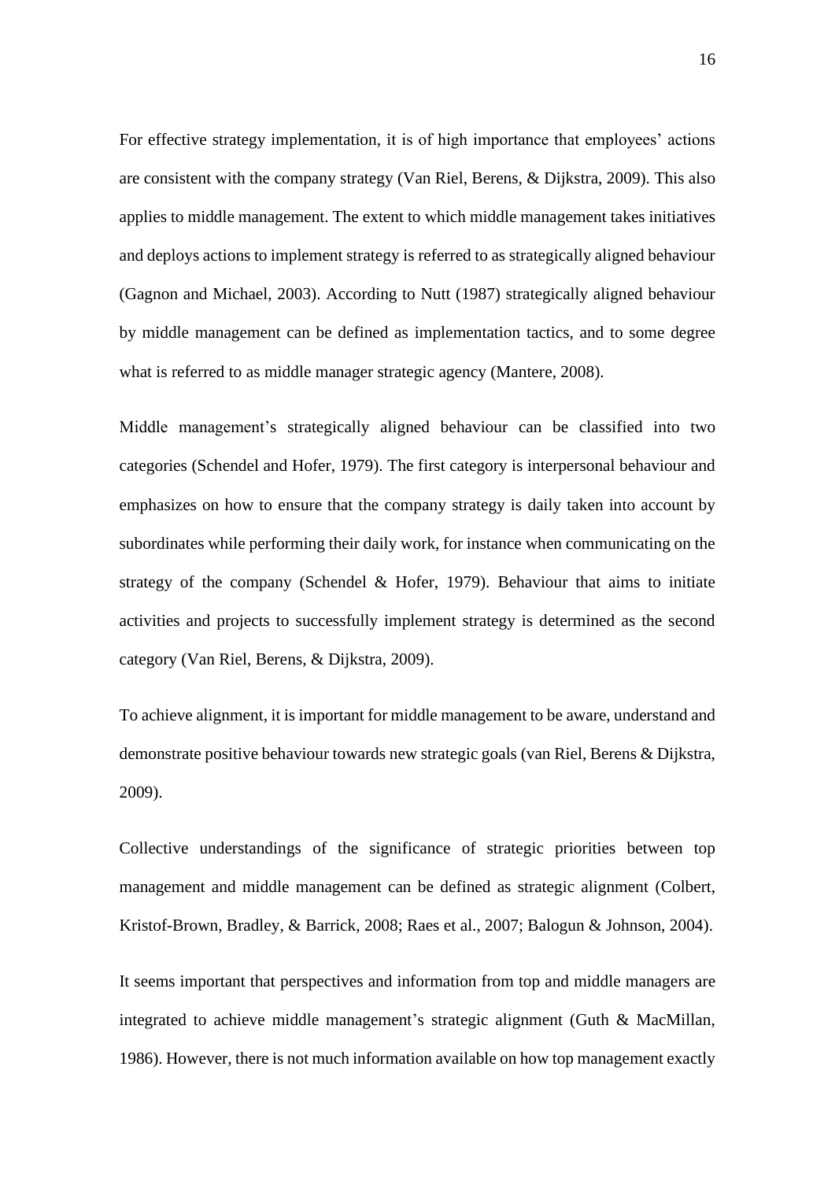For effective strategy implementation, it is of high importance that employees' actions are consistent with the company strategy (Van Riel, Berens, & Dijkstra, 2009). This also applies to middle management. The extent to which middle management takes initiatives and deploys actions to implement strategy is referred to as strategically aligned behaviour (Gagnon and Michael, 2003). According to Nutt (1987) strategically aligned behaviour by middle management can be defined as implementation tactics, and to some degree what is referred to as middle manager strategic agency (Mantere, 2008).

Middle management's strategically aligned behaviour can be classified into two categories (Schendel and Hofer, 1979). The first category is interpersonal behaviour and emphasizes on how to ensure that the company strategy is daily taken into account by subordinates while performing their daily work, for instance when communicating on the strategy of the company (Schendel & Hofer, 1979). Behaviour that aims to initiate activities and projects to successfully implement strategy is determined as the second category (Van Riel, Berens, & Dijkstra, 2009).

To achieve alignment, it is important for middle management to be aware, understand and demonstrate positive behaviour towards new strategic goals (van Riel, Berens & Dijkstra, 2009).

Collective understandings of the significance of strategic priorities between top management and middle management can be defined as strategic alignment (Colbert, Kristof-Brown, Bradley, & Barrick, 2008; Raes et al., 2007; Balogun & Johnson, 2004).

It seems important that perspectives and information from top and middle managers are integrated to achieve middle management's strategic alignment (Guth & MacMillan, 1986). However, there is not much information available on how top management exactly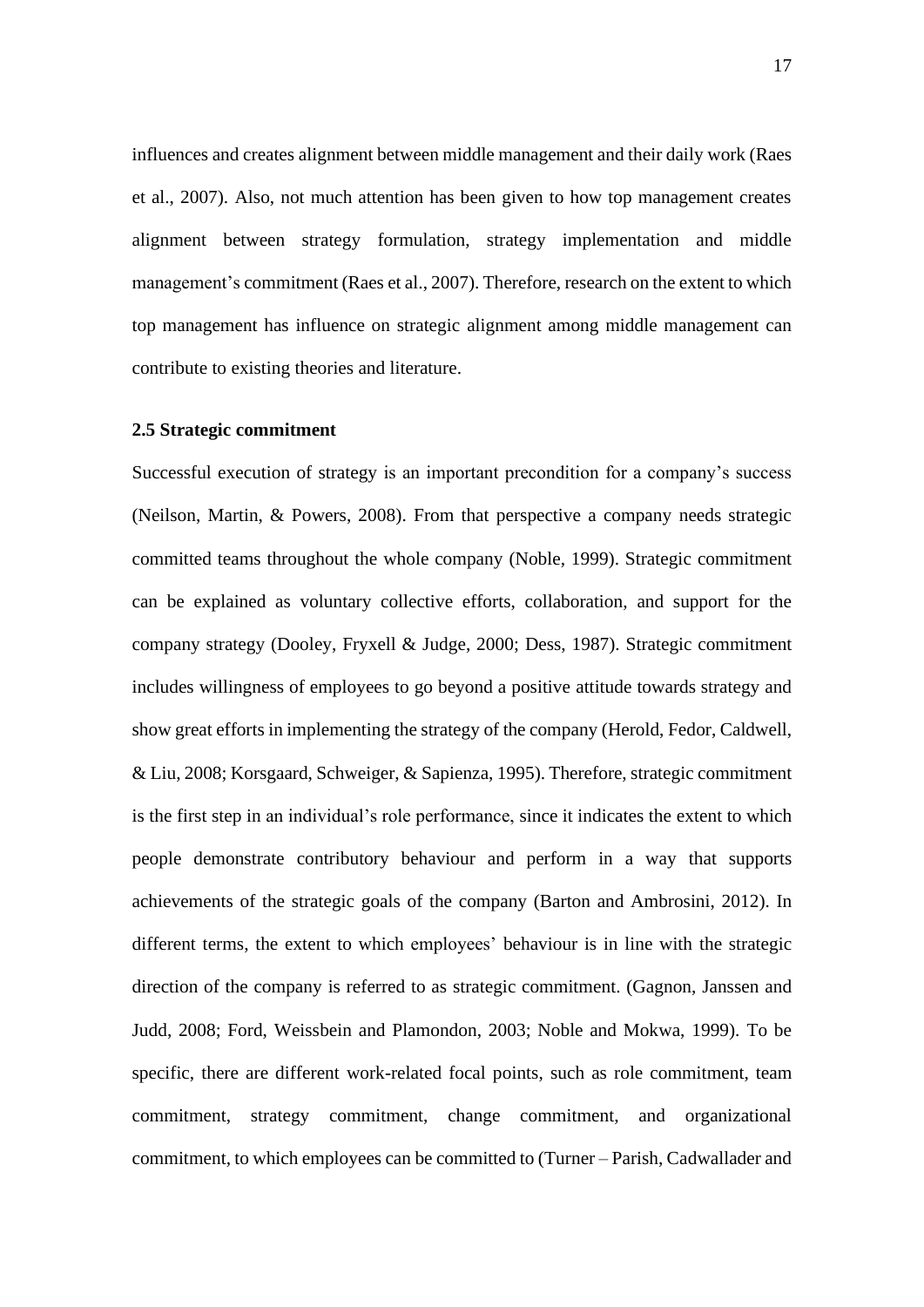influences and creates alignment between middle management and their daily work (Raes et al., 2007). Also, not much attention has been given to how top management creates alignment between strategy formulation, strategy implementation and middle management's commitment (Raes et al., 2007). Therefore, research on the extent to which top management has influence on strategic alignment among middle management can contribute to existing theories and literature.

### 2.5 Strategic commitment

Successful execution of strategy is an important precondition for a company's success (Neilson, Martin, & Powers, 2008). From that perspective a company needs strategic committed teams throughout the whole company (Noble, 1999). Strategic commitment can be explained as voluntary collective efforts, collaboration, and support for the company strategy (Dooley, Fryxell & Judge, 2000; Dess, 1987). Strategic commitment includes willingness of employees to go beyond a positive attitude towards strategy and show great efforts in implementing the strategy of the company (Herold, Fedor, Caldwell, & Liu, 2008; Korsgaard, Schweiger, & Sapienza, 1995). Therefore, strategic commitment is the first step in an individual's role performance, since it indicates the extent to which people demonstrate contributory behaviour and perform in a way that supports achievements of the strategic goals of the company (Barton and Ambrosini, 2012). In different terms, the extent to which employees' behaviour is in line with the strategic direction of the company is referred to as strategic commitment. (Gagnon, Janssen and Judd, 2008; Ford, Weissbein and Plamondon, 2003; Noble and Mokwa, 1999). To be specific, there are different work-related focal points, such as role commitment, team commitment, strategy commitment, change commitment, and organizational commitment, to which employees can be committed to (Turner – Parish, Cadwallader and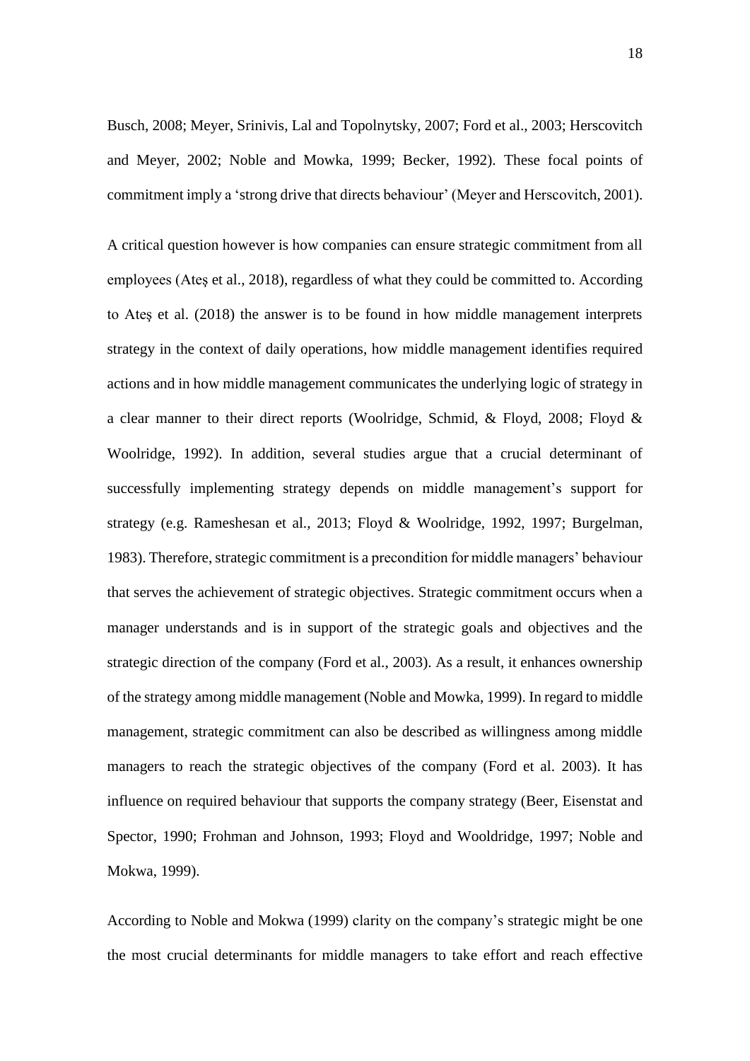Busch, 2008; Meyer, Srinivis, Lal and Topolnytsky, 2007; Ford et al., 2003; Herscovitch and Meyer, 2002; Noble and Mowka, 1999; Becker, 1992). These focal points of commitment imply a 'strong drive that directs behaviour' (Meyer and Herscovitch, 2001).

A critical question however is how companies can ensure strategic commitment from all employees (Ateş et al., 2018), regardless of what they could be committed to. According to Ateş et al. (2018) the answer is to be found in how middle management interprets strategy in the context of daily operations, how middle management identifies required actions and in how middle management communicates the underlying logic of strategy in a clear manner to their direct reports (Woolridge, Schmid, & Floyd, 2008; Floyd & Woolridge, 1992). In addition, several studies argue that a crucial determinant of successfully implementing strategy depends on middle management's support for strategy (e.g. Rameshesan et al., 2013; Floyd & Woolridge, 1992, 1997; Burgelman, 1983). Therefore, strategic commitment is a precondition for middle managers' behaviour that serves the achievement of strategic objectives. Strategic commitment occurs when a manager understands and is in support of the strategic goals and objectives and the strategic direction of the company (Ford et al., 2003). As a result, it enhances ownership of the strategy among middle management (Noble and Mowka, 1999). In regard to middle management, strategic commitment can also be described as willingness among middle managers to reach the strategic objectives of the company (Ford et al. 2003). It has influence on required behaviour that supports the company strategy (Beer, Eisenstat and Spector, 1990; Frohman and Johnson, 1993; Floyd and Wooldridge, 1997; Noble and Mokwa, 1999).

According to Noble and Mokwa (1999) clarity on the company's strategic might be one the most crucial determinants for middle managers to take effort and reach effective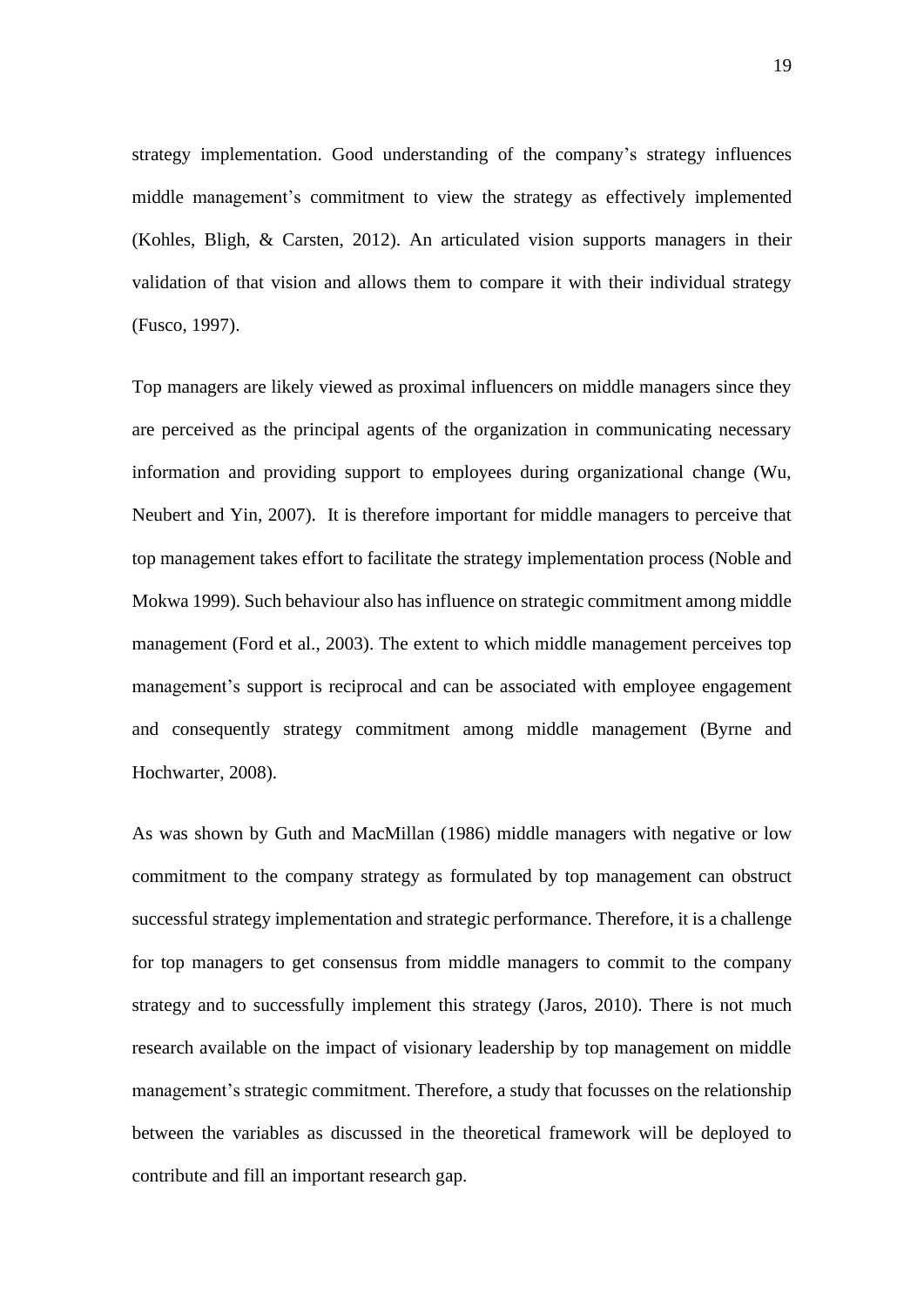strategy implementation. Good understanding of the company's strategy influences middle management's commitment to view the strategy as effectively implemented (Kohles, Bligh, & Carsten, 2012). An articulated vision supports managers in their validation of that vision and allows them to compare it with their individual strategy (Fusco, 1997).

Top managers are likely viewed as proximal influencers on middle managers since they are perceived as the principal agents of the organization in communicating necessary information and providing support to employees during organizational change (Wu, Neubert and Yin, 2007). It is therefore important for middle managers to perceive that top management takes effort to facilitate the strategy implementation process (Noble and Mokwa 1999). Such behaviour also has influence on strategic commitment among middle management (Ford et al., 2003). The extent to which middle management perceives top management's support is reciprocal and can be associated with employee engagement and consequently strategy commitment among middle management (Byrne and Hochwarter, 2008).

As was shown by Guth and MacMillan (1986) middle managers with negative or low commitment to the company strategy as formulated by top management can obstruct successful strategy implementation and strategic performance. Therefore, it is a challenge for top managers to get consensus from middle managers to commit to the company strategy and to successfully implement this strategy (Jaros, 2010). There is not much research available on the impact of visionary leadership by top management on middle management's strategic commitment. Therefore, a study that focusses on the relationship between the variables as discussed in the theoretical framework will be deployed to contribute and fill an important research gap.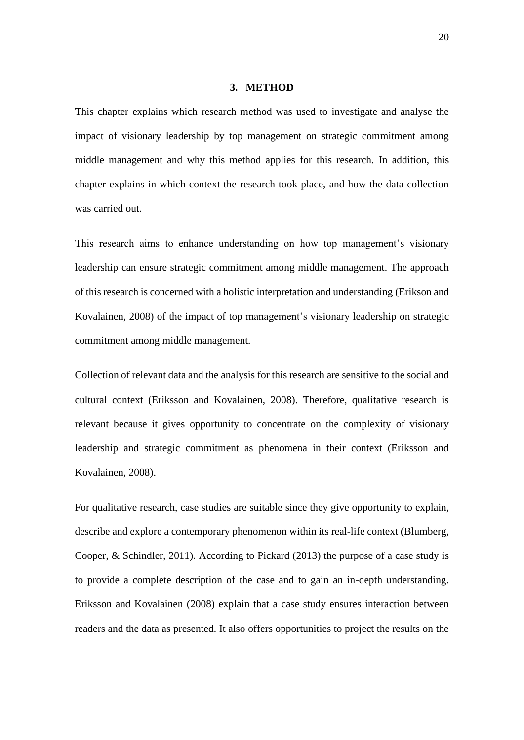# 3. METHOD

This chapter explains which research method was used to investigate and analyse the impact of visionary leadership by top management on strategic commitment among middle management and why this method applies for this research. In addition, this chapter explains in which context the research took place, and how the data collection was carried out.

This research aims to enhance understanding on how top management's visionary leadership can ensure strategic commitment among middle management. The approach of this research is concerned with a holistic interpretation and understanding (Erikson and Kovalainen, 2008) of the impact of top management's visionary leadership on strategic commitment among middle management.

Collection of relevant data and the analysis for this research are sensitive to the social and cultural context (Eriksson and Kovalainen, 2008). Therefore, qualitative research is relevant because it gives opportunity to concentrate on the complexity of visionary leadership and strategic commitment as phenomena in their context (Eriksson and Kovalainen, 2008).

For qualitative research, case studies are suitable since they give opportunity to explain, describe and explore a contemporary phenomenon within its real-life context (Blumberg, Cooper, & Schindler, 2011). According to Pickard (2013) the purpose of a case study is to provide a complete description of the case and to gain an in-depth understanding. Eriksson and Kovalainen (2008) explain that a case study ensures interaction between readers and the data as presented. It also offers opportunities to project the results on the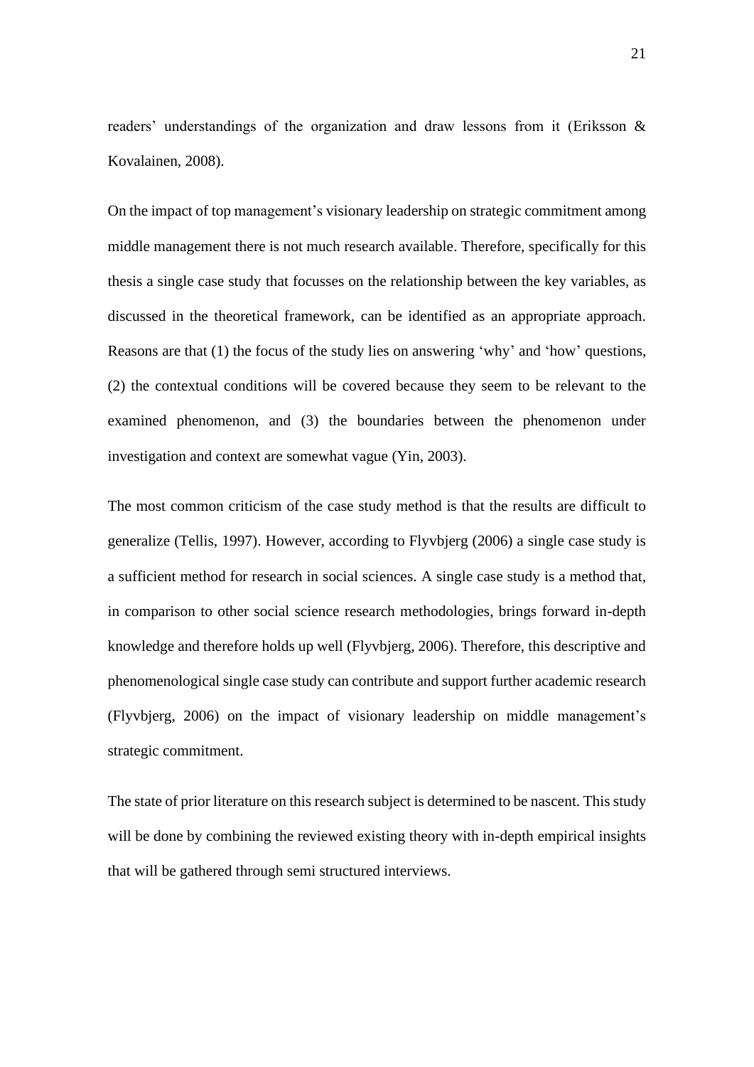readers' understandings of the organization and draw lessons from it (Eriksson & Kovalainen, 2008).

On the impact of top management's visionary leadership on strategic commitment among middle management there is not much research available. Therefore, specifically for this thesis a single case study that focusses on the relationship between the key variables, as discussed in the theoretical framework, can be identified as an appropriate approach. Reasons are that (1) the focus of the study lies on answering 'why' and 'how' questions, (2) the contextual conditions will be covered because they seem to be relevant to the examined phenomenon, and (3) the boundaries between the phenomenon under investigation and context are somewhat vague (Yin, 2003).

The most common criticism of the case study method is that the results are difficult to generalize (Tellis, 1997). However, according to Flyvbjerg (2006) a single case study is a sufficient method for research in social sciences. A single case study is a method that, in comparison to other social science research methodologies, brings forward in-depth knowledge and therefore holds up well (Flyvbjerg, 2006). Therefore, this descriptive and phenomenological single case study can contribute and support further academic research (Flyvbjerg, 2006) on the impact of visionary leadership on middle management's strategic commitment.

The state of prior literature on this research subject is determined to be nascent. This study will be done by combining the reviewed existing theory with in-depth empirical insights that will be gathered through semi structured interviews.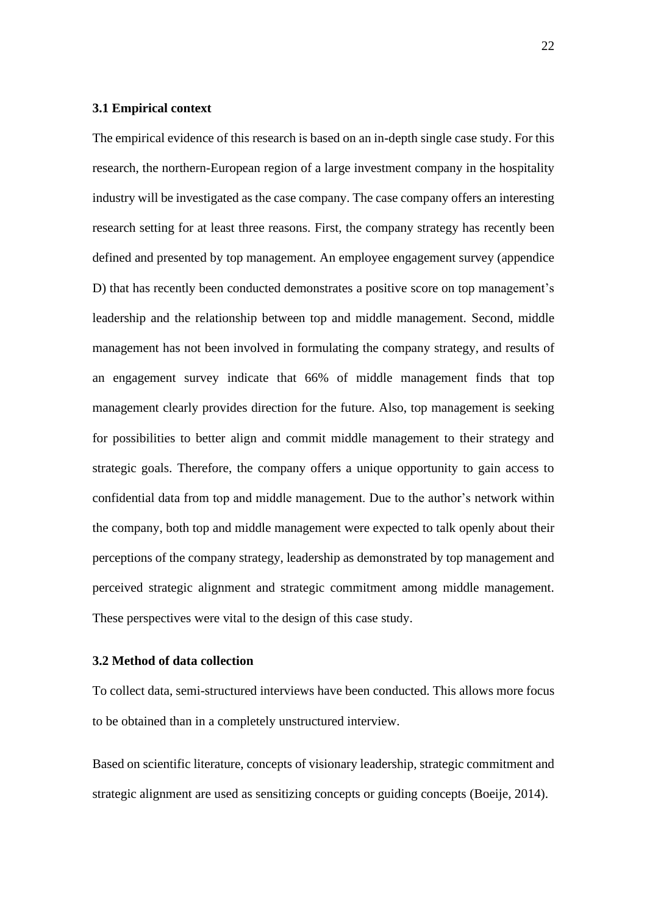### 3.1 Empirical context

The empirical evidence of this research is based on an in-depth single case study. For this research, the northern-European region of a large investment company in the hospitality industry will be investigated as the case company. The case company offers an interesting research setting for at least three reasons. First, the company strategy has recently been defined and presented by top management. An employee engagement survey (appendice D) that has recently been conducted demonstrates a positive score on top management's leadership and the relationship between top and middle management. Second, middle management has not been involved in formulating the company strategy, and results of an engagement survey indicate that 66% of middle management finds that top management clearly provides direction for the future. Also, top management is seeking for possibilities to better align and commit middle management to their strategy and strategic goals. Therefore, the company offers a unique opportunity to gain access to confidential data from top and middle management. Due to the author's network within the company, both top and middle management were expected to talk openly about their perceptions of the company strategy, leadership as demonstrated by top management and perceived strategic alignment and strategic commitment among middle management. These perspectives were vital to the design of this case study.

### 3.2 Method of data collection

To collect data, semi-structured interviews have been conducted. This allows more focus to be obtained than in a completely unstructured interview.

Based on scientific literature, concepts of visionary leadership, strategic commitment and strategic alignment are used as sensitizing concepts or guiding concepts (Boeije, 2014).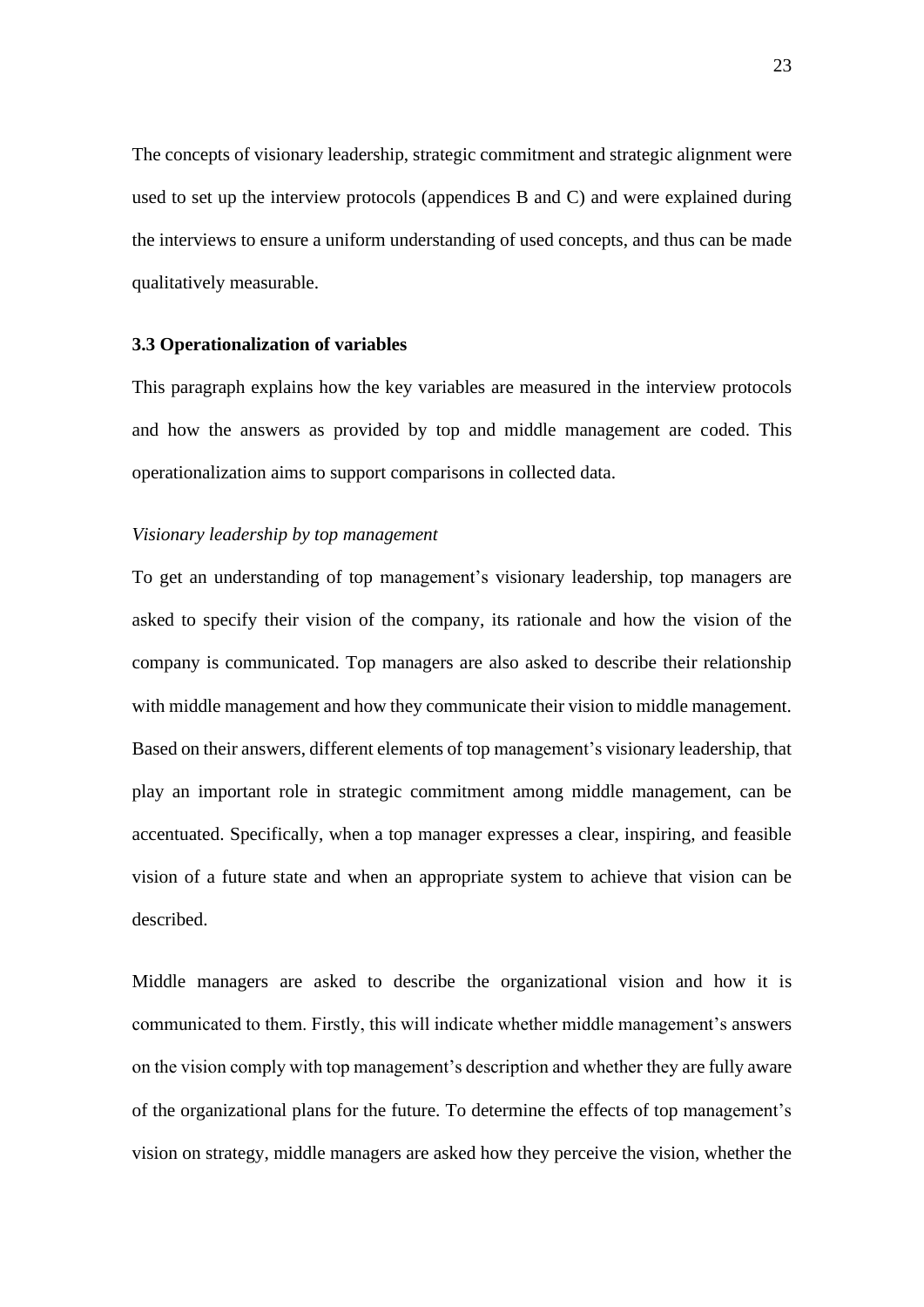The concepts of visionary leadership, strategic commitment and strategic alignment were used to set up the interview protocols (appendices B and C) and were explained during the interviews to ensure a uniform understanding of used concepts, and thus can be made qualitatively measurable.

### 3.3 Operationalization of variables

This paragraph explains how the key variables are measured in the interview protocols and how the answers as provided by top and middle management are coded. This operationalization aims to support comparisons in collected data.

*Visionary leadership by top management*

To get an understanding of top management's visionary leadership, top managers are asked to specify their vision of the company, its rationale and how the vision of the company is communicated. Top managers are also asked to describe their relationship with middle management and how they communicate their vision to middle management. Based on their answers, different elements of top management's visionary leadership, that play an important role in strategic commitment among middle management, can be accentuated. Specifically, when a top manager expresses a clear, inspiring, and feasible vision of a future state and when an appropriate system to achieve that vision can be described.

Middle managers are asked to describe the organizational vision and how it is communicated to them. Firstly, this will indicate whether middle management's answers on the vision comply with top management's description and whether they are fully aware of the organizational plans for the future. To determine the effects of top management's vision on strategy, middle managers are asked how they perceive the vision, whether the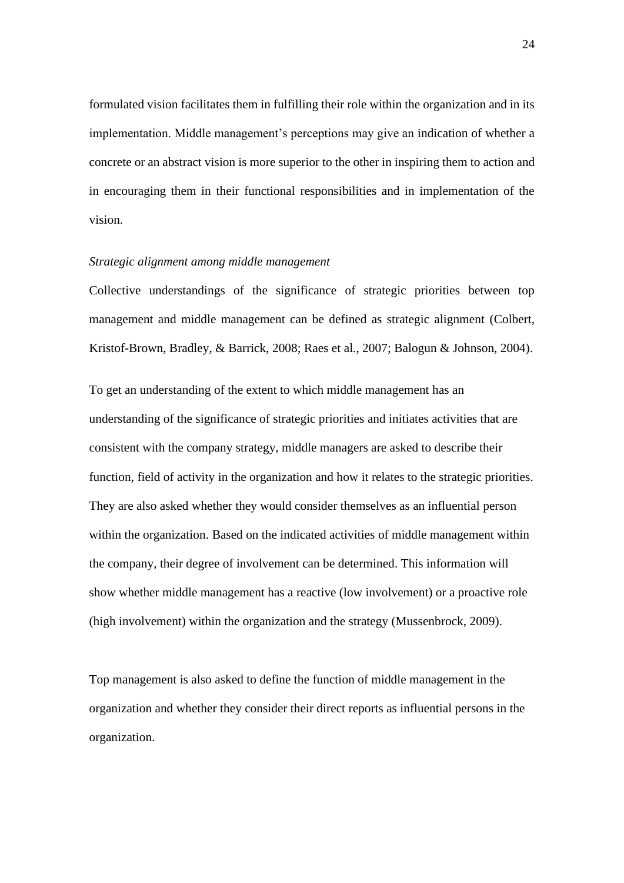formulated vision facilitates them in fulfilling their role within the organization and in its implementation. Middle management's perceptions may give an indication of whether a concrete or an abstract vision is more superior to the other in inspiring them to action and in encouraging them in their functional responsibilities and in implementation of the vision.

*Strategic alignment among middle management*

Collective understandings of the significance of strategic priorities between top management and middle management can be defined as strategic alignment (Colbert, Kristof-Brown, Bradley, & Barrick, 2008; Raes et al., 2007; Balogun & Johnson, 2004).

To get an understanding of the extent to which middle management has an understanding of the significance of strategic priorities and initiates activities that are consistent with the company strategy, middle managers are asked to describe their function, field of activity in the organization and how it relates to the strategic priorities. They are also asked whether they would consider themselves as an influential person within the organization. Based on the indicated activities of middle management within the company, their degree of involvement can be determined. This information will show whether middle management has a reactive (low involvement) or a proactive role (high involvement) within the organization and the strategy (Mussenbrock, 2009).

Top management is also asked to define the function of middle management in the organization and whether they consider their direct reports as influential persons in the organization.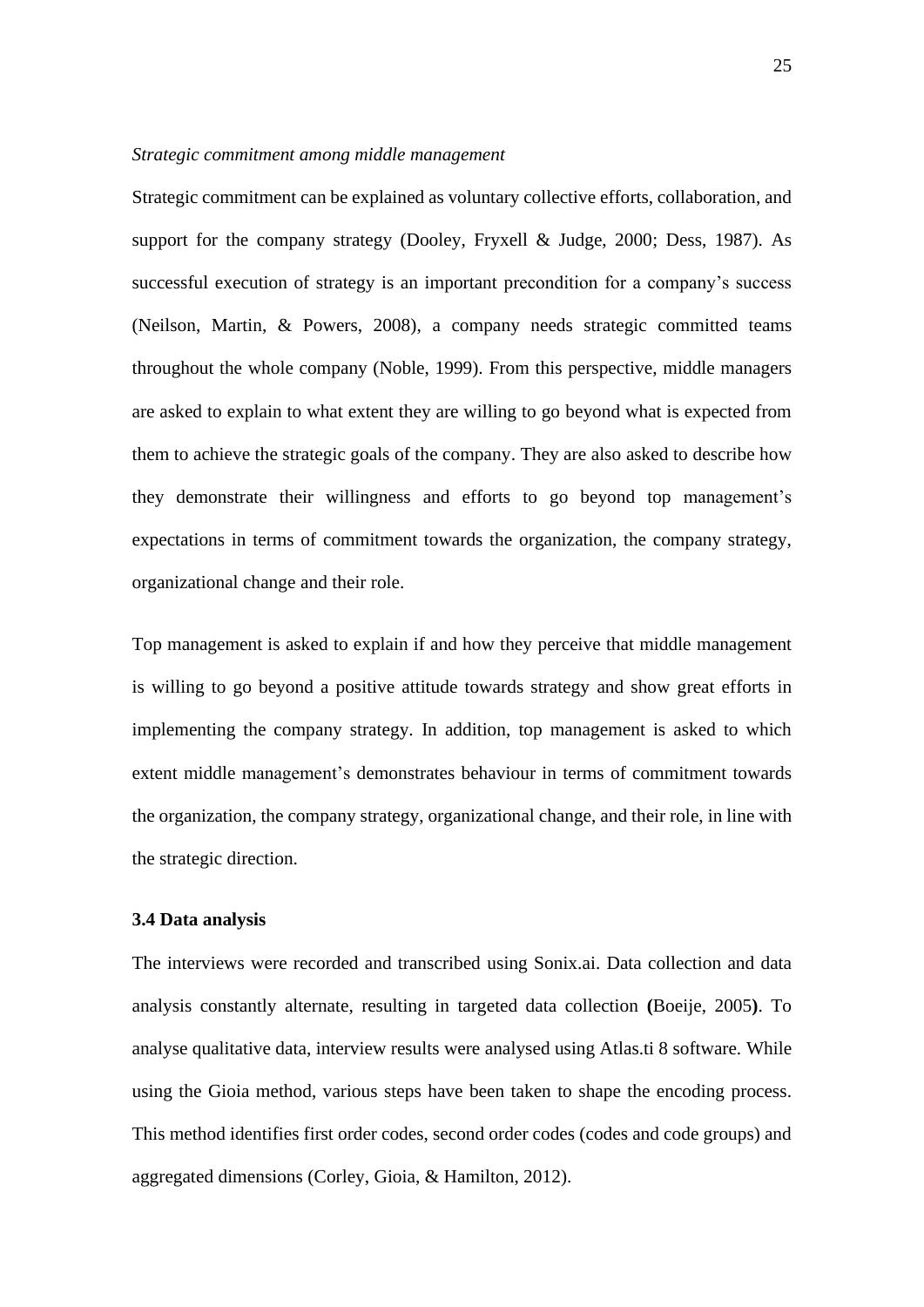*Strategic commitment among middle management*

Strategic commitment can be explained as voluntary collective efforts, collaboration, and support for the company strategy (Dooley, Fryxell & Judge, 2000; Dess, 1987). As successful execution of strategy is an important precondition for a company's success (Neilson, Martin, & Powers, 2008), a company needs strategic committed teams throughout the whole company (Noble, 1999). From this perspective, middle managers are asked to explain to what extent they are willing to go beyond what is expected from them to achieve the strategic goals of the company. They are also asked to describe how they demonstrate their willingness and efforts to go beyond top management's expectations in terms of commitment towards the organization, the company strategy, organizational change and their role.

Top management is asked to explain if and how they perceive that middle management is willing to go beyond a positive attitude towards strategy and show great efforts in implementing the company strategy. In addition, top management is asked to which extent middle management's demonstrates behaviour in terms of commitment towards the organization, the company strategy, organizational change, and their role, in line with the strategic direction.

### 3.4 Data analysis

The interviews were recorded and transcribed using Sonix.ai. Data collection and data analysis constantly alternate, resulting in targeted data collection **(**Boeije, 2005**)**. To analyse qualitative data, interview results were analysed using Atlas.ti 8 software. While using the Gioia method, various steps have been taken to shape the encoding process. This method identifies first order codes, second order codes (codes and code groups) and aggregated dimensions (Corley, Gioia, & Hamilton, 2012).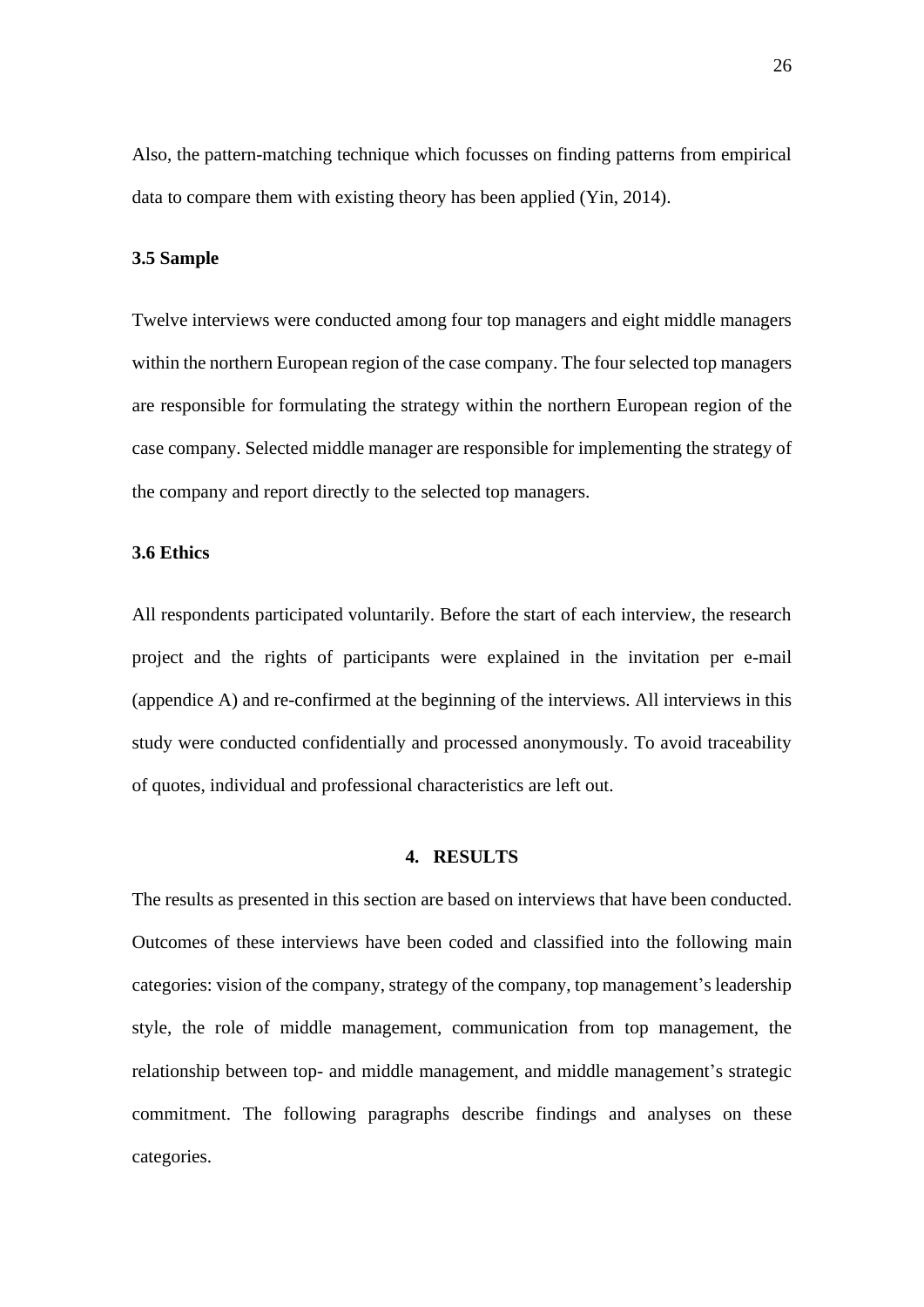Also, the pattern-matching technique which focusses on finding patterns from empirical data to compare them with existing theory has been applied (Yin, 2014).

### 3.5 Sample

Twelve interviews were conducted among four top managers and eight middle managers within the northern European region of the case company. The four selected top managers are responsible for formulating the strategy within the northern European region of the case company. Selected middle manager are responsible for implementing the strategy of the company and report directly to the selected top managers.

### 3.6 Ethics

All respondents participated voluntarily. Before the start of each interview, the research project and the rights of participants were explained in the invitation per e-mail (appendice A) and re-confirmed at the beginning of the interviews. All interviews in this study were conducted confidentially and processed anonymously. To avoid traceability of quotes, individual and professional characteristics are left out.

## 4. RESULTS

The results as presented in this section are based on interviews that have been conducted. Outcomes of these interviews have been coded and classified into the following main categories: vision of the company, strategy of the company, top management's leadership style, the role of middle management, communication from top management, the relationship between top- and middle management, and middle management's strategic commitment. The following paragraphs describe findings and analyses on these categories.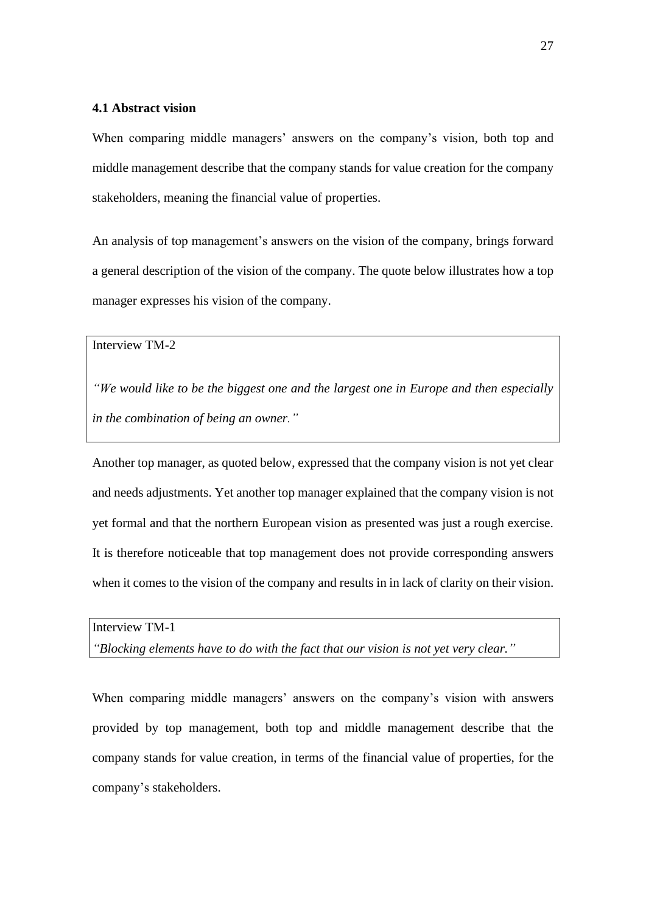### 4.1 Abstract vision

When comparing middle managers' answers on the company's vision, both top and middle management describe that the company stands for value creation for the company stakeholders, meaning the financial value of properties.

An analysis of top management's answers on the vision of the company, brings forward a general description of the vision of the company. The quote below illustrates how a top manager expresses his vision of the company.

> Interview TM-2
>
> *"We would like to be the biggest one and the largest one in Europe and then especially in the combination of being an owner."*

Another top manager, as quoted below, expressed that the company vision is not yet clear and needs adjustments. Yet another top manager explained that the company vision is not yet formal and that the northern European vision as presented was just a rough exercise. It is therefore noticeable that top management does not provide corresponding answers when it comes to the vision of the company and results in in lack of clarity on their vision.

> Interview TM-1
>
> *"Blocking elements have to do with the fact that our vision is not yet very clear."*

When comparing middle managers' answers on the company's vision with answers provided by top management, both top and middle management describe that the company stands for value creation, in terms of the financial value of properties, for the company's stakeholders.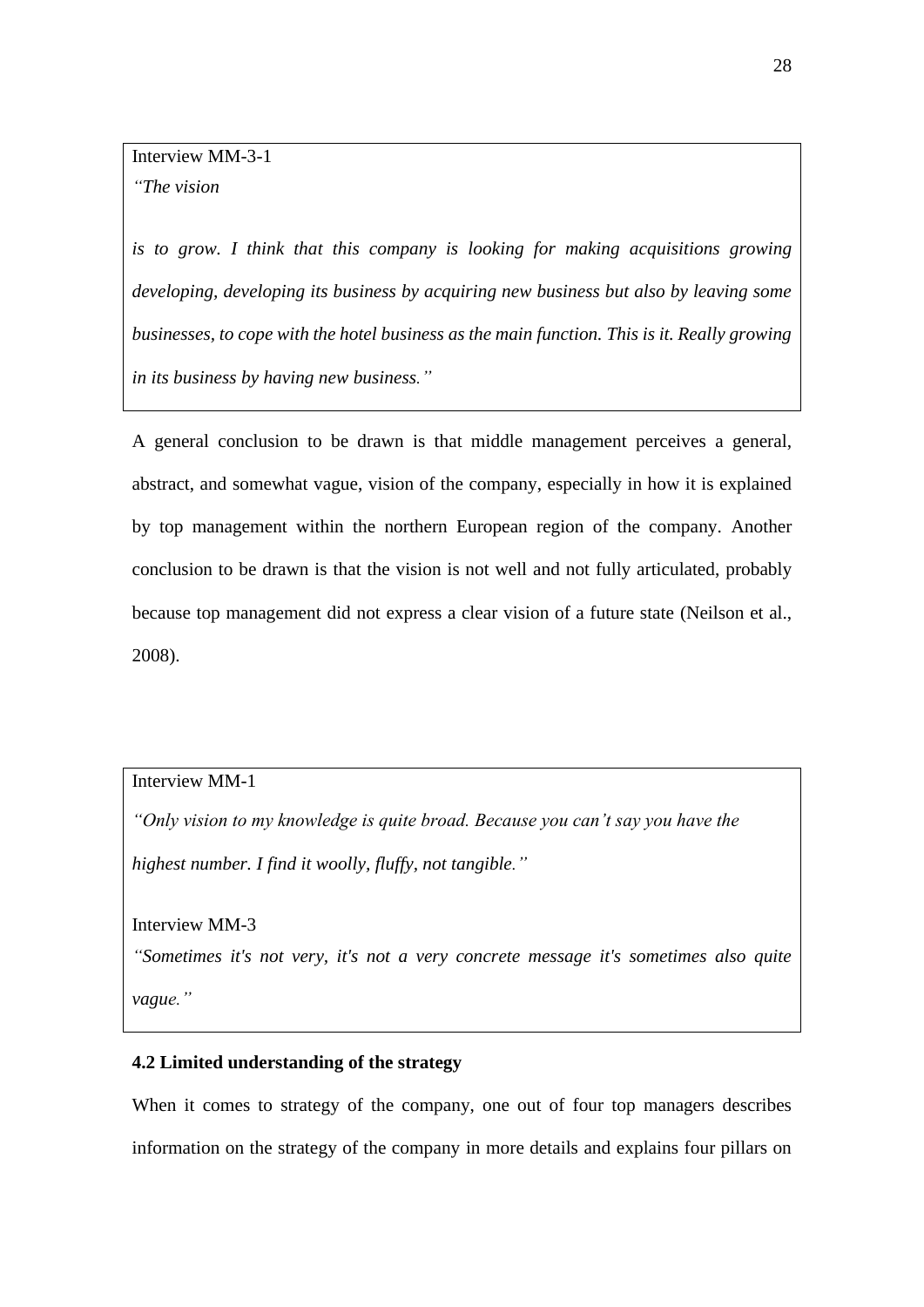Interview MM-3-1

*"The vision*

*is to grow. I think that this company is looking for making acquisitions growing developing, developing its business by acquiring new business but also by leaving some businesses, to cope with the hotel business as the main function. This is it. Really growing in its business by having new business."*

A general conclusion to be drawn is that middle management perceives a general, abstract, and somewhat vague, vision of the company, especially in how it is explained by top management within the northern European region of the company. Another conclusion to be drawn is that the vision is not well and not fully articulated, probably because top management did not express a clear vision of a future state (Neilson et al., 2008).

Interview MM-1

*"Only vision to my knowledge is quite broad. Because you can't say you have the highest number. I find it woolly, fluffy, not tangible."*

Interview MM-3

*"Sometimes it's not very, it's not a very concrete message it's sometimes also quite vague."*

### 4.2 Limited understanding of the strategy

When it comes to strategy of the company, one out of four top managers describes information on the strategy of the company in more details and explains four pillars on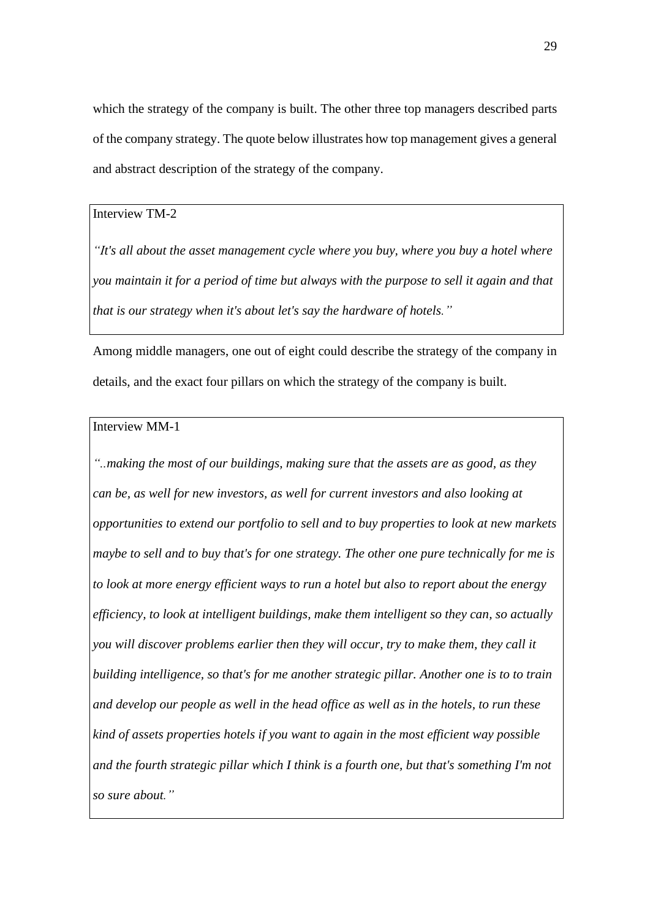which the strategy of the company is built. The other three top managers described parts of the company strategy. The quote below illustrates how top management gives a general and abstract description of the strategy of the company.

> Interview TM-2
>
> *"It's all about the asset management cycle where you buy, where you buy a hotel where you maintain it for a period of time but always with the purpose to sell it again and that that is our strategy when it's about let's say the hardware of hotels."*

Among middle managers, one out of eight could describe the strategy of the company in details, and the exact four pillars on which the strategy of the company is built.

> Interview MM-1
>
> *"..making the most of our buildings, making sure that the assets are as good, as they can be, as well for new investors, as well for current investors and also looking at opportunities to extend our portfolio to sell and to buy properties to look at new markets maybe to sell and to buy that's for one strategy. The other one pure technically for me is to look at more energy efficient ways to run a hotel but also to report about the energy efficiency, to look at intelligent buildings, make them intelligent so they can, so actually you will discover problems earlier then they will occur, try to make them, they call it building intelligence, so that's for me another strategic pillar. Another one is to to train and develop our people as well in the head office as well as in the hotels, to run these kind of assets properties hotels if you want to again in the most efficient way possible and the fourth strategic pillar which I think is a fourth one, but that's something I'm not so sure about."*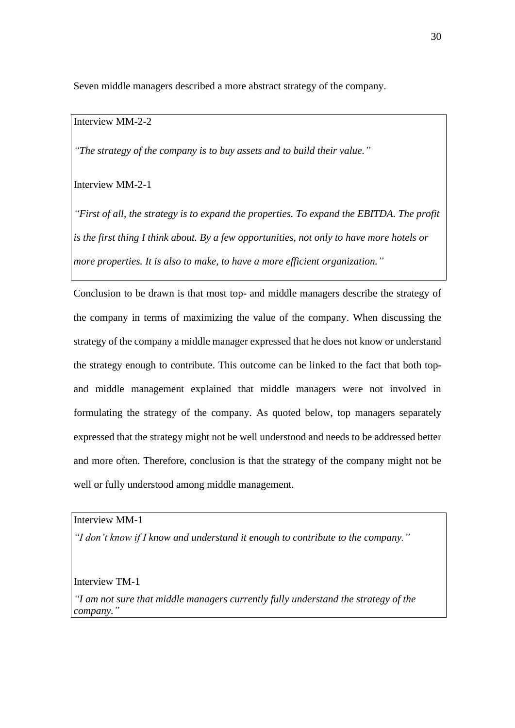Seven middle managers described a more abstract strategy of the company.

Interview MM-2-2

*"The strategy of the company is to buy assets and to build their value."*

Interview MM-2-1

*"First of all, the strategy is to expand the properties. To expand the EBITDA. The profit is the first thing I think about. By a few opportunities, not only to have more hotels or more properties. It is also to make, to have a more efficient organization."*

Conclusion to be drawn is that most top- and middle managers describe the strategy of the company in terms of maximizing the value of the company. When discussing the strategy of the company a middle manager expressed that he does not know or understand the strategy enough to contribute. This outcome can be linked to the fact that both top- and middle management explained that middle managers were not involved in formulating the strategy of the company. As quoted below, top managers separately expressed that the strategy might not be well understood and needs to be addressed better and more often. Therefore, conclusion is that the strategy of the company might not be well or fully understood among middle management.

Interview MM-1

*"I don't know if I know and understand it enough to contribute to the company."*

Interview TM-1

*"I am not sure that middle managers currently fully understand the strategy of the company."*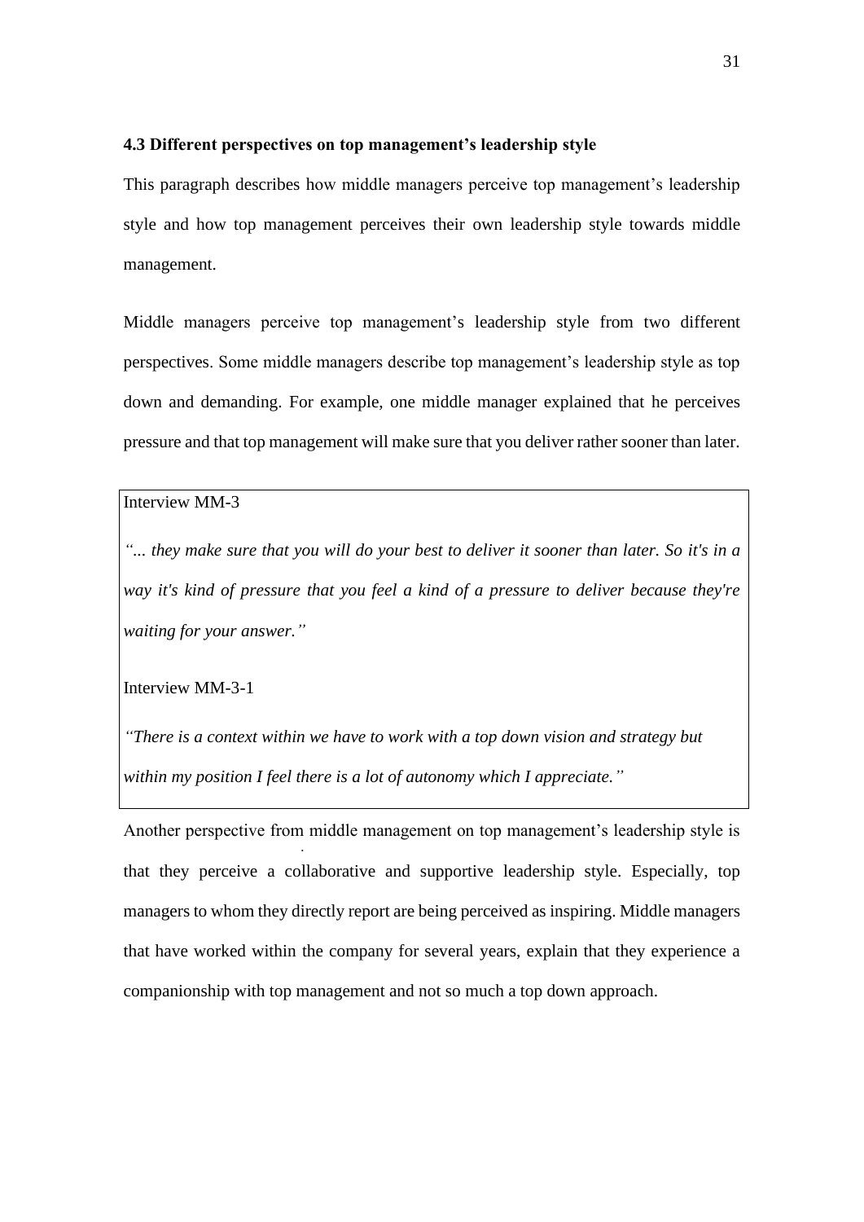### 4.3 Different perspectives on top management's leadership style

This paragraph describes how middle managers perceive top management's leadership style and how top management perceives their own leadership style towards middle management.

Middle managers perceive top management's leadership style from two different perspectives. Some middle managers describe top management's leadership style as top down and demanding. For example, one middle manager explained that he perceives pressure and that top management will make sure that you deliver rather sooner than later.

> Interview MM-3
>
> *"... they make sure that you will do your best to deliver it sooner than later. So it's in a way it's kind of pressure that you feel a kind of a pressure to deliver because they're waiting for your answer."*
>
> Interview MM-3-1
>
> *"There is a context within we have to work with a top down vision and strategy but within my position I feel there is a lot of autonomy which I appreciate."*

Another perspective from middle management on top management's leadership style is that they perceive a collaborative and supportive leadership style. Especially, top managers to whom they directly report are being perceived as inspiring. Middle managers that have worked within the company for several years, explain that they experience a companionship with top management and not so much a top down approach.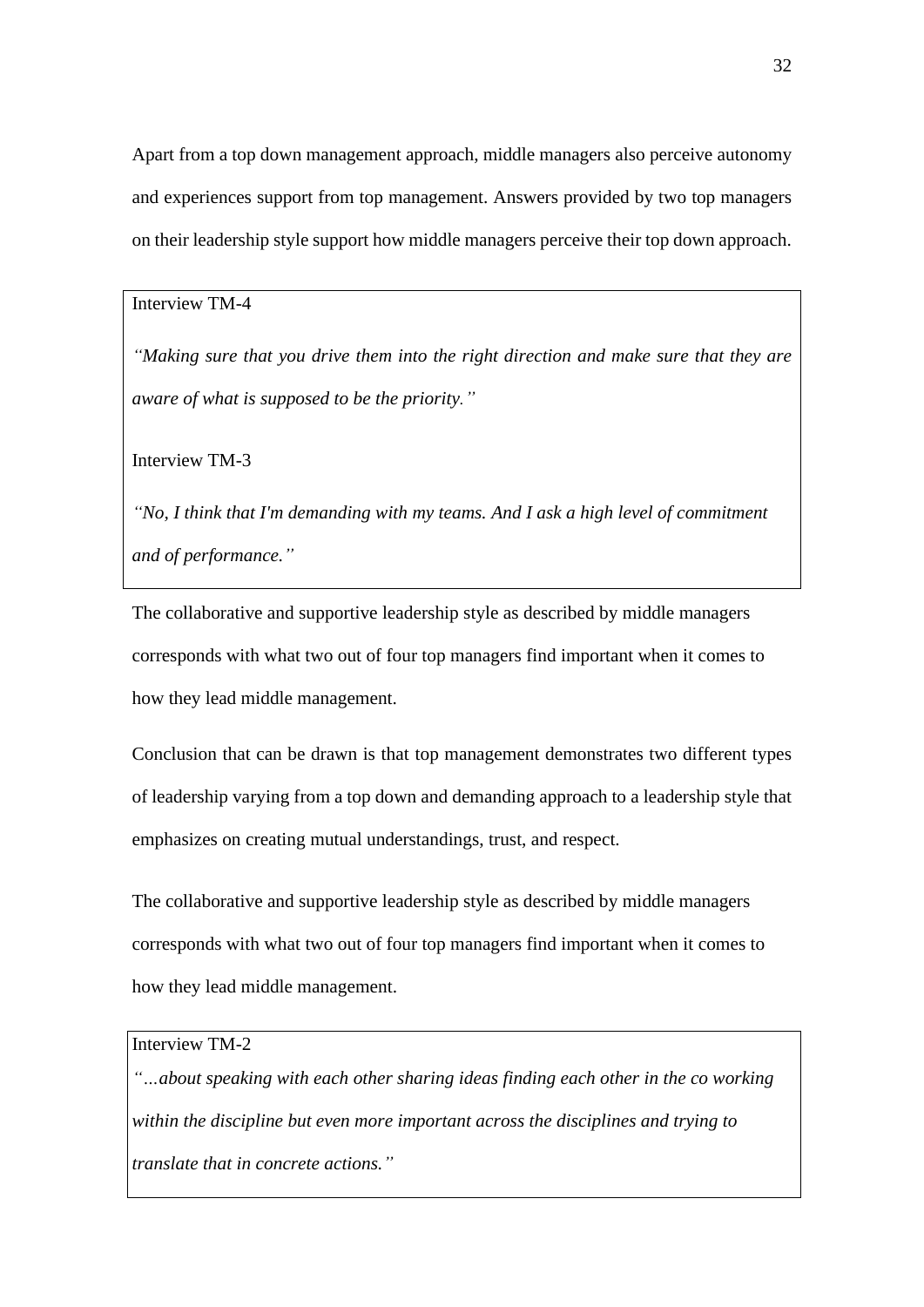Apart from a top down management approach, middle managers also perceive autonomy and experiences support from top management. Answers provided by two top managers on their leadership style support how middle managers perceive their top down approach.

Interview TM-4

*"Making sure that you drive them into the right direction and make sure that they are aware of what is supposed to be the priority."*

Interview TM-3

*"No, I think that I'm demanding with my teams. And I ask a high level of commitment and of performance."*

The collaborative and supportive leadership style as described by middle managers corresponds with what two out of four top managers find important when it comes to how they lead middle management.

Conclusion that can be drawn is that top management demonstrates two different types of leadership varying from a top down and demanding approach to a leadership style that emphasizes on creating mutual understandings, trust, and respect.

The collaborative and supportive leadership style as described by middle managers corresponds with what two out of four top managers find important when it comes to how they lead middle management.

Interview TM-2

*"…about speaking with each other sharing ideas finding each other in the co working within the discipline but even more important across the disciplines and trying to translate that in concrete actions."*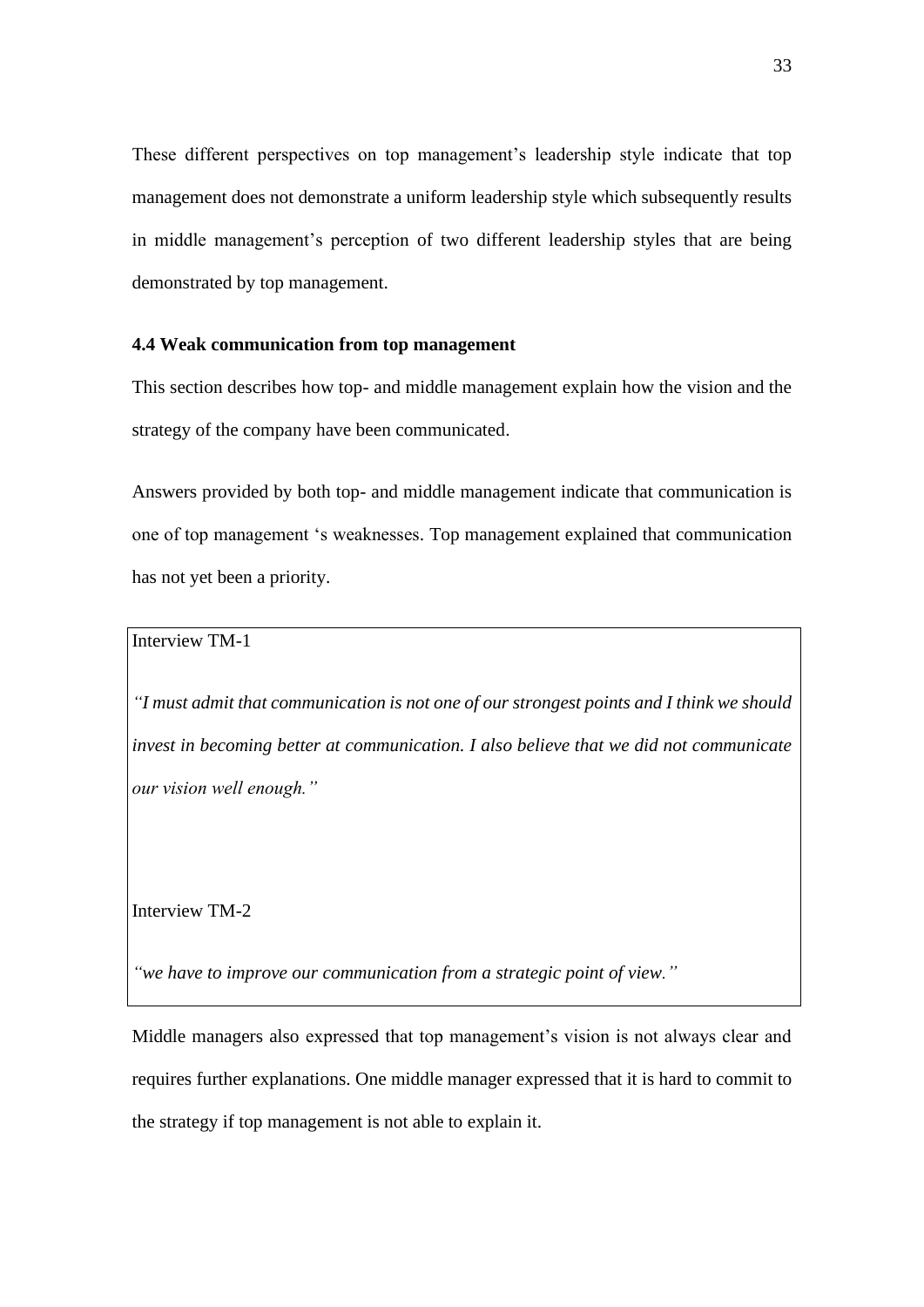These different perspectives on top management's leadership style indicate that top management does not demonstrate a uniform leadership style which subsequently results in middle management's perception of two different leadership styles that are being demonstrated by top management.

### 4.4 Weak communication from top management

This section describes how top- and middle management explain how the vision and the strategy of the company have been communicated.

Answers provided by both top- and middle management indicate that communication is one of top management 's weaknesses. Top management explained that communication has not yet been a priority.

Interview TM-1

*"I must admit that communication is not one of our strongest points and I think we should invest in becoming better at communication. I also believe that we did not communicate our vision well enough."*

Interview TM-2

*"we have to improve our communication from a strategic point of view."*

Middle managers also expressed that top management's vision is not always clear and requires further explanations. One middle manager expressed that it is hard to commit to the strategy if top management is not able to explain it.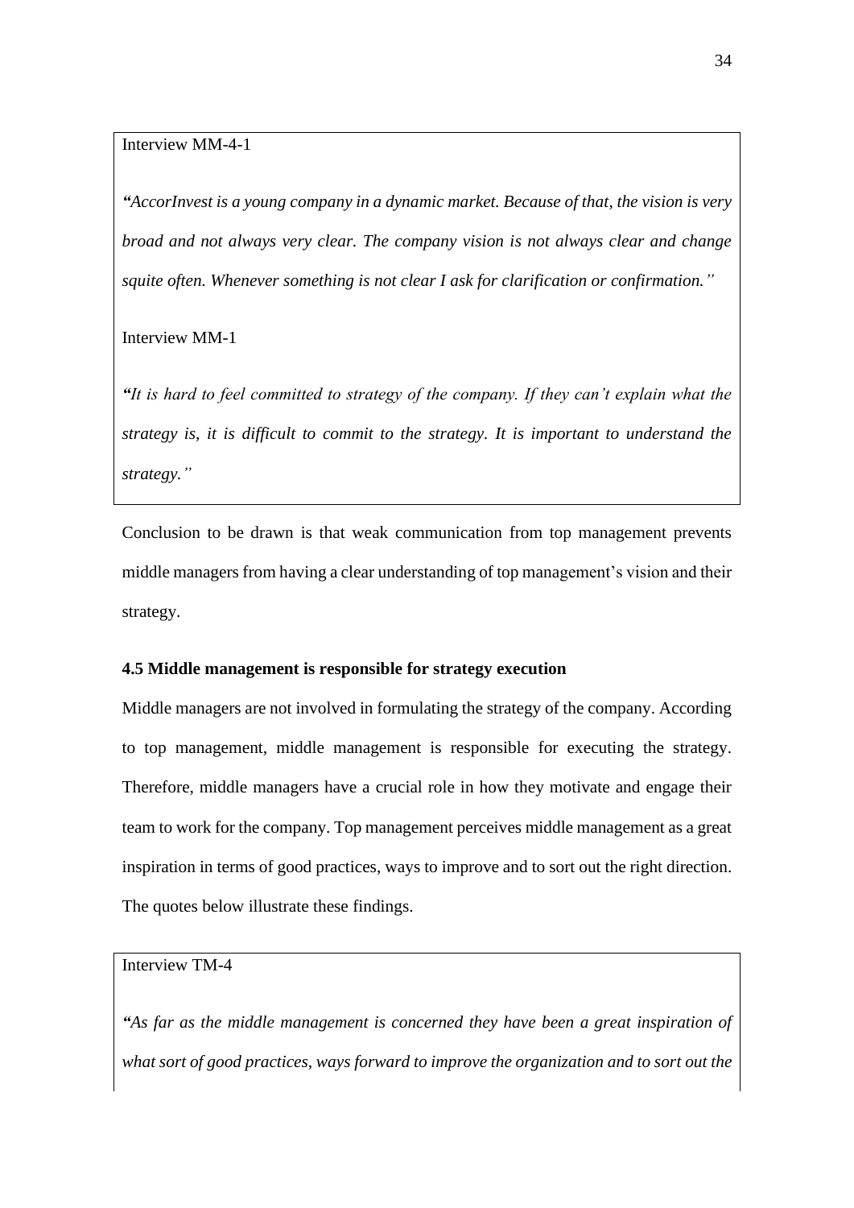Interview MM-4-1

*"AccorInvest is a young company in a dynamic market. Because of that, the vision is very broad and not always very clear. The company vision is not always clear and change squite often. Whenever something is not clear I ask for clarification or confirmation."*

Interview MM-1

*"It is hard to feel committed to strategy of the company. If they can't explain what the strategy is, it is difficult to commit to the strategy. It is important to understand the strategy."*

Conclusion to be drawn is that weak communication from top management prevents middle managers from having a clear understanding of top management's vision and their strategy.

### 4.5 Middle management is responsible for strategy execution

Middle managers are not involved in formulating the strategy of the company. According to top management, middle management is responsible for executing the strategy. Therefore, middle managers have a crucial role in how they motivate and engage their team to work for the company. Top management perceives middle management as a great inspiration in terms of good practices, ways to improve and to sort out the right direction. The quotes below illustrate these findings.

Interview TM-4

*"As far as the middle management is concerned they have been a great inspiration of what sort of good practices, ways forward to improve the organization and to sort out the*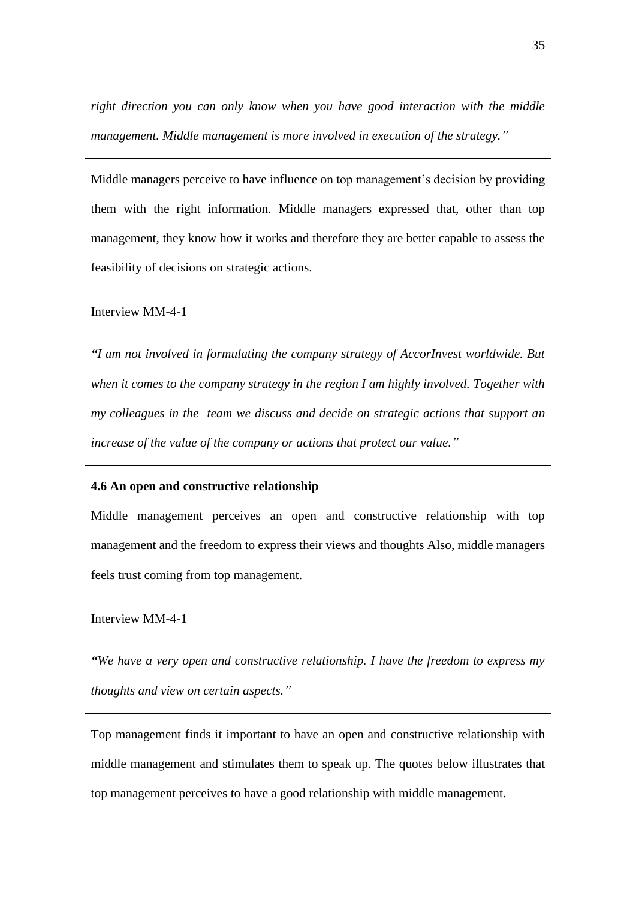*right direction you can only know when you have good interaction with the middle management. Middle management is more involved in execution of the strategy."*

Middle managers perceive to have influence on top management's decision by providing them with the right information. Middle managers expressed that, other than top management, they know how it works and therefore they are better capable to assess the feasibility of decisions on strategic actions.

Interview MM-4-1

*"I am not involved in formulating the company strategy of AccorInvest worldwide. But when it comes to the company strategy in the region I am highly involved. Together with my colleagues in the team we discuss and decide on strategic actions that support an increase of the value of the company or actions that protect our value."*

**4.6 An open and constructive relationship**

Middle management perceives an open and constructive relationship with top management and the freedom to express their views and thoughts Also, middle managers feels trust coming from top management.

Interview MM-4-1

*"We have a very open and constructive relationship. I have the freedom to express my thoughts and view on certain aspects."*

Top management finds it important to have an open and constructive relationship with middle management and stimulates them to speak up. The quotes below illustrates that top management perceives to have a good relationship with middle management.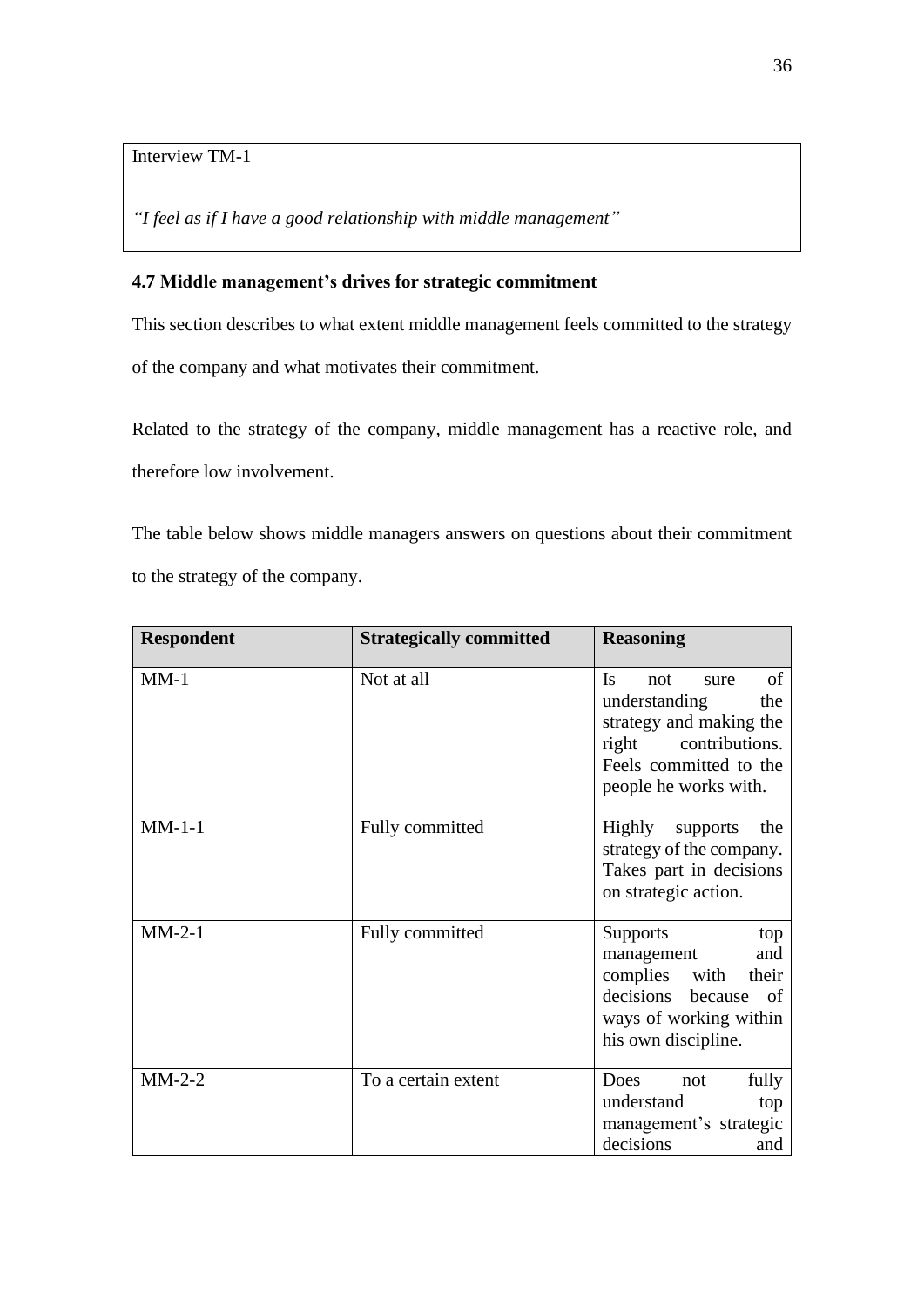Interview TM-1

*"I feel as if I have a good relationship with middle management"*

### 4.7 Middle management's drives for strategic commitment

This section describes to what extent middle management feels committed to the strategy of the company and what motivates their commitment.

Related to the strategy of the company, middle management has a reactive role, and therefore low involvement.

The table below shows middle managers answers on questions about their commitment to the strategy of the company.

| Respondent | Strategically committed | Reasoning |
|---|---|---|
| MM-1 | Not at all | Is not sure of understanding the strategy and making the right contributions. Feels committed to the people he works with. |
| MM-1-1 | Fully committed | Highly supports the strategy of the company. Takes part in decisions on strategic action. |
| MM-2-1 | Fully committed | Supports top management and complies with their decisions because of ways of working within his own discipline. |
| MM-2-2 | To a certain extent | Does not fully understand top management's strategic decisions and |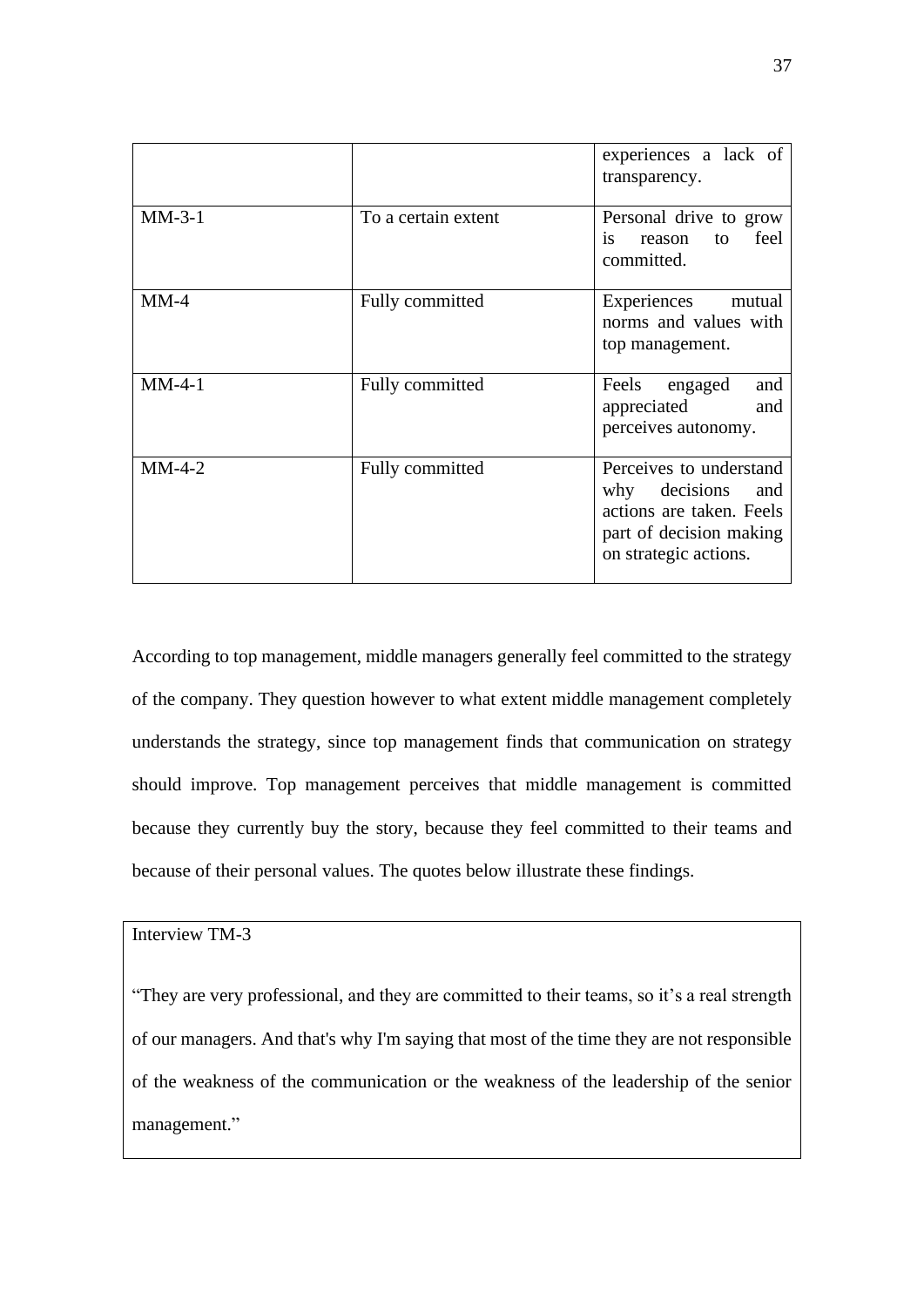| | | |
|---|---|---|
| | | experiences a lack of transparency. |
| MM-3-1 | To a certain extent | Personal drive to grow is reason to feel committed. |
| MM-4 | Fully committed | Experiences mutual norms and values with top management. |
| MM-4-1 | Fully committed | Feels engaged and appreciated and perceives autonomy. |
| MM-4-2 | Fully committed | Perceives to understand why decisions and actions are taken. Feels part of decision making on strategic actions. |

According to top management, middle managers generally feel committed to the strategy of the company. They question however to what extent middle management completely understands the strategy, since top management finds that communication on strategy should improve. Top management perceives that middle management is committed because they currently buy the story, because they feel committed to their teams and because of their personal values. The quotes below illustrate these findings.

Interview TM-3

"They are very professional, and they are committed to their teams, so it's a real strength of our managers. And that's why I'm saying that most of the time they are not responsible of the weakness of the communication or the weakness of the leadership of the senior management."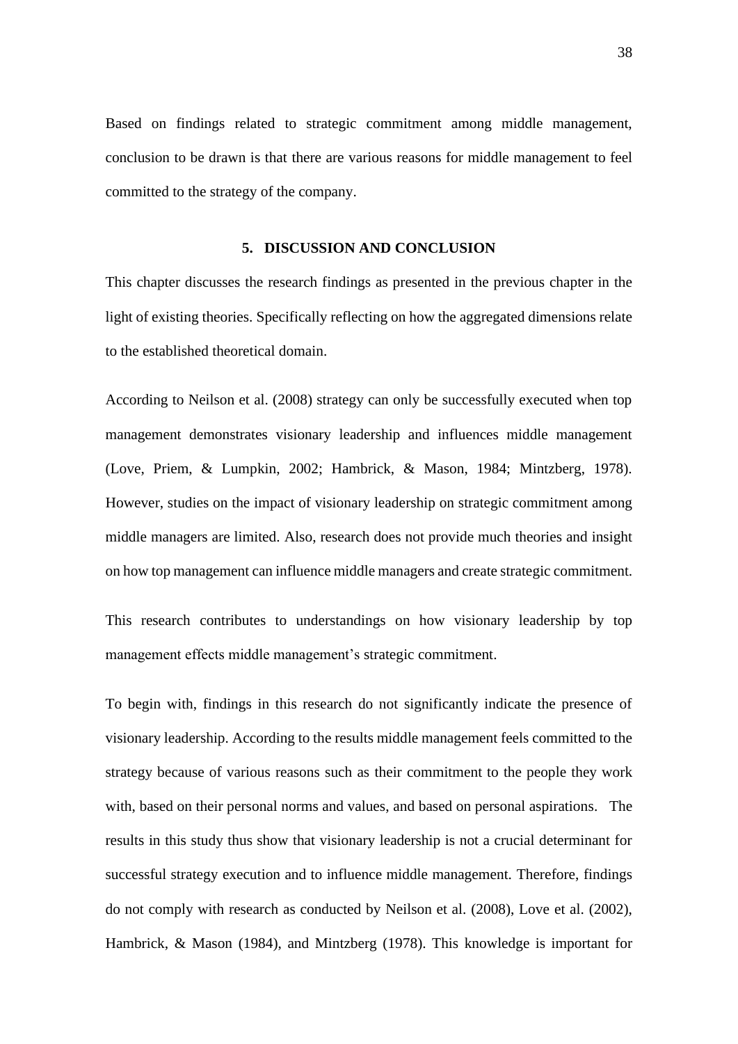Based on findings related to strategic commitment among middle management, conclusion to be drawn is that there are various reasons for middle management to feel committed to the strategy of the company.

# 5. DISCUSSION AND CONCLUSION

This chapter discusses the research findings as presented in the previous chapter in the light of existing theories. Specifically reflecting on how the aggregated dimensions relate to the established theoretical domain.

According to Neilson et al. (2008) strategy can only be successfully executed when top management demonstrates visionary leadership and influences middle management (Love, Priem, & Lumpkin, 2002; Hambrick, & Mason, 1984; Mintzberg, 1978). However, studies on the impact of visionary leadership on strategic commitment among middle managers are limited. Also, research does not provide much theories and insight on how top management can influence middle managers and create strategic commitment.

This research contributes to understandings on how visionary leadership by top management effects middle management's strategic commitment.

To begin with, findings in this research do not significantly indicate the presence of visionary leadership. According to the results middle management feels committed to the strategy because of various reasons such as their commitment to the people they work with, based on their personal norms and values, and based on personal aspirations. The results in this study thus show that visionary leadership is not a crucial determinant for successful strategy execution and to influence middle management. Therefore, findings do not comply with research as conducted by Neilson et al. (2008), Love et al. (2002), Hambrick, & Mason (1984), and Mintzberg (1978). This knowledge is important for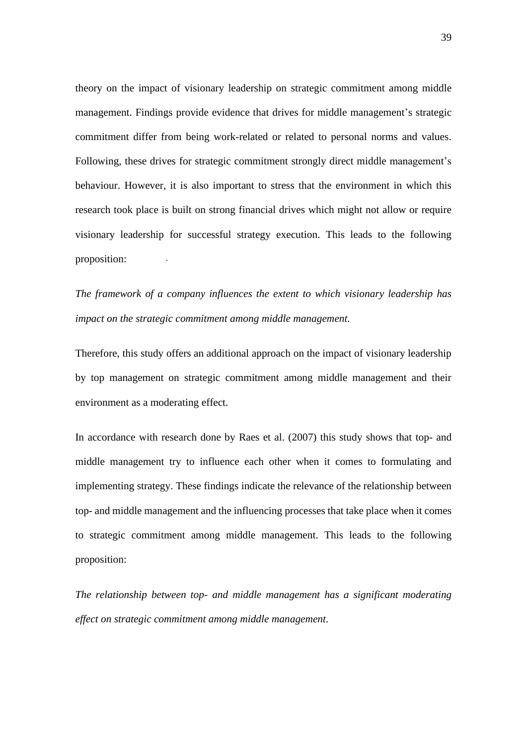theory on the impact of visionary leadership on strategic commitment among middle management. Findings provide evidence that drives for middle management's strategic commitment differ from being work-related or related to personal norms and values. Following, these drives for strategic commitment strongly direct middle management's behaviour. However, it is also important to stress that the environment in which this research took place is built on strong financial drives which might not allow or require visionary leadership for successful strategy execution. This leads to the following proposition:

*The framework of a company influences the extent to which visionary leadership has impact on the strategic commitment among middle management.*

Therefore, this study offers an additional approach on the impact of visionary leadership by top management on strategic commitment among middle management and their environment as a moderating effect.

In accordance with research done by Raes et al. (2007) this study shows that top- and middle management try to influence each other when it comes to formulating and implementing strategy. These findings indicate the relevance of the relationship between top- and middle management and the influencing processes that take place when it comes to strategic commitment among middle management. This leads to the following proposition:

*The relationship between top- and middle management has a significant moderating effect on strategic commitment among middle management.*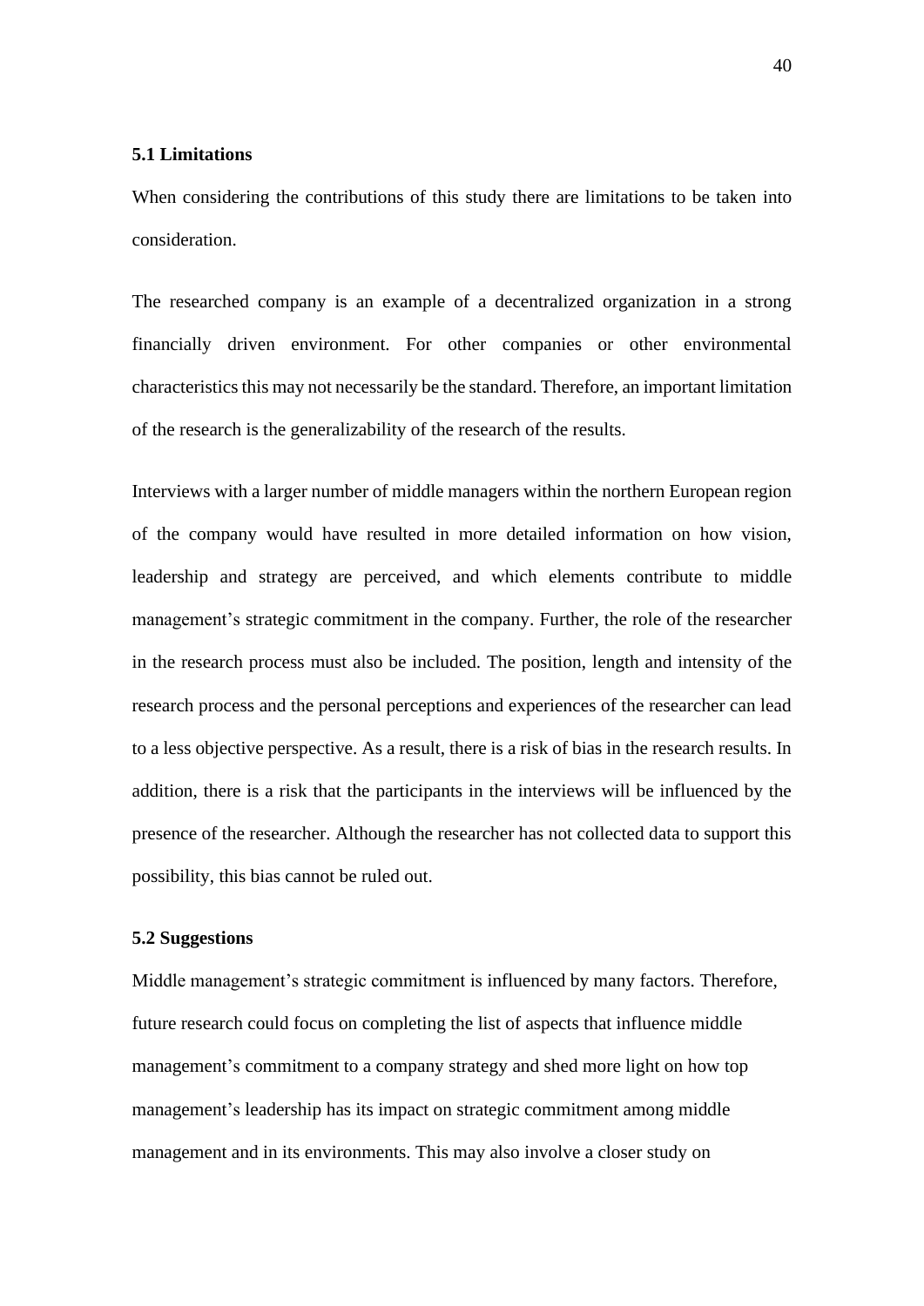### 5.1 Limitations

When considering the contributions of this study there are limitations to be taken into consideration.

The researched company is an example of a decentralized organization in a strong financially driven environment. For other companies or other environmental characteristics this may not necessarily be the standard. Therefore, an important limitation of the research is the generalizability of the research of the results.

Interviews with a larger number of middle managers within the northern European region of the company would have resulted in more detailed information on how vision, leadership and strategy are perceived, and which elements contribute to middle management's strategic commitment in the company. Further, the role of the researcher in the research process must also be included. The position, length and intensity of the research process and the personal perceptions and experiences of the researcher can lead to a less objective perspective. As a result, there is a risk of bias in the research results. In addition, there is a risk that the participants in the interviews will be influenced by the presence of the researcher. Although the researcher has not collected data to support this possibility, this bias cannot be ruled out.

### 5.2 Suggestions

Middle management's strategic commitment is influenced by many factors. Therefore, future research could focus on completing the list of aspects that influence middle management's commitment to a company strategy and shed more light on how top management's leadership has its impact on strategic commitment among middle management and in its environments. This may also involve a closer study on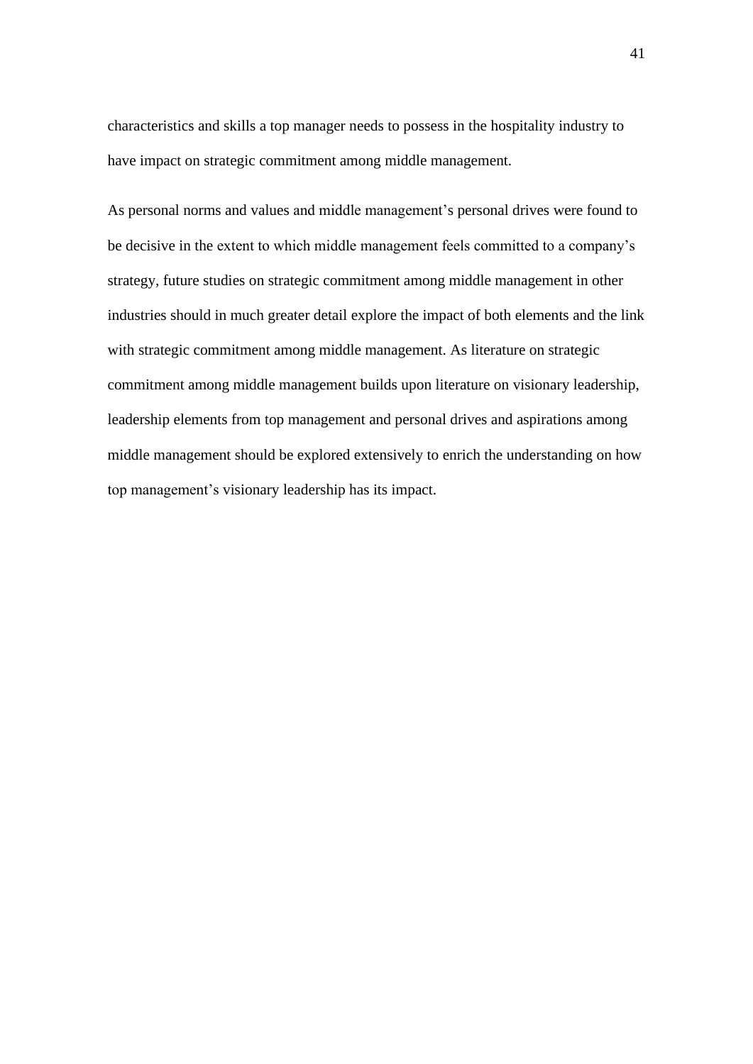characteristics and skills a top manager needs to possess in the hospitality industry to have impact on strategic commitment among middle management.

As personal norms and values and middle management's personal drives were found to be decisive in the extent to which middle management feels committed to a company's strategy, future studies on strategic commitment among middle management in other industries should in much greater detail explore the impact of both elements and the link with strategic commitment among middle management. As literature on strategic commitment among middle management builds upon literature on visionary leadership, leadership elements from top management and personal drives and aspirations among middle management should be explored extensively to enrich the understanding on how top management's visionary leadership has its impact.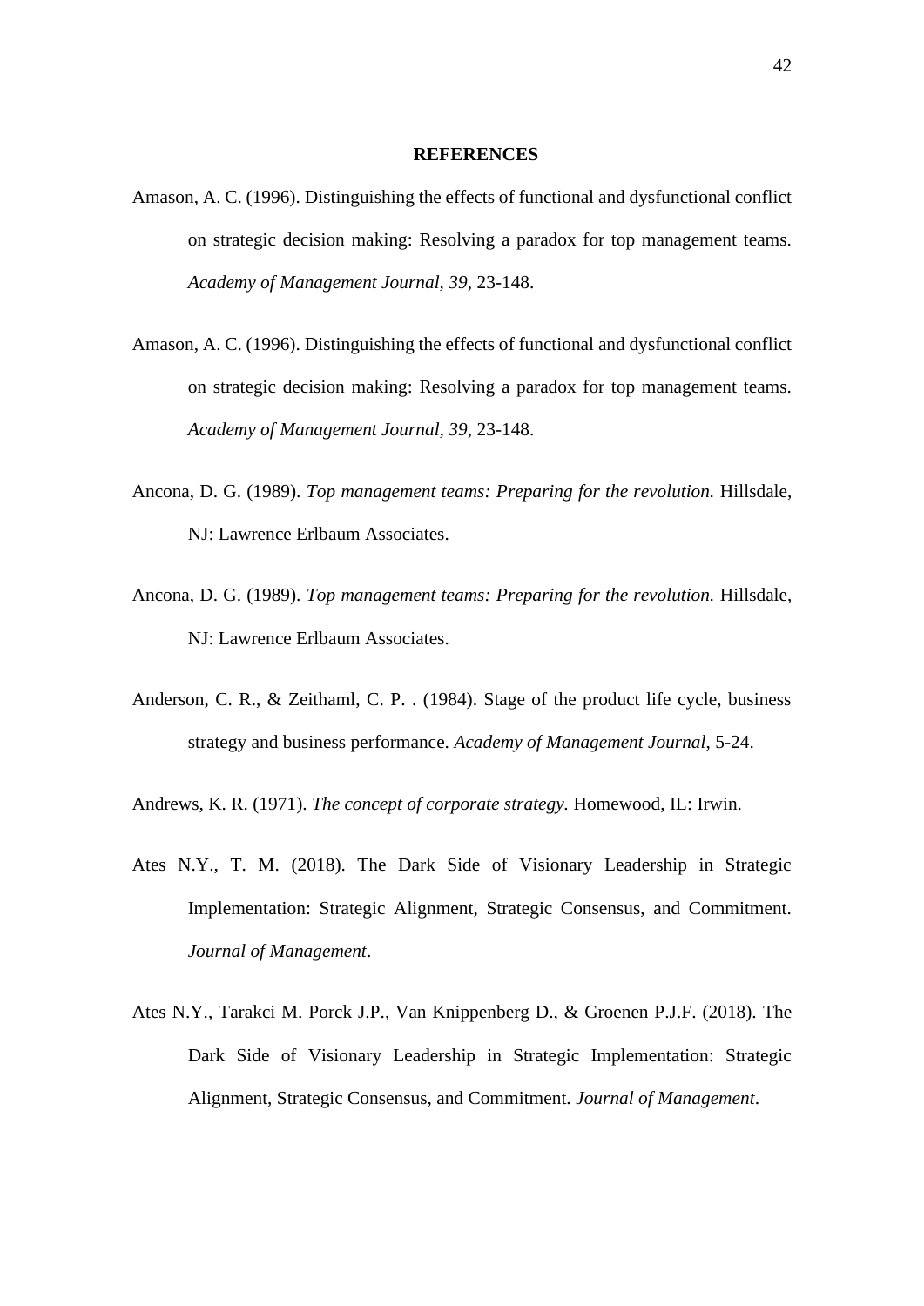# REFERENCES

Amason, A. C. (1996). Distinguishing the effects of functional and dysfunctional conflict on strategic decision making: Resolving a paradox for top management teams. *Academy of Management Journal, 39*, 23-148.

Amason, A. C. (1996). Distinguishing the effects of functional and dysfunctional conflict on strategic decision making: Resolving a paradox for top management teams. *Academy of Management Journal, 39*, 23-148.

Ancona, D. G. (1989). *Top management teams: Preparing for the revolution.* Hillsdale, NJ: Lawrence Erlbaum Associates.

Ancona, D. G. (1989). *Top management teams: Preparing for the revolution.* Hillsdale, NJ: Lawrence Erlbaum Associates.

Anderson, C. R., & Zeithaml, C. P. . (1984). Stage of the product life cycle, business strategy and business performance. *Academy of Management Journal*, 5-24.

Andrews, K. R. (1971). *The concept of corporate strategy.* Homewood, IL: Irwin.

Ates N.Y., T. M. (2018). The Dark Side of Visionary Leadership in Strategic Implementation: Strategic Alignment, Strategic Consensus, and Commitment. *Journal of Management*.

Ates N.Y., Tarakci M. Porck J.P., Van Knippenberg D., & Groenen P.J.F. (2018). The Dark Side of Visionary Leadership in Strategic Implementation: Strategic Alignment, Strategic Consensus, and Commitment. *Journal of Management*.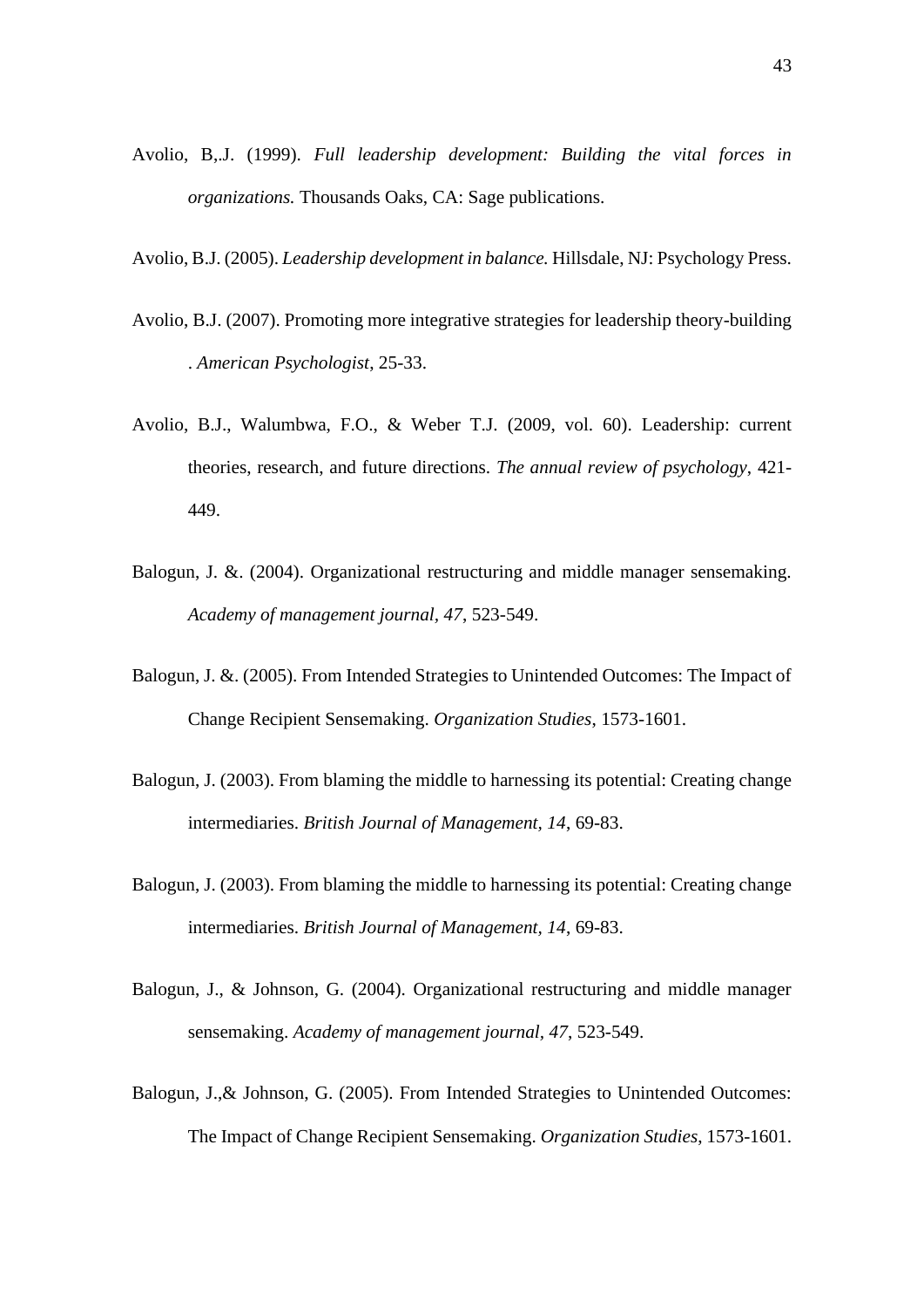Avolio, B,.J. (1999). *Full leadership development: Building the vital forces in organizations.* Thousands Oaks, CA: Sage publications.

Avolio, B.J. (2005). *Leadership development in balance.* Hillsdale, NJ: Psychology Press.

Avolio, B.J. (2007). Promoting more integrative strategies for leadership theory-building . *American Psychologist,* 25-33.

Avolio, B.J., Walumbwa, F.O., & Weber T.J. (2009, vol. 60). Leadership: current theories, research, and future directions. *The annual review of psychology*, 421-449.

Balogun, J. &. (2004). Organizational restructuring and middle manager sensemaking. *Academy of management journal*, *47*, 523-549.

Balogun, J. &. (2005). From Intended Strategies to Unintended Outcomes: The Impact of Change Recipient Sensemaking. *Organization Studies*, 1573-1601.

Balogun, J. (2003). From blaming the middle to harnessing its potential: Creating change intermediaries. *British Journal of Management, 14*, 69-83.

Balogun, J. (2003). From blaming the middle to harnessing its potential: Creating change intermediaries. *British Journal of Management, 14*, 69-83.

Balogun, J., & Johnson, G. (2004). Organizational restructuring and middle manager sensemaking. *Academy of management journal*, *47*, 523-549.

Balogun, J.,& Johnson, G. (2005). From Intended Strategies to Unintended Outcomes: The Impact of Change Recipient Sensemaking. *Organization Studies*, 1573-1601.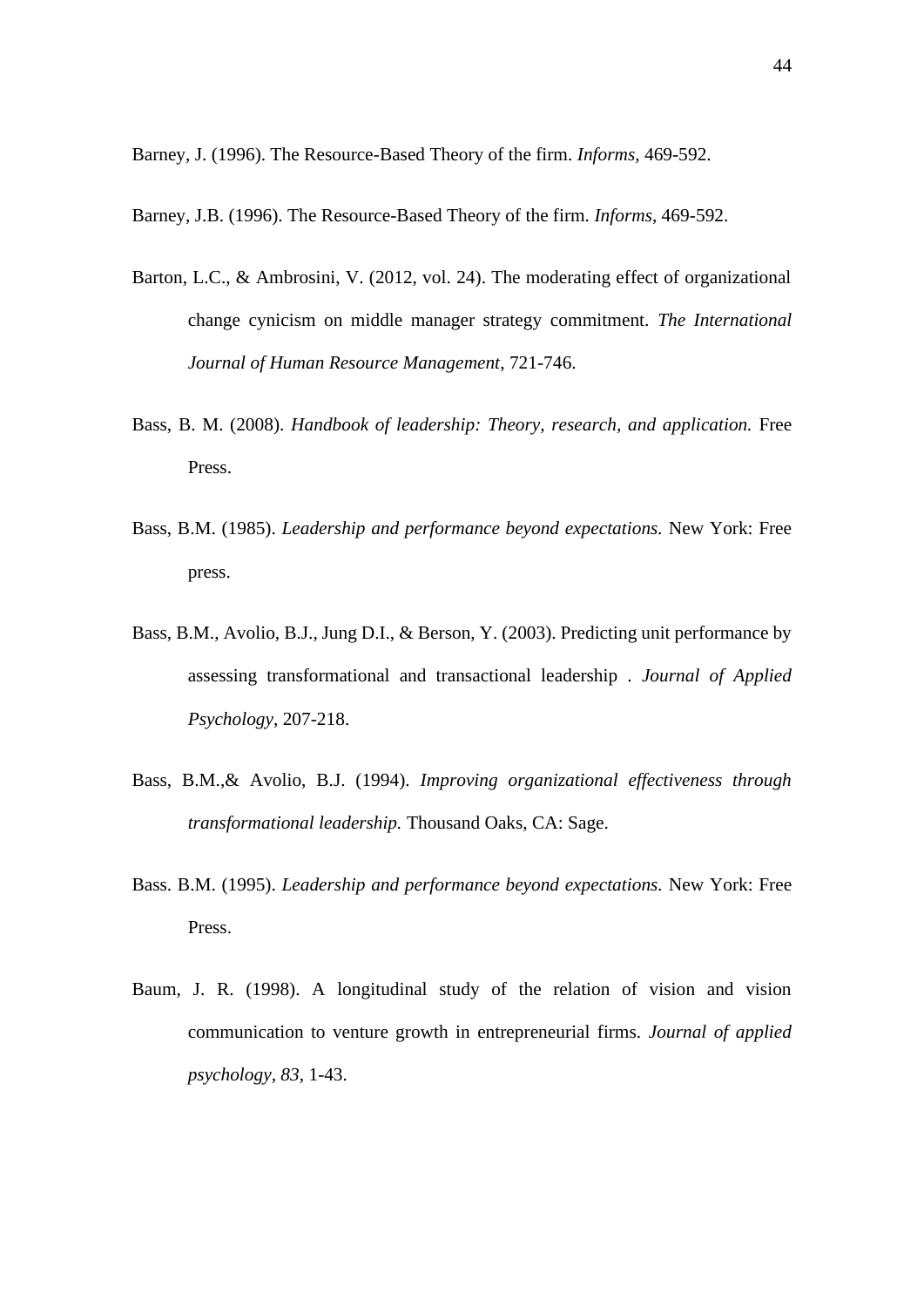Barney, J. (1996). The Resource-Based Theory of the firm. *Informs*, 469-592.

Barney, J.B. (1996). The Resource-Based Theory of the firm. *Informs*, 469-592.

Barton, L.C., & Ambrosini, V. (2012, vol. 24). The moderating effect of organizational change cynicism on middle manager strategy commitment. *The International Journal of Human Resource Management*, 721-746.

Bass, B. M. (2008). *Handbook of leadership: Theory, research, and application.* Free Press.

Bass, B.M. (1985). *Leadership and performance beyond expectations.* New York: Free press.

Bass, B.M., Avolio, B.J., Jung D.I., & Berson, Y. (2003). Predicting unit performance by assessing transformational and transactional leadership . *Journal of Applied Psychology*, 207-218.

Bass, B.M.,& Avolio, B.J. (1994). *Improving organizational effectiveness through transformational leadership.* Thousand Oaks, CA: Sage.

Bass. B.M. (1995). *Leadership and performance beyond expectations.* New York: Free Press.

Baum, J. R. (1998). A longitudinal study of the relation of vision and vision communication to venture growth in entrepreneurial firms. *Journal of applied psychology, 83*, 1-43.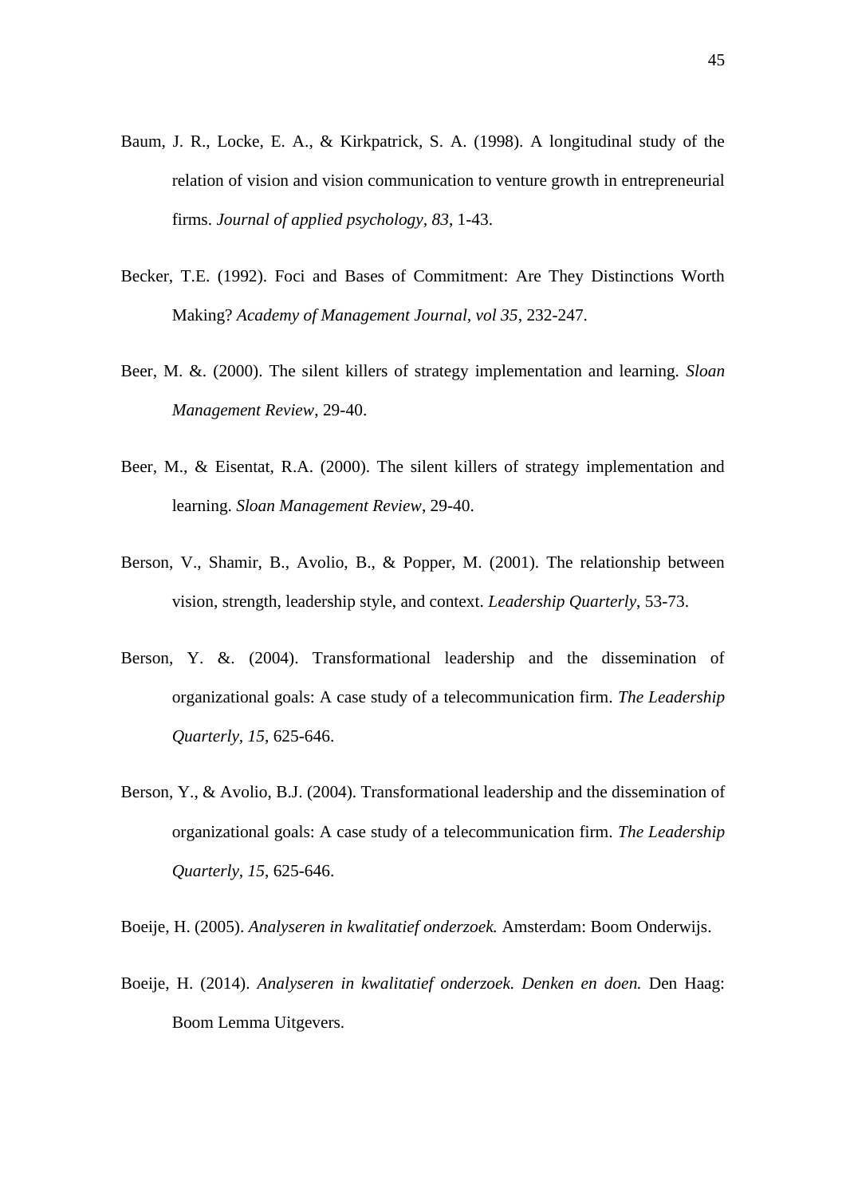Baum, J. R., Locke, E. A., & Kirkpatrick, S. A. (1998). A longitudinal study of the relation of vision and vision communication to venture growth in entrepreneurial firms. *Journal of applied psychology*, *83*, 1-43.

Becker, T.E. (1992). Foci and Bases of Commitment: Are They Distinctions Worth Making? *Academy of Management Journal, vol 35*, 232-247.

Beer, M. &. (2000). The silent killers of strategy implementation and learning. *Sloan Management Review*, 29-40.

Beer, M., & Eisentat, R.A. (2000). The silent killers of strategy implementation and learning. *Sloan Management Review*, 29-40.

Berson, V., Shamir, B., Avolio, B., & Popper, M. (2001). The relationship between vision, strength, leadership style, and context. *Leadership Quarterly*, 53-73.

Berson, Y. &. (2004). Transformational leadership and the dissemination of organizational goals: A case study of a telecommunication firm. *The Leadership Quarterly*, *15*, 625-646.

Berson, Y., & Avolio, B.J. (2004). Transformational leadership and the dissemination of organizational goals: A case study of a telecommunication firm. *The Leadership Quarterly*, *15*, 625-646.

Boeije, H. (2005). *Analyseren in kwalitatief onderzoek.* Amsterdam: Boom Onderwijs.

Boeije, H. (2014). *Analyseren in kwalitatief onderzoek. Denken en doen.* Den Haag: Boom Lemma Uitgevers.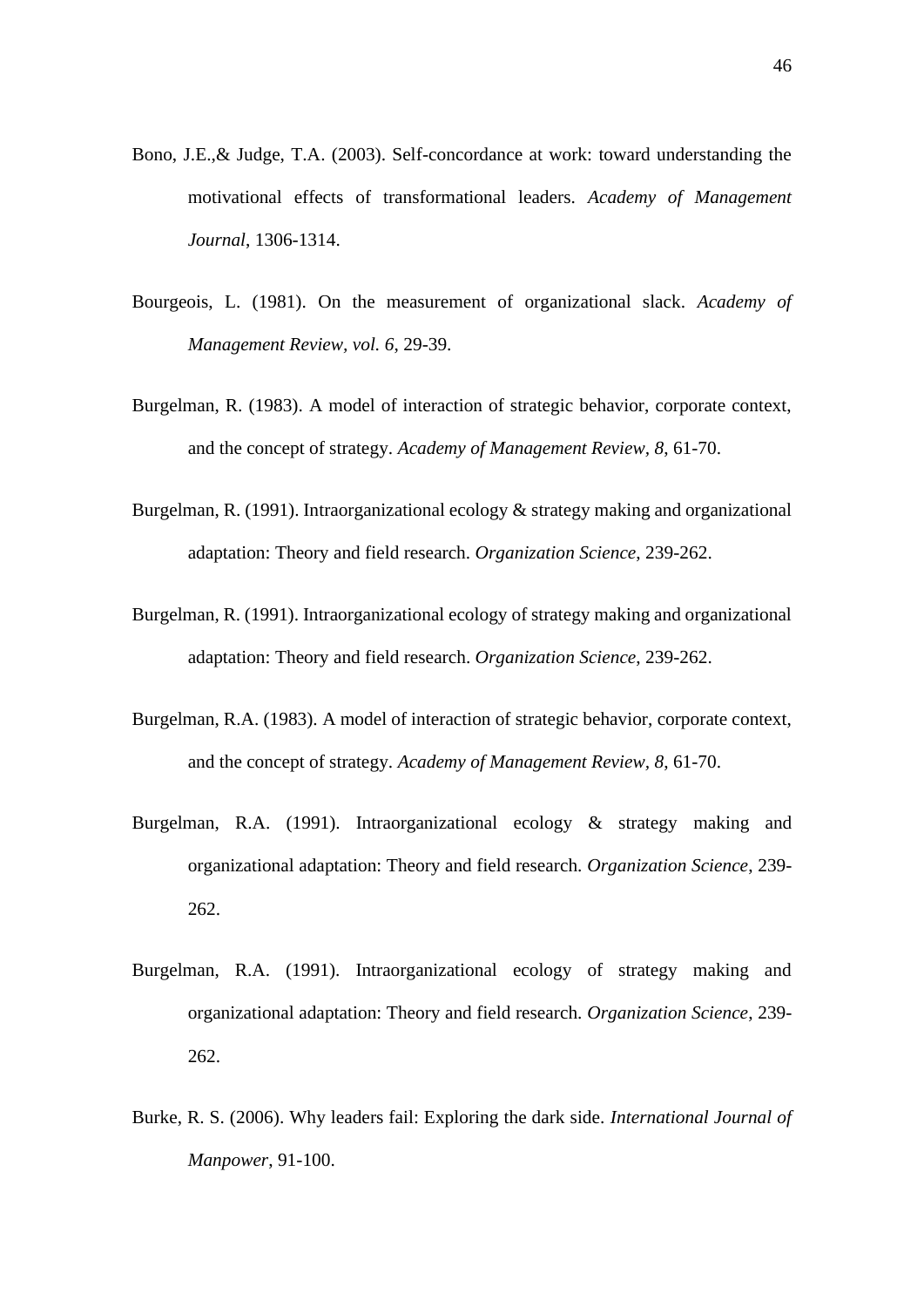Bono, J.E.,& Judge, T.A. (2003). Self-concordance at work: toward understanding the motivational effects of transformational leaders. *Academy of Management Journal*, 1306-1314.

Bourgeois, L. (1981). On the measurement of organizational slack. *Academy of Management Review, vol. 6*, 29-39.

Burgelman, R. (1983). A model of interaction of strategic behavior, corporate context, and the concept of strategy. *Academy of Management Review, 8*, 61-70.

Burgelman, R. (1991). Intraorganizational ecology & strategy making and organizational adaptation: Theory and field research. *Organization Science*, 239-262.

Burgelman, R. (1991). Intraorganizational ecology of strategy making and organizational adaptation: Theory and field research. *Organization Science*, 239-262.

Burgelman, R.A. (1983). A model of interaction of strategic behavior, corporate context, and the concept of strategy. *Academy of Management Review, 8*, 61-70.

Burgelman, R.A. (1991). Intraorganizational ecology & strategy making and organizational adaptation: Theory and field research. *Organization Science*, 239-262.

Burgelman, R.A. (1991). Intraorganizational ecology of strategy making and organizational adaptation: Theory and field research. *Organization Science*, 239-262.

Burke, R. S. (2006). Why leaders fail: Exploring the dark side. *International Journal of Manpower*, 91-100.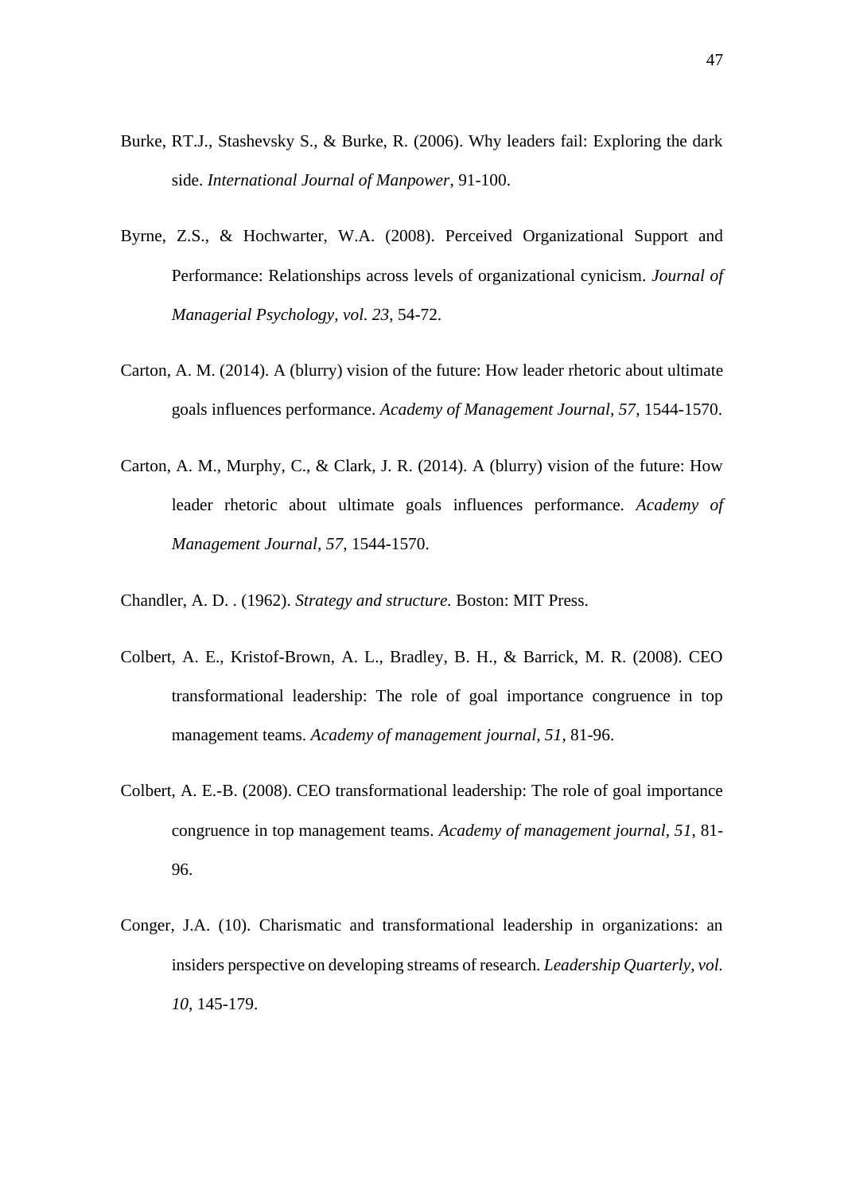Burke, RT.J., Stashevsky S., & Burke, R. (2006). Why leaders fail: Exploring the dark side. *International Journal of Manpower*, 91-100.

Byrne, Z.S., & Hochwarter, W.A. (2008). Perceived Organizational Support and Performance: Relationships across levels of organizational cynicism. *Journal of Managerial Psychology, vol. 23*, 54-72.

Carton, A. M. (2014). A (blurry) vision of the future: How leader rhetoric about ultimate goals influences performance. *Academy of Management Journal*, *57*, 1544-1570.

Carton, A. M., Murphy, C., & Clark, J. R. (2014). A (blurry) vision of the future: How leader rhetoric about ultimate goals influences performance. *Academy of Management Journal*, *57*, 1544-1570.

Chandler, A. D. . (1962). *Strategy and structure.* Boston: MIT Press.

Colbert, A. E., Kristof-Brown, A. L., Bradley, B. H., & Barrick, M. R. (2008). CEO transformational leadership: The role of goal importance congruence in top management teams. *Academy of management journal, 51*, 81-96.

Colbert, A. E.-B. (2008). CEO transformational leadership: The role of goal importance congruence in top management teams. *Academy of management journal, 51*, 81-96.

Conger, J.A. (10). Charismatic and transformational leadership in organizations: an insiders perspective on developing streams of research. *Leadership Quarterly, vol. 10*, 145-179.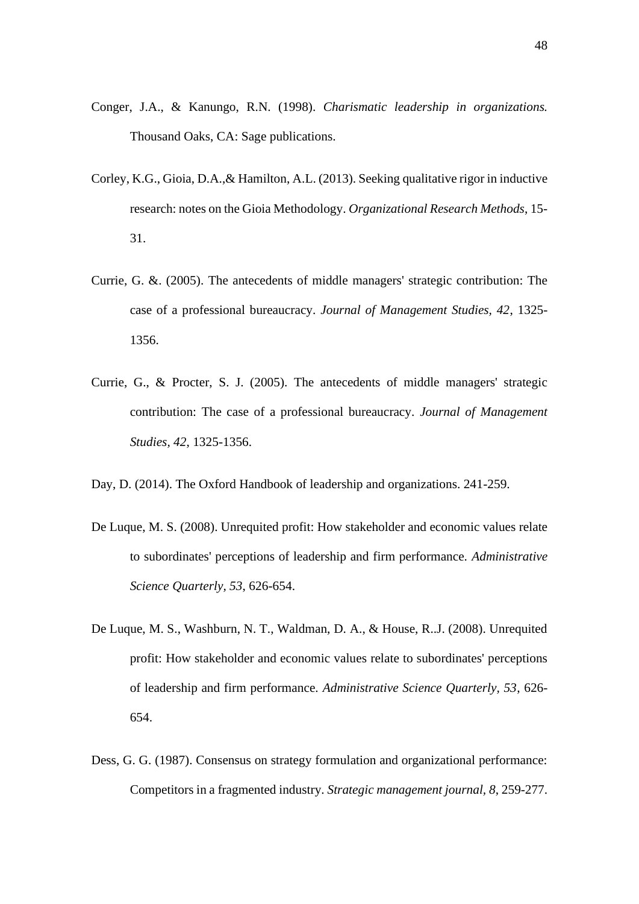Conger, J.A., & Kanungo, R.N. (1998). *Charismatic leadership in organizations.* Thousand Oaks, CA: Sage publications.

Corley, K.G., Gioia, D.A.,& Hamilton, A.L. (2013). Seeking qualitative rigor in inductive research: notes on the Gioia Methodology. *Organizational Research Methods*, 15-31.

Currie, G. &. (2005). The antecedents of middle managers' strategic contribution: The case of a professional bureaucracy. *Journal of Management Studies, 42*, 1325-1356.

Currie, G., & Procter, S. J. (2005). The antecedents of middle managers' strategic contribution: The case of a professional bureaucracy. *Journal of Management Studies, 42*, 1325-1356.

Day, D. (2014). The Oxford Handbook of leadership and organizations. 241-259.

De Luque, M. S. (2008). Unrequited profit: How stakeholder and economic values relate to subordinates' perceptions of leadership and firm performance. *Administrative Science Quarterly, 53*, 626-654.

De Luque, M. S., Washburn, N. T., Waldman, D. A., & House, R..J. (2008). Unrequited profit: How stakeholder and economic values relate to subordinates' perceptions of leadership and firm performance. *Administrative Science Quarterly, 53*, 626-654.

Dess, G. G. (1987). Consensus on strategy formulation and organizational performance: Competitors in a fragmented industry. *Strategic management journal, 8*, 259-277.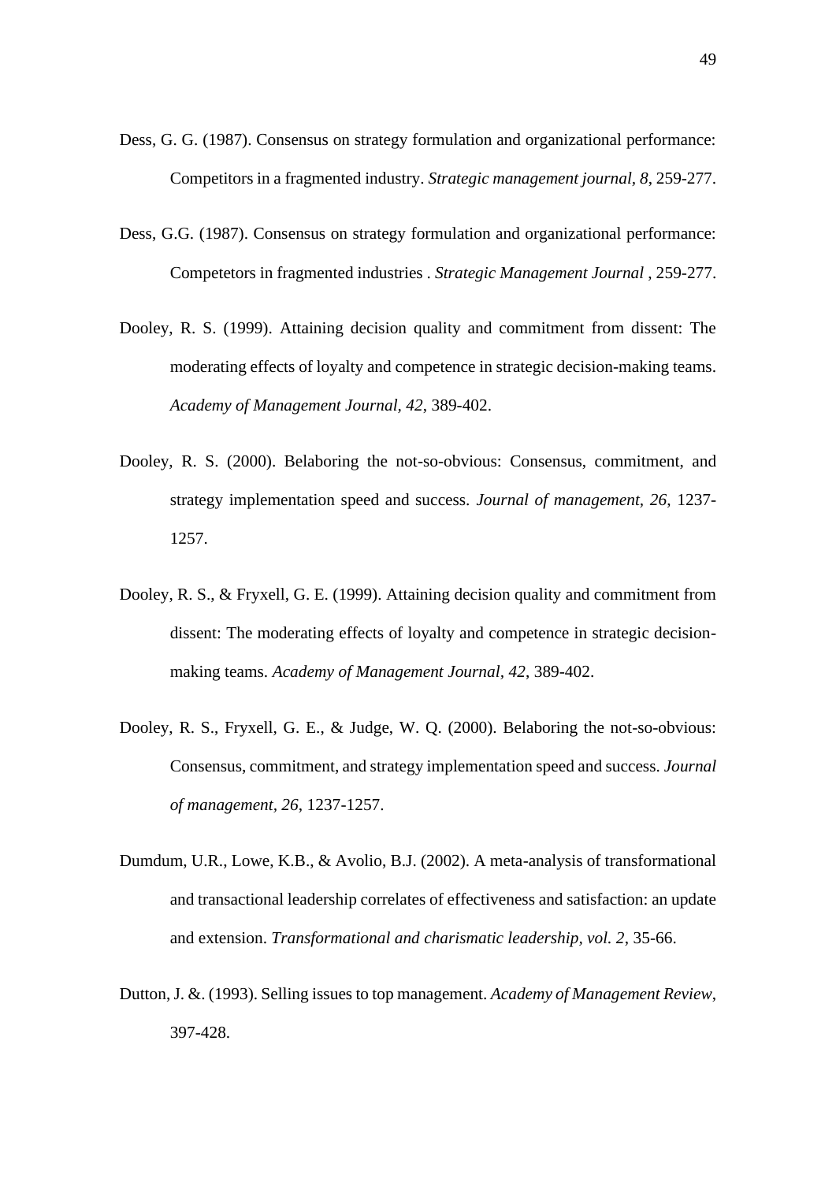Dess, G. G. (1987). Consensus on strategy formulation and organizational performance: Competitors in a fragmented industry. *Strategic management journal*, *8*, 259-277.

Dess, G.G. (1987). Consensus on strategy formulation and organizational performance: Competetors in fragmented industries . *Strategic Management Journal* , 259-277.

Dooley, R. S. (1999). Attaining decision quality and commitment from dissent: The moderating effects of loyalty and competence in strategic decision-making teams. *Academy of Management Journal*, *42*, 389-402.

Dooley, R. S. (2000). Belaboring the not-so-obvious: Consensus, commitment, and strategy implementation speed and success. *Journal of management*, *26*, 1237-1257.

Dooley, R. S., & Fryxell, G. E. (1999). Attaining decision quality and commitment from dissent: The moderating effects of loyalty and competence in strategic decision-making teams. *Academy of Management Journal*, *42*, 389-402.

Dooley, R. S., Fryxell, G. E., & Judge, W. Q. (2000). Belaboring the not-so-obvious: Consensus, commitment, and strategy implementation speed and success. *Journal of management*, *26*, 1237-1257.

Dumdum, U.R., Lowe, K.B., & Avolio, B.J. (2002). A meta-analysis of transformational and transactional leadership correlates of effectiveness and satisfaction: an update and extension. *Transformational and charismatic leadership, vol. 2*, 35-66.

Dutton, J. &. (1993). Selling issues to top management. *Academy of Management Review*, 397-428.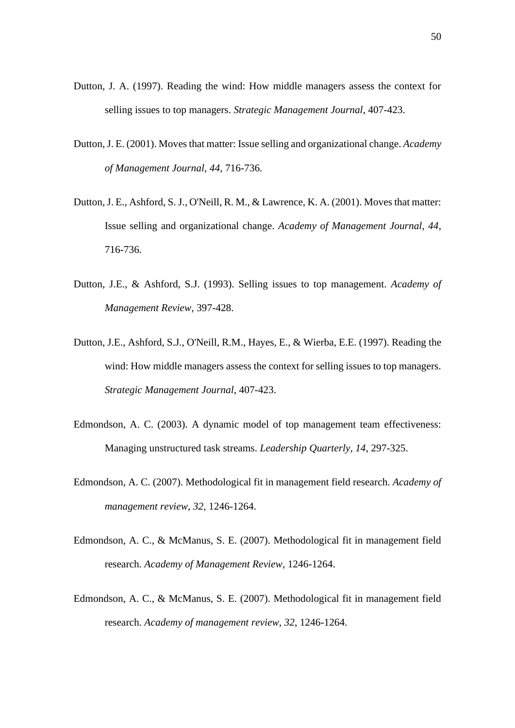Dutton, J. A. (1997). Reading the wind: How middle managers assess the context for selling issues to top managers. *Strategic Management Journal*, 407-423.

Dutton, J. E. (2001). Moves that matter: Issue selling and organizational change. *Academy of Management Journal, 44*, 716-736.

Dutton, J. E., Ashford, S. J., O'Neill, R. M., & Lawrence, K. A. (2001). Moves that matter: Issue selling and organizational change. *Academy of Management Journal, 44*, 716-736.

Dutton, J.E., & Ashford, S.J. (1993). Selling issues to top management. *Academy of Management Review*, 397-428.

Dutton, J.E., Ashford, S.J., O'Neill, R.M., Hayes, E., & Wierba, E.E. (1997). Reading the wind: How middle managers assess the context for selling issues to top managers. *Strategic Management Journal*, 407-423.

Edmondson, A. C. (2003). A dynamic model of top management team effectiveness: Managing unstructured task streams. *Leadership Quarterly, 14*, 297-325.

Edmondson, A. C. (2007). Methodological fit in management field research. *Academy of management review, 32*, 1246-1264.

Edmondson, A. C., & McManus, S. E. (2007). Methodological fit in management field research. *Academy of Management Review*, 1246-1264.

Edmondson, A. C., & McManus, S. E. (2007). Methodological fit in management field research. *Academy of management review, 32*, 1246-1264.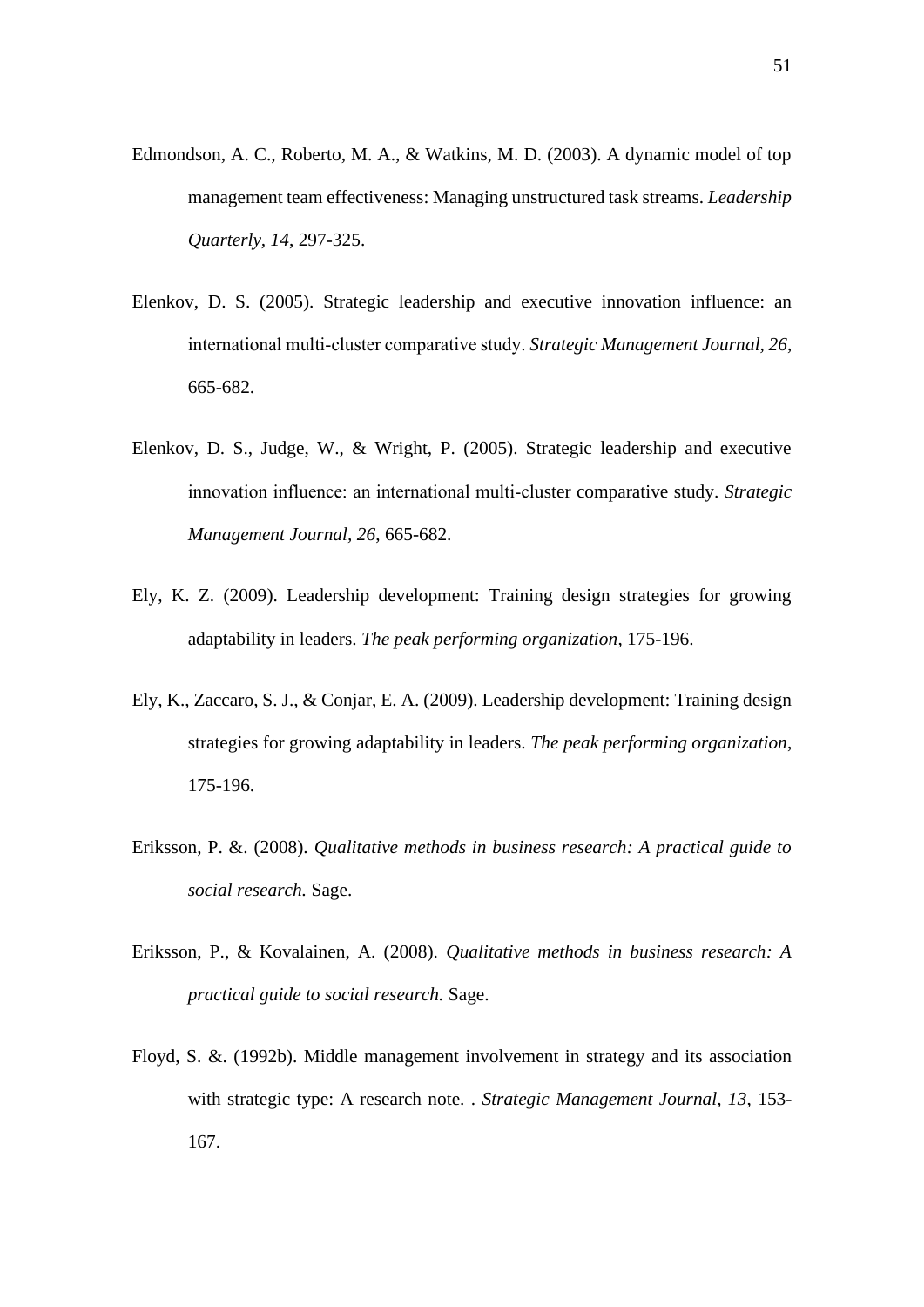Edmondson, A. C., Roberto, M. A., & Watkins, M. D. (2003). A dynamic model of top management team effectiveness: Managing unstructured task streams. *Leadership Quarterly*, *14*, 297-325.

Elenkov, D. S. (2005). Strategic leadership and executive innovation influence: an international multi-cluster comparative study. *Strategic Management Journal, 26*, 665-682.

Elenkov, D. S., Judge, W., & Wright, P. (2005). Strategic leadership and executive innovation influence: an international multi-cluster comparative study. *Strategic Management Journal, 26*, 665-682.

Ely, K. Z. (2009). Leadership development: Training design strategies for growing adaptability in leaders. *The peak performing organization*, 175-196.

Ely, K., Zaccaro, S. J., & Conjar, E. A. (2009). Leadership development: Training design strategies for growing adaptability in leaders. *The peak performing organization*, 175-196.

Eriksson, P. &. (2008). *Qualitative methods in business research: A practical guide to social research.* Sage.

Eriksson, P., & Kovalainen, A. (2008). *Qualitative methods in business research: A practical guide to social research.* Sage.

Floyd, S. &. (1992b). Middle management involvement in strategy and its association with strategic type: A research note. . *Strategic Management Journal*, *13*, 153-167.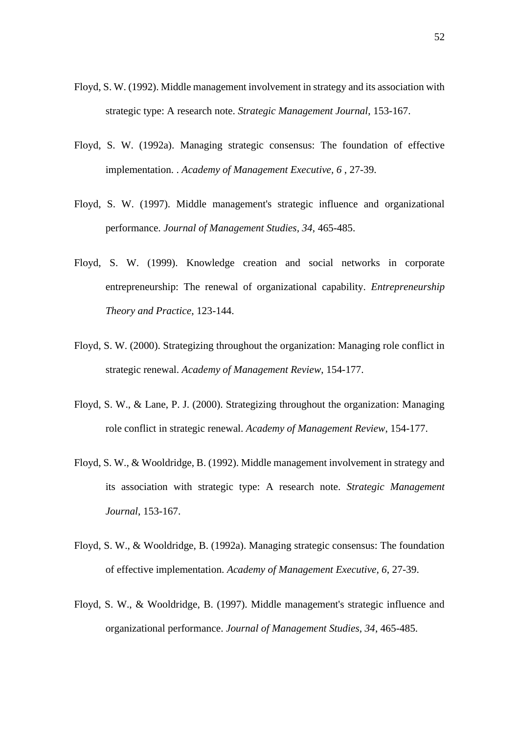Floyd, S. W. (1992). Middle management involvement in strategy and its association with strategic type: A research note. *Strategic Management Journal*, 153-167.

Floyd, S. W. (1992a). Managing strategic consensus: The foundation of effective implementation. . *Academy of Management Executive, 6* , 27-39.

Floyd, S. W. (1997). Middle management's strategic influence and organizational performance. *Journal of Management Studies, 34*, 465-485.

Floyd, S. W. (1999). Knowledge creation and social networks in corporate entrepreneurship: The renewal of organizational capability. *Entrepreneurship Theory and Practice*, 123-144.

Floyd, S. W. (2000). Strategizing throughout the organization: Managing role conflict in strategic renewal. *Academy of Management Review*, 154-177.

Floyd, S. W., & Lane, P. J. (2000). Strategizing throughout the organization: Managing role conflict in strategic renewal. *Academy of Management Review*, 154-177.

Floyd, S. W., & Wooldridge, B. (1992). Middle management involvement in strategy and its association with strategic type: A research note. *Strategic Management Journal*, 153-167.

Floyd, S. W., & Wooldridge, B. (1992a). Managing strategic consensus: The foundation of effective implementation. *Academy of Management Executive, 6*, 27-39.

Floyd, S. W., & Wooldridge, B. (1997). Middle management's strategic influence and organizational performance. *Journal of Management Studies, 34*, 465-485.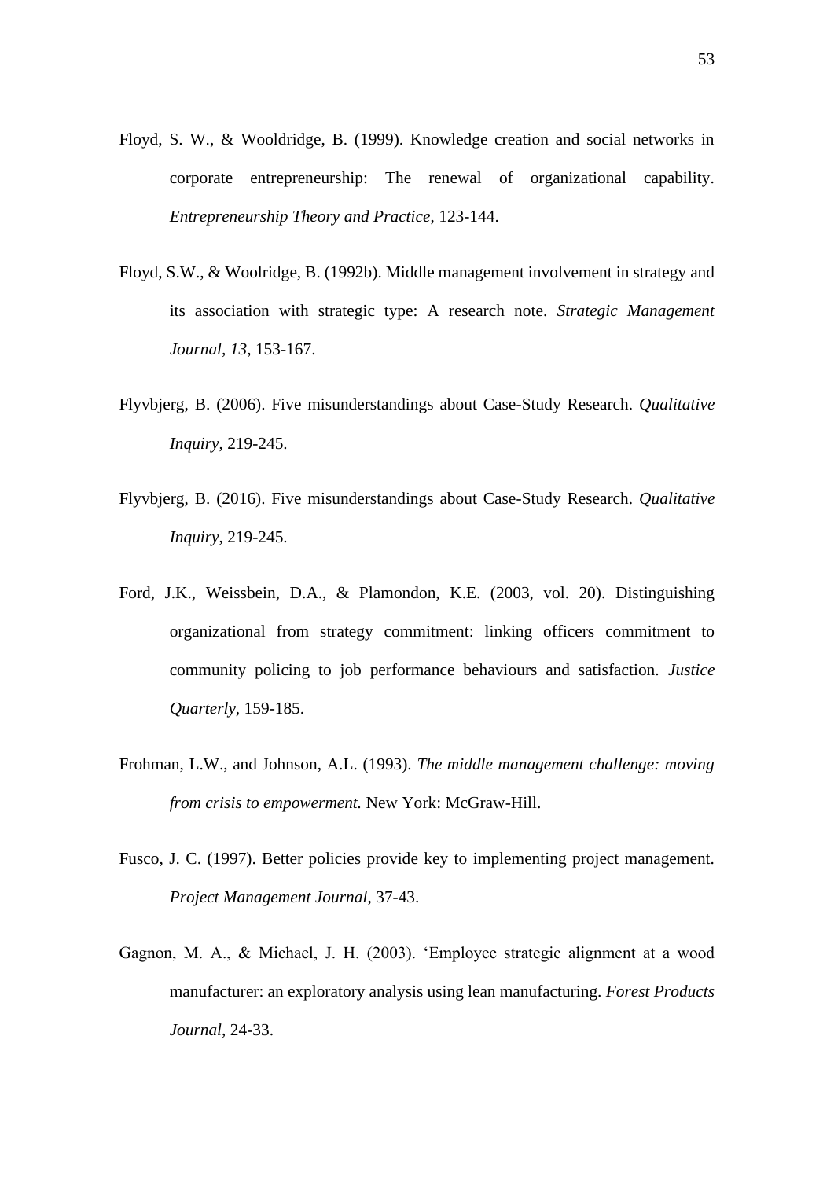Floyd, S. W., & Wooldridge, B. (1999). Knowledge creation and social networks in corporate entrepreneurship: The renewal of organizational capability. *Entrepreneurship Theory and Practice*, 123-144.

Floyd, S.W., & Woolridge, B. (1992b). Middle management involvement in strategy and its association with strategic type: A research note. *Strategic Management Journal*, *13*, 153-167.

Flyvbjerg, B. (2006). Five misunderstandings about Case-Study Research. *Qualitative Inquiry*, 219-245.

Flyvbjerg, B. (2016). Five misunderstandings about Case-Study Research. *Qualitative Inquiry*, 219-245.

Ford, J.K., Weissbein, D.A., & Plamondon, K.E. (2003, vol. 20). Distinguishing organizational from strategy commitment: linking officers commitment to community policing to job performance behaviours and satisfaction. *Justice Quarterly*, 159-185.

Frohman, L.W., and Johnson, A.L. (1993). *The middle management challenge: moving from crisis to empowerment.* New York: McGraw-Hill.

Fusco, J. C. (1997). Better policies provide key to implementing project management. *Project Management Journal*, 37-43.

Gagnon, M. A., & Michael, J. H. (2003). 'Employee strategic alignment at a wood manufacturer: an exploratory analysis using lean manufacturing. *Forest Products Journal*, 24-33.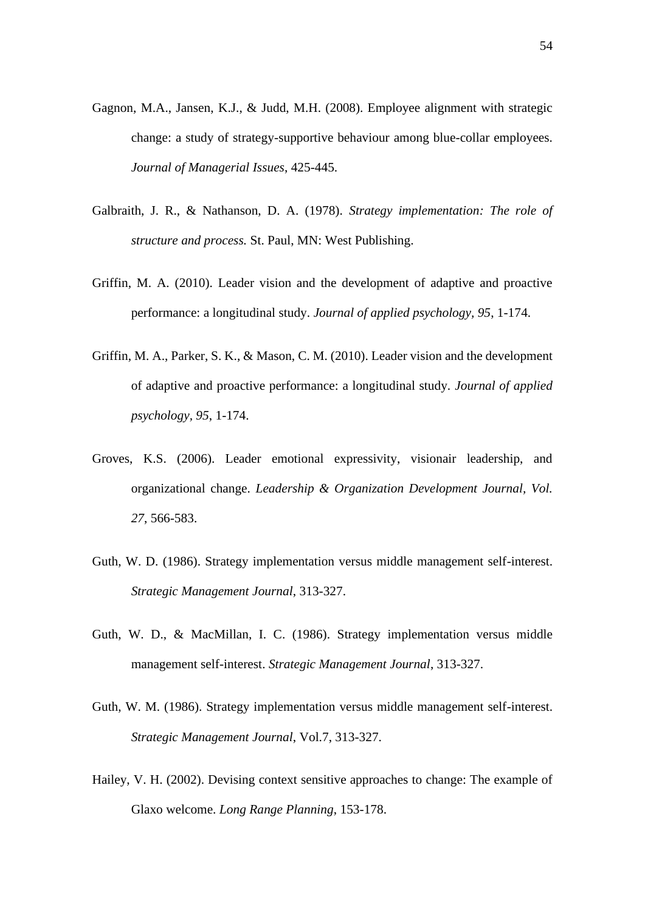Gagnon, M.A., Jansen, K.J., & Judd, M.H. (2008). Employee alignment with strategic change: a study of strategy-supportive behaviour among blue-collar employees. *Journal of Managerial Issues*, 425-445.

Galbraith, J. R., & Nathanson, D. A. (1978). *Strategy implementation: The role of structure and process.* St. Paul, MN: West Publishing.

Griffin, M. A. (2010). Leader vision and the development of adaptive and proactive performance: a longitudinal study. *Journal of applied psychology, 95*, 1-174.

Griffin, M. A., Parker, S. K., & Mason, C. M. (2010). Leader vision and the development of adaptive and proactive performance: a longitudinal study. *Journal of applied psychology*, *95*, 1-174.

Groves, K.S. (2006). Leader emotional expressivity, visionair leadership, and organizational change. *Leadership & Organization Development Journal, Vol. 27*, 566-583.

Guth, W. D. (1986). Strategy implementation versus middle management self-interest. *Strategic Management Journal*, 313-327.

Guth, W. D., & MacMillan, I. C. (1986). Strategy implementation versus middle management self-interest. *Strategic Management Journal*, 313-327.

Guth, W. M. (1986). Strategy implementation versus middle management self-interest. *Strategic Management Journal*, Vol.7, 313-327.

Hailey, V. H. (2002). Devising context sensitive approaches to change: The example of Glaxo welcome. *Long Range Planning*, 153-178.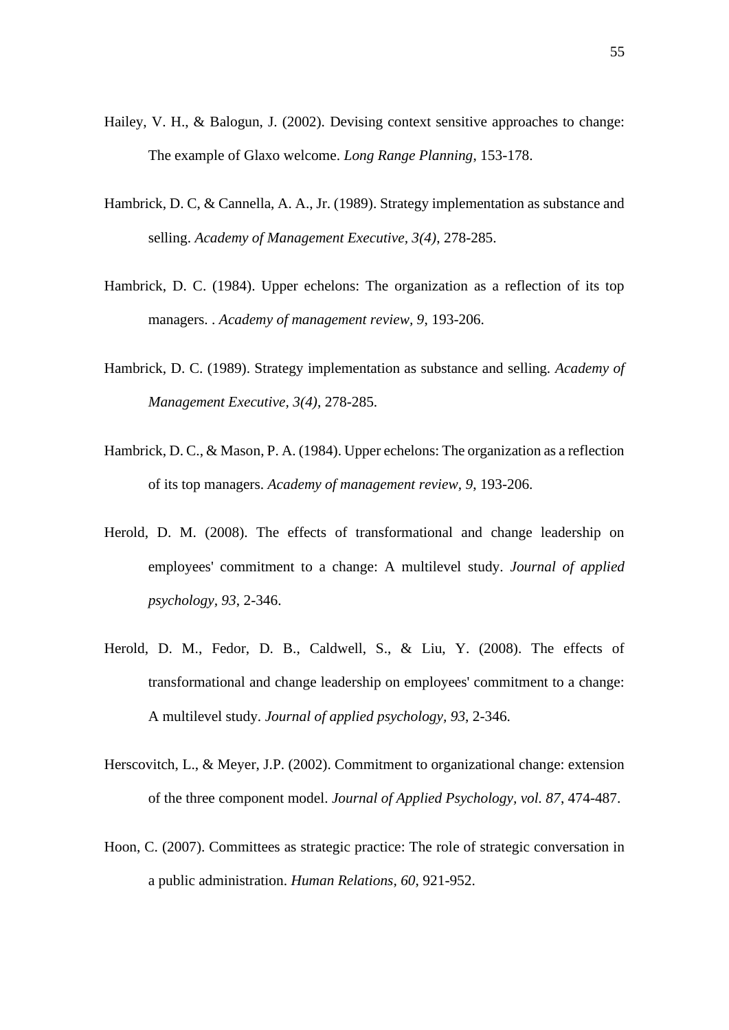Hailey, V. H., & Balogun, J. (2002). Devising context sensitive approaches to change: The example of Glaxo welcome. *Long Range Planning*, 153-178.

Hambrick, D. C, & Cannella, A. A., Jr. (1989). Strategy implementation as substance and selling. *Academy of Management Executive, 3(4)*, 278-285.

Hambrick, D. C. (1984). Upper echelons: The organization as a reflection of its top managers. . *Academy of management review, 9*, 193-206.

Hambrick, D. C. (1989). Strategy implementation as substance and selling. *Academy of Management Executive, 3(4)*, 278-285.

Hambrick, D. C., & Mason, P. A. (1984). Upper echelons: The organization as a reflection of its top managers. *Academy of management review, 9*, 193-206.

Herold, D. M. (2008). The effects of transformational and change leadership on employees' commitment to a change: A multilevel study. *Journal of applied psychology, 93*, 2-346.

Herold, D. M., Fedor, D. B., Caldwell, S., & Liu, Y. (2008). The effects of transformational and change leadership on employees' commitment to a change: A multilevel study. *Journal of applied psychology, 93*, 2-346.

Herscovitch, L., & Meyer, J.P. (2002). Commitment to organizational change: extension of the three component model. *Journal of Applied Psychology, vol. 87*, 474-487.

Hoon, C. (2007). Committees as strategic practice: The role of strategic conversation in a public administration. *Human Relations, 60*, 921-952.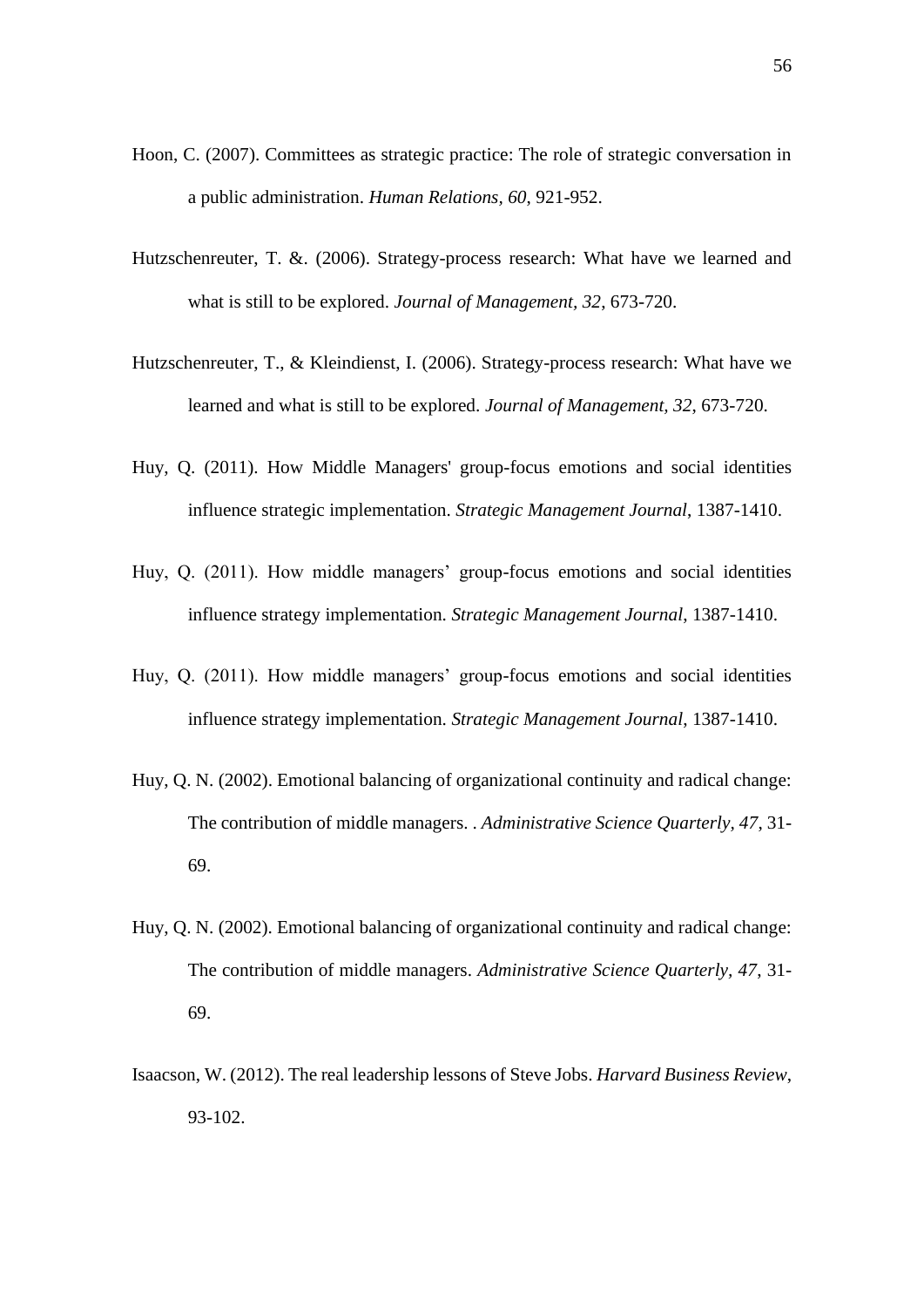Hoon, C. (2007). Committees as strategic practice: The role of strategic conversation in a public administration. *Human Relations*, *60*, 921-952.

Hutzschenreuter, T. &. (2006). Strategy-process research: What have we learned and what is still to be explored. *Journal of Management, 32*, 673-720.

Hutzschenreuter, T., & Kleindienst, I. (2006). Strategy-process research: What have we learned and what is still to be explored. *Journal of Management, 32*, 673-720.

Huy, Q. (2011). How Middle Managers' group-focus emotions and social identities influence strategic implementation. *Strategic Management Journal*, 1387-1410.

Huy, Q. (2011). How middle managers' group-focus emotions and social identities influence strategy implementation. *Strategic Management Journal*, 1387-1410.

Huy, Q. (2011). How middle managers' group-focus emotions and social identities influence strategy implementation. *Strategic Management Journal*, 1387-1410.

Huy, Q. N. (2002). Emotional balancing of organizational continuity and radical change: The contribution of middle managers. . *Administrative Science Quarterly, 47*, 31-69.

Huy, Q. N. (2002). Emotional balancing of organizational continuity and radical change: The contribution of middle managers. *Administrative Science Quarterly, 47*, 31-69.

Isaacson, W. (2012). The real leadership lessons of Steve Jobs. *Harvard Business Review*, 93-102.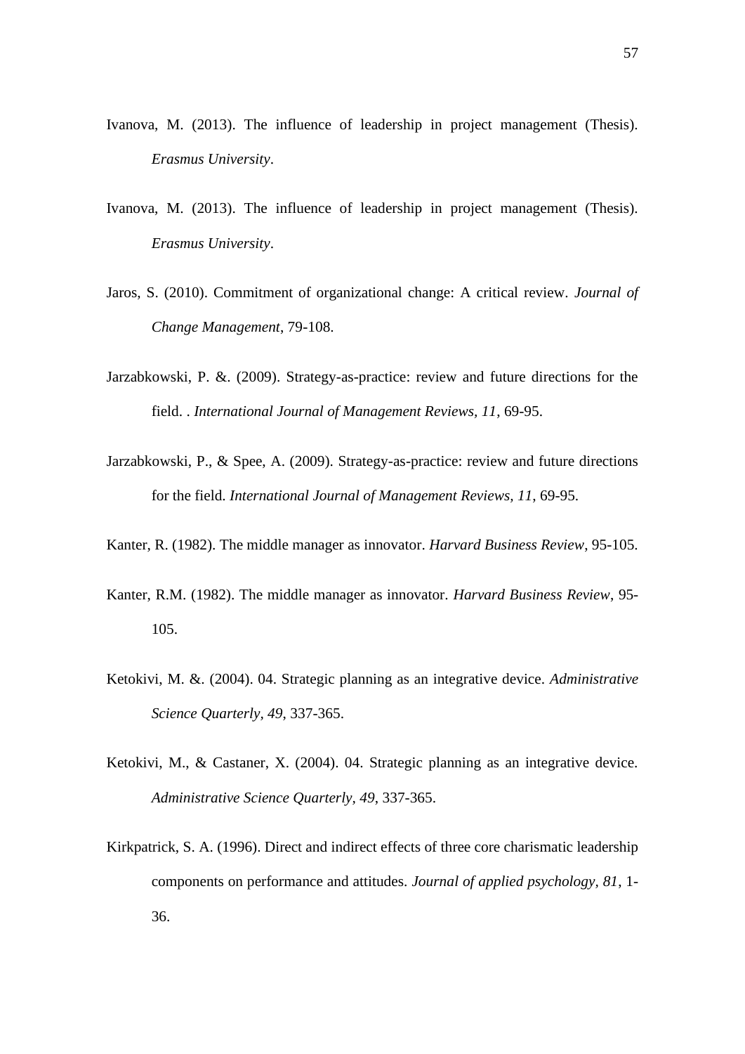Ivanova, M. (2013). The influence of leadership in project management (Thesis). *Erasmus University*.

Ivanova, M. (2013). The influence of leadership in project management (Thesis). *Erasmus University*.

Jaros, S. (2010). Commitment of organizational change: A critical review. *Journal of Change Management*, 79-108.

Jarzabkowski, P. &. (2009). Strategy-as-practice: review and future directions for the field. . *International Journal of Management Reviews, 11*, 69-95.

Jarzabkowski, P., & Spee, A. (2009). Strategy-as-practice: review and future directions for the field. *International Journal of Management Reviews, 11*, 69-95.

Kanter, R. (1982). The middle manager as innovator. *Harvard Business Review*, 95-105.

Kanter, R.M. (1982). The middle manager as innovator. *Harvard Business Review*, 95-105.

Ketokivi, M. &. (2004). 04. Strategic planning as an integrative device. *Administrative Science Quarterly, 49*, 337-365.

Ketokivi, M., & Castaner, X. (2004). 04. Strategic planning as an integrative device. *Administrative Science Quarterly, 49*, 337-365.

Kirkpatrick, S. A. (1996). Direct and indirect effects of three core charismatic leadership components on performance and attitudes. *Journal of applied psychology, 81*, 1-36.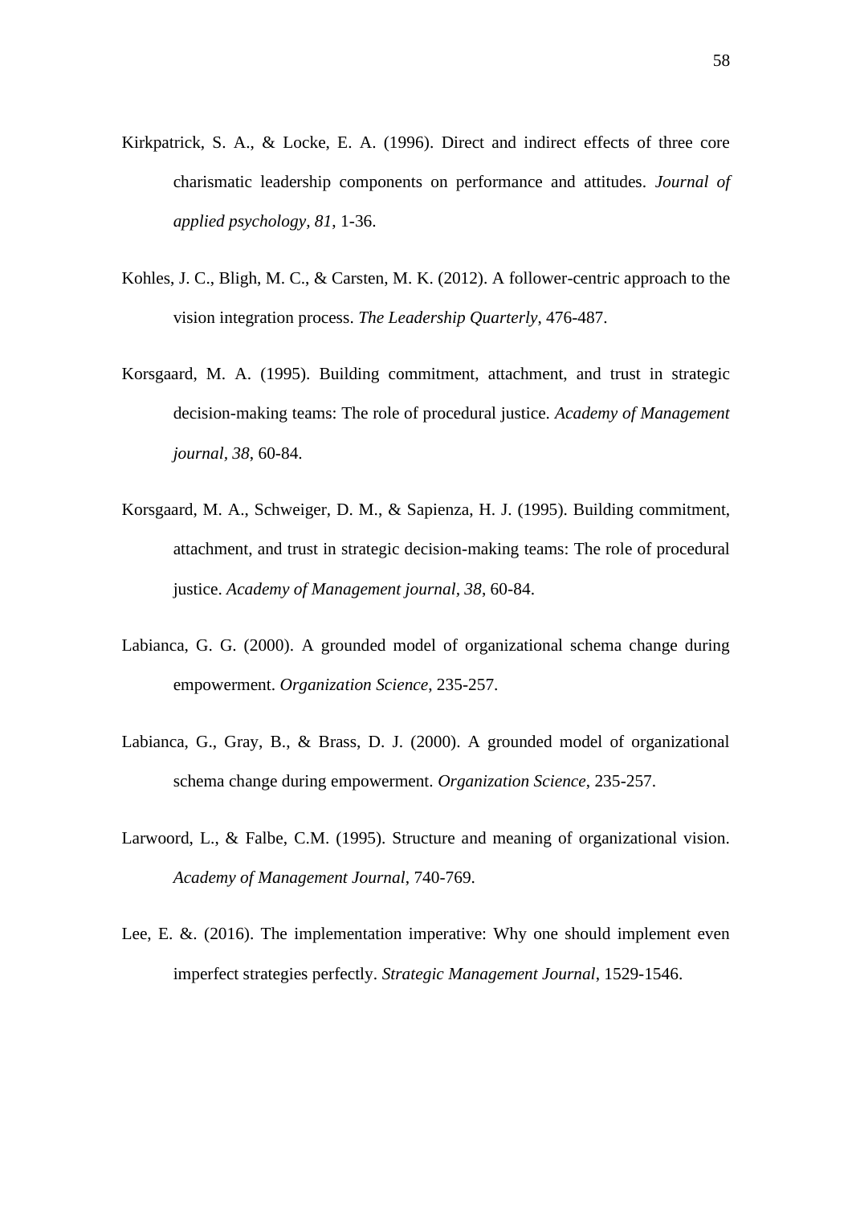Kirkpatrick, S. A., & Locke, E. A. (1996). Direct and indirect effects of three core charismatic leadership components on performance and attitudes. *Journal of applied psychology*, *81*, 1-36.

Kohles, J. C., Bligh, M. C., & Carsten, M. K. (2012). A follower-centric approach to the vision integration process. *The Leadership Quarterly*, 476-487.

Korsgaard, M. A. (1995). Building commitment, attachment, and trust in strategic decision-making teams: The role of procedural justice. *Academy of Management journal*, *38*, 60-84.

Korsgaard, M. A., Schweiger, D. M., & Sapienza, H. J. (1995). Building commitment, attachment, and trust in strategic decision-making teams: The role of procedural justice. *Academy of Management journal*, *38*, 60-84.

Labianca, G. G. (2000). A grounded model of organizational schema change during empowerment. *Organization Science*, 235-257.

Labianca, G., Gray, B., & Brass, D. J. (2000). A grounded model of organizational schema change during empowerment. *Organization Science*, 235-257.

Larwoord, L., & Falbe, C.M. (1995). Structure and meaning of organizational vision. *Academy of Management Journal*, 740-769.

Lee, E. &. (2016). The implementation imperative: Why one should implement even imperfect strategies perfectly. *Strategic Management Journal*, 1529-1546.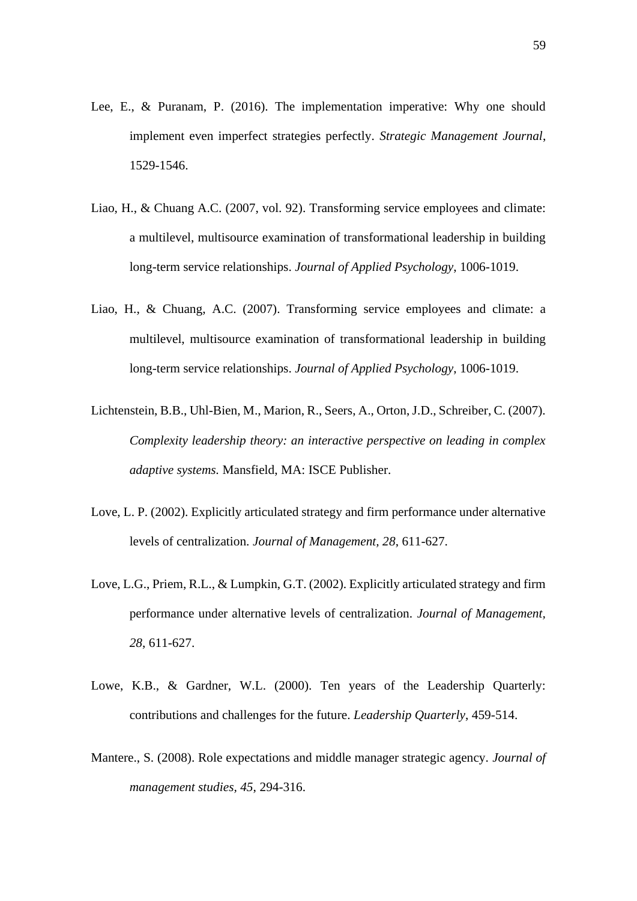Lee, E., & Puranam, P. (2016). The implementation imperative: Why one should implement even imperfect strategies perfectly. *Strategic Management Journal*, 1529-1546.

Liao, H., & Chuang A.C. (2007, vol. 92). Transforming service employees and climate: a multilevel, multisource examination of transformational leadership in building long-term service relationships. *Journal of Applied Psychology*, 1006-1019.

Liao, H., & Chuang, A.C. (2007). Transforming service employees and climate: a multilevel, multisource examination of transformational leadership in building long-term service relationships. *Journal of Applied Psychology*, 1006-1019.

Lichtenstein, B.B., Uhl-Bien, M., Marion, R., Seers, A., Orton, J.D., Schreiber, C. (2007). *Complexity leadership theory: an interactive perspective on leading in complex adaptive systems.* Mansfield, MA: ISCE Publisher.

Love, L. P. (2002). Explicitly articulated strategy and firm performance under alternative levels of centralization. *Journal of Management*, *28*, 611-627.

Love, L.G., Priem, R.L., & Lumpkin, G.T. (2002). Explicitly articulated strategy and firm performance under alternative levels of centralization. *Journal of Management*, *28*, 611-627.

Lowe, K.B., & Gardner, W.L. (2000). Ten years of the Leadership Quarterly: contributions and challenges for the future. *Leadership Quarterly*, 459-514.

Mantere., S. (2008). Role expectations and middle manager strategic agency. *Journal of management studies, 45*, 294-316.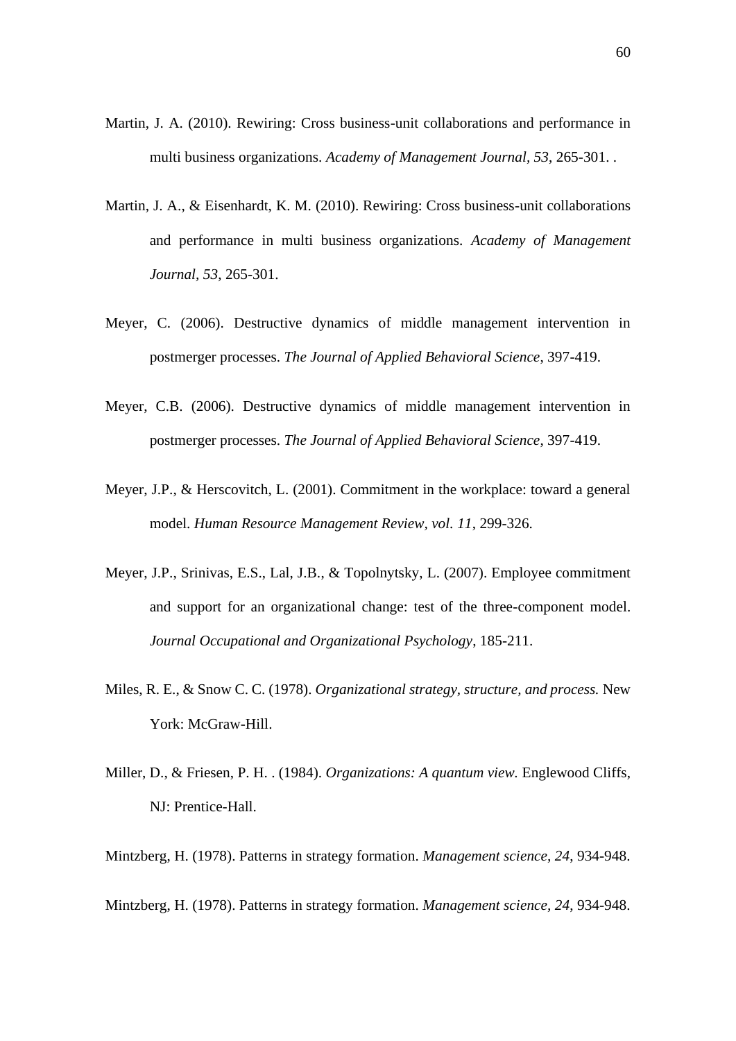Martin, J. A. (2010). Rewiring: Cross business-unit collaborations and performance in multi business organizations. *Academy of Management Journal, 53*, 265-301. .

Martin, J. A., & Eisenhardt, K. M. (2010). Rewiring: Cross business-unit collaborations and performance in multi business organizations. *Academy of Management Journal, 53*, 265-301.

Meyer, C. (2006). Destructive dynamics of middle management intervention in postmerger processes. *The Journal of Applied Behavioral Science*, 397-419.

Meyer, C.B. (2006). Destructive dynamics of middle management intervention in postmerger processes. *The Journal of Applied Behavioral Science*, 397-419.

Meyer, J.P., & Herscovitch, L. (2001). Commitment in the workplace: toward a general model. *Human Resource Management Review, vol. 11*, 299-326.

Meyer, J.P., Srinivas, E.S., Lal, J.B., & Topolnytsky, L. (2007). Employee commitment and support for an organizational change: test of the three-component model. *Journal Occupational and Organizational Psychology*, 185-211.

Miles, R. E., & Snow C. C. (1978). *Organizational strategy, structure, and process.* New York: McGraw-Hill.

Miller, D., & Friesen, P. H. . (1984). *Organizations: A quantum view.* Englewood Cliffs, NJ: Prentice-Hall.

Mintzberg, H. (1978). Patterns in strategy formation. *Management science, 24*, 934-948.

Mintzberg, H. (1978). Patterns in strategy formation. *Management science, 24*, 934-948.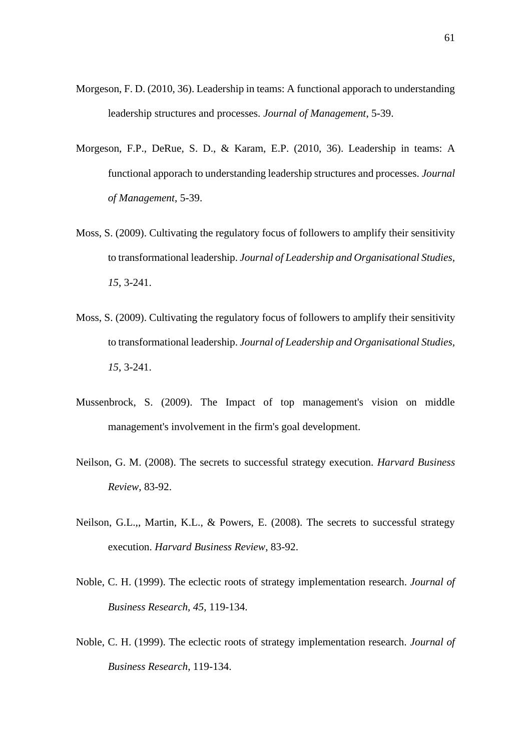Morgeson, F. D. (2010, 36). Leadership in teams: A functional apporach to understanding leadership structures and processes. *Journal of Management*, 5-39.

Morgeson, F.P., DeRue, S. D., & Karam, E.P. (2010, 36). Leadership in teams: A functional apporach to understanding leadership structures and processes. *Journal of Management*, 5-39.

Moss, S. (2009). Cultivating the regulatory focus of followers to amplify their sensitivity to transformational leadership. *Journal of Leadership and Organisational Studies, 15*, 3-241.

Moss, S. (2009). Cultivating the regulatory focus of followers to amplify their sensitivity to transformational leadership. *Journal of Leadership and Organisational Studies, 15*, 3-241.

Mussenbrock, S. (2009). The Impact of top management's vision on middle management's involvement in the firm's goal development.

Neilson, G. M. (2008). The secrets to successful strategy execution. *Harvard Business Review*, 83-92.

Neilson, G.L.,, Martin, K.L., & Powers, E. (2008). The secrets to successful strategy execution. *Harvard Business Review*, 83-92.

Noble, C. H. (1999). The eclectic roots of strategy implementation research. *Journal of Business Research, 45*, 119-134.

Noble, C. H. (1999). The eclectic roots of strategy implementation research. *Journal of Business Research*, 119-134.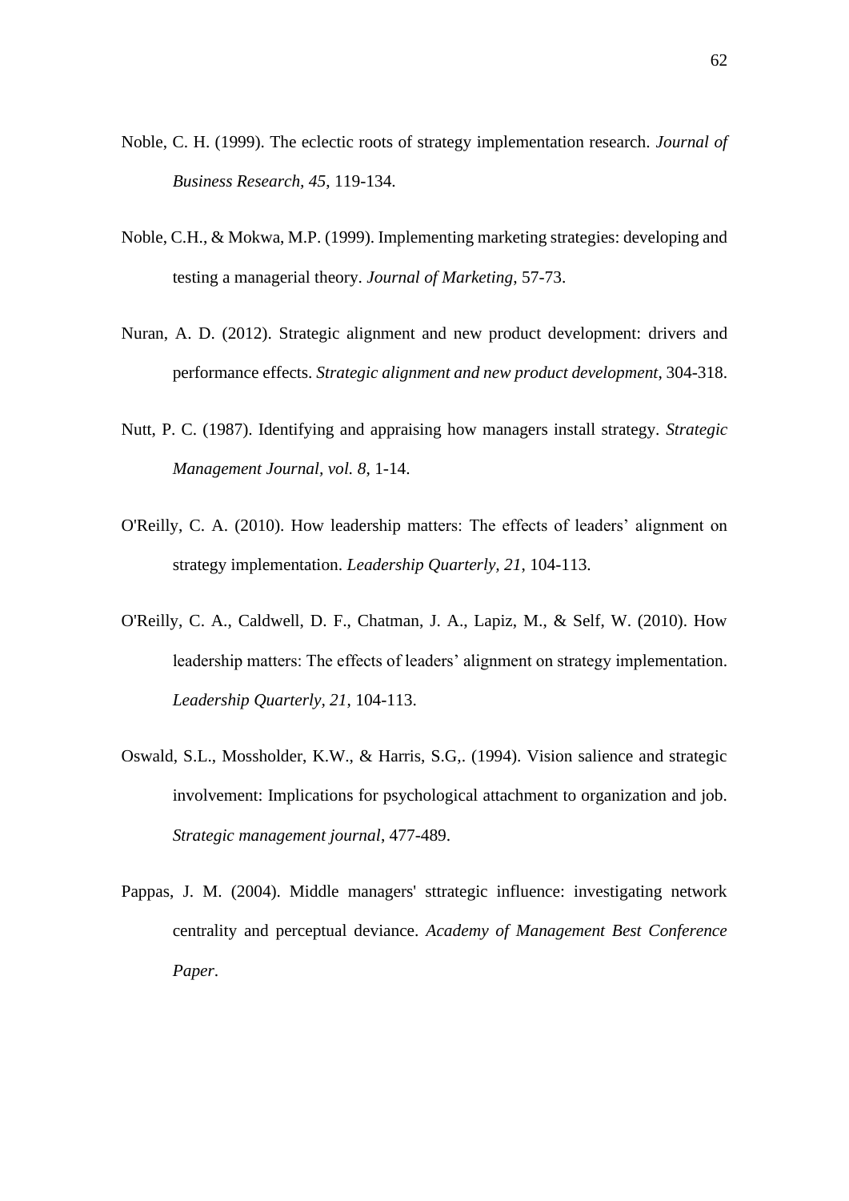Noble, C. H. (1999). The eclectic roots of strategy implementation research. *Journal of Business Research, 45*, 119-134.

Noble, C.H., & Mokwa, M.P. (1999). Implementing marketing strategies: developing and testing a managerial theory. *Journal of Marketing*, 57-73.

Nuran, A. D. (2012). Strategic alignment and new product development: drivers and performance effects. *Strategic alignment and new product development*, 304-318.

Nutt, P. C. (1987). Identifying and appraising how managers install strategy. *Strategic Management Journal, vol. 8*, 1-14.

O'Reilly, C. A. (2010). How leadership matters: The effects of leaders' alignment on strategy implementation. *Leadership Quarterly, 21*, 104-113.

O'Reilly, C. A., Caldwell, D. F., Chatman, J. A., Lapiz, M., & Self, W. (2010). How leadership matters: The effects of leaders' alignment on strategy implementation. *Leadership Quarterly, 21*, 104-113.

Oswald, S.L., Mossholder, K.W., & Harris, S.G,. (1994). Vision salience and strategic involvement: Implications for psychological attachment to organization and job. *Strategic management journal*, 477-489.

Pappas, J. M. (2004). Middle managers' sttrategic influence: investigating network centrality and perceptual deviance. *Academy of Management Best Conference Paper*.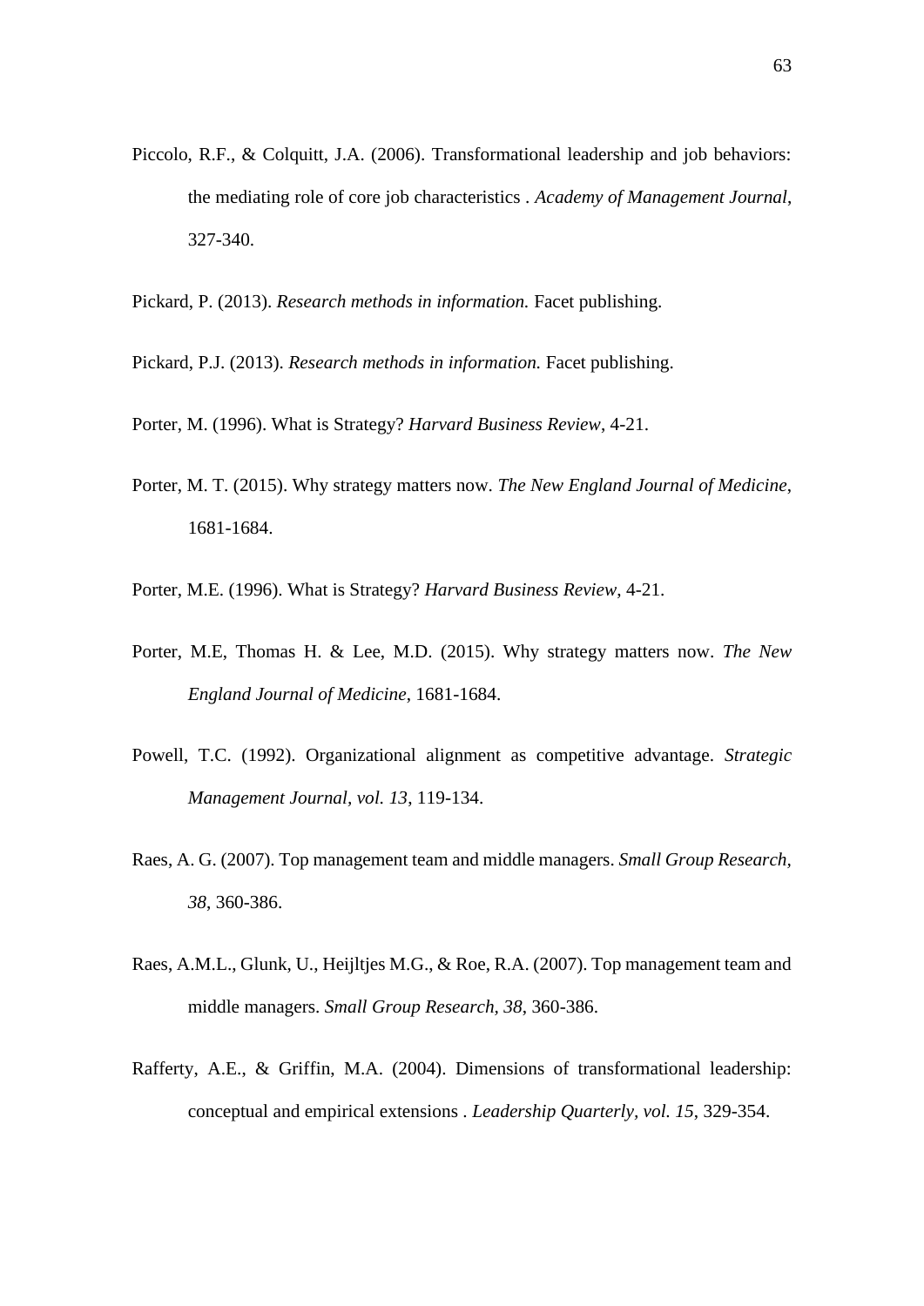Piccolo, R.F., & Colquitt, J.A. (2006). Transformational leadership and job behaviors: the mediating role of core job characteristics . *Academy of Management Journal*, 327-340.

Pickard, P. (2013). *Research methods in information.* Facet publishing.

Pickard, P.J. (2013). *Research methods in information.* Facet publishing.

Porter, M. (1996). What is Strategy? *Harvard Business Review*, 4-21.

Porter, M. T. (2015). Why strategy matters now. *The New England Journal of Medicine*, 1681-1684.

Porter, M.E. (1996). What is Strategy? *Harvard Business Review*, 4-21.

Porter, M.E, Thomas H. & Lee, M.D. (2015). Why strategy matters now. *The New England Journal of Medicine*, 1681-1684.

Powell, T.C. (1992). Organizational alignment as competitive advantage. *Strategic Management Journal, vol. 13*, 119-134.

Raes, A. G. (2007). Top management team and middle managers. *Small Group Research, 38*, 360-386.

Raes, A.M.L., Glunk, U., Heijltjes M.G., & Roe, R.A. (2007). Top management team and middle managers. *Small Group Research, 38*, 360-386.

Rafferty, A.E., & Griffin, M.A. (2004). Dimensions of transformational leadership: conceptual and empirical extensions . *Leadership Quarterly, vol. 15*, 329-354.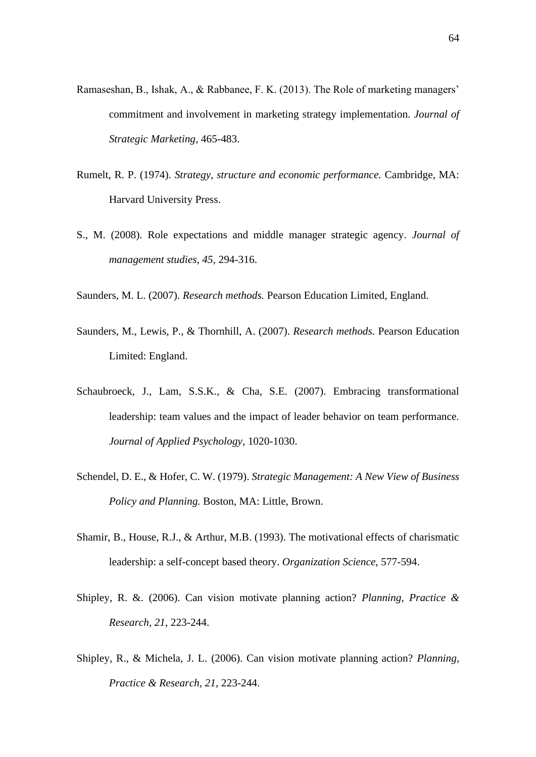Ramaseshan, B., Ishak, A., & Rabbanee, F. K. (2013). The Role of marketing managers' commitment and involvement in marketing strategy implementation. *Journal of Strategic Marketing*, 465-483.

Rumelt, R. P. (1974). *Strategy, structure and economic performance.* Cambridge, MA: Harvard University Press.

S., M. (2008). Role expectations and middle manager strategic agency. *Journal of management studies, 45*, 294-316.

Saunders, M. L. (2007). *Research methods.* Pearson Education Limited, England.

Saunders, M., Lewis, P., & Thornhill, A. (2007). *Research methods.* Pearson Education Limited: England.

Schaubroeck, J., Lam, S.S.K., & Cha, S.E. (2007). Embracing transformational leadership: team values and the impact of leader behavior on team performance. *Journal of Applied Psychology*, 1020-1030.

Schendel, D. E., & Hofer, C. W. (1979). *Strategic Management: A New View of Business Policy and Planning.* Boston, MA: Little, Brown.

Shamir, B., House, R.J., & Arthur, M.B. (1993). The motivational effects of charismatic leadership: a self-concept based theory. *Organization Science*, 577-594.

Shipley, R. &. (2006). Can vision motivate planning action? *Planning, Practice & Research*, *21*, 223-244.

Shipley, R., & Michela, J. L. (2006). Can vision motivate planning action? *Planning, Practice & Research*, *21*, 223-244.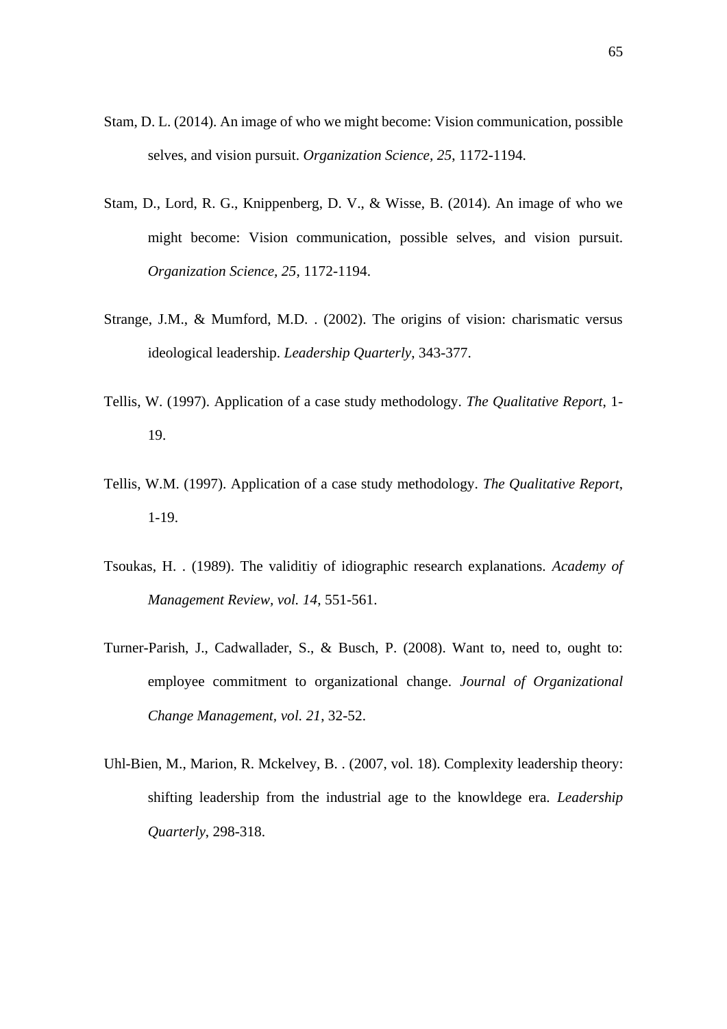Stam, D. L. (2014). An image of who we might become: Vision communication, possible selves, and vision pursuit. *Organization Science, 25*, 1172-1194.

Stam, D., Lord, R. G., Knippenberg, D. V., & Wisse, B. (2014). An image of who we might become: Vision communication, possible selves, and vision pursuit. *Organization Science, 25*, 1172-1194.

Strange, J.M., & Mumford, M.D. . (2002). The origins of vision: charismatic versus ideological leadership. *Leadership Quarterly*, 343-377.

Tellis, W. (1997). Application of a case study methodology. *The Qualitative Report*, 1-19.

Tellis, W.M. (1997). Application of a case study methodology. *The Qualitative Report*, 1-19.

Tsoukas, H. . (1989). The validitiy of idiographic research explanations. *Academy of Management Review, vol. 14*, 551-561.

Turner-Parish, J., Cadwallader, S., & Busch, P. (2008). Want to, need to, ought to: employee commitment to organizational change. *Journal of Organizational Change Management, vol. 21*, 32-52.

Uhl-Bien, M., Marion, R. Mckelvey, B. . (2007, vol. 18). Complexity leadership theory: shifting leadership from the industrial age to the knowldege era. *Leadership Quarterly*, 298-318.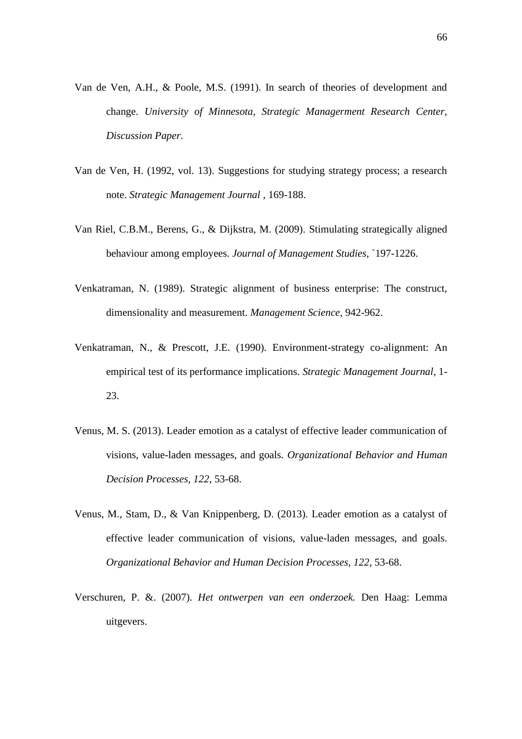Van de Ven, A.H., & Poole, M.S. (1991). In search of theories of development and change. *University of Minnesota, Strategic Managerment Research Center, Discussion Paper*.

Van de Ven, H. (1992, vol. 13). Suggestions for studying strategy process; a research note. *Strategic Management Journal* , 169-188.

Van Riel, C.B.M., Berens, G., & Dijkstra, M. (2009). Stimulating strategically aligned behaviour among employees. *Journal of Management Studies*, `197-1226.

Venkatraman, N. (1989). Strategic alignment of business enterprise: The construct, dimensionality and measurement. *Management Science*, 942-962.

Venkatraman, N., & Prescott, J.E. (1990). Environment-strategy co-alignment: An empirical test of its performance implications. *Strategic Management Journal*, 1-23.

Venus, M. S. (2013). Leader emotion as a catalyst of effective leader communication of visions, value-laden messages, and goals. *Organizational Behavior and Human Decision Processes, 122*, 53-68.

Venus, M., Stam, D., & Van Knippenberg, D. (2013). Leader emotion as a catalyst of effective leader communication of visions, value-laden messages, and goals. *Organizational Behavior and Human Decision Processes, 122*, 53-68.

Verschuren, P. &. (2007). *Het ontwerpen van een onderzoek.* Den Haag: Lemma uitgevers.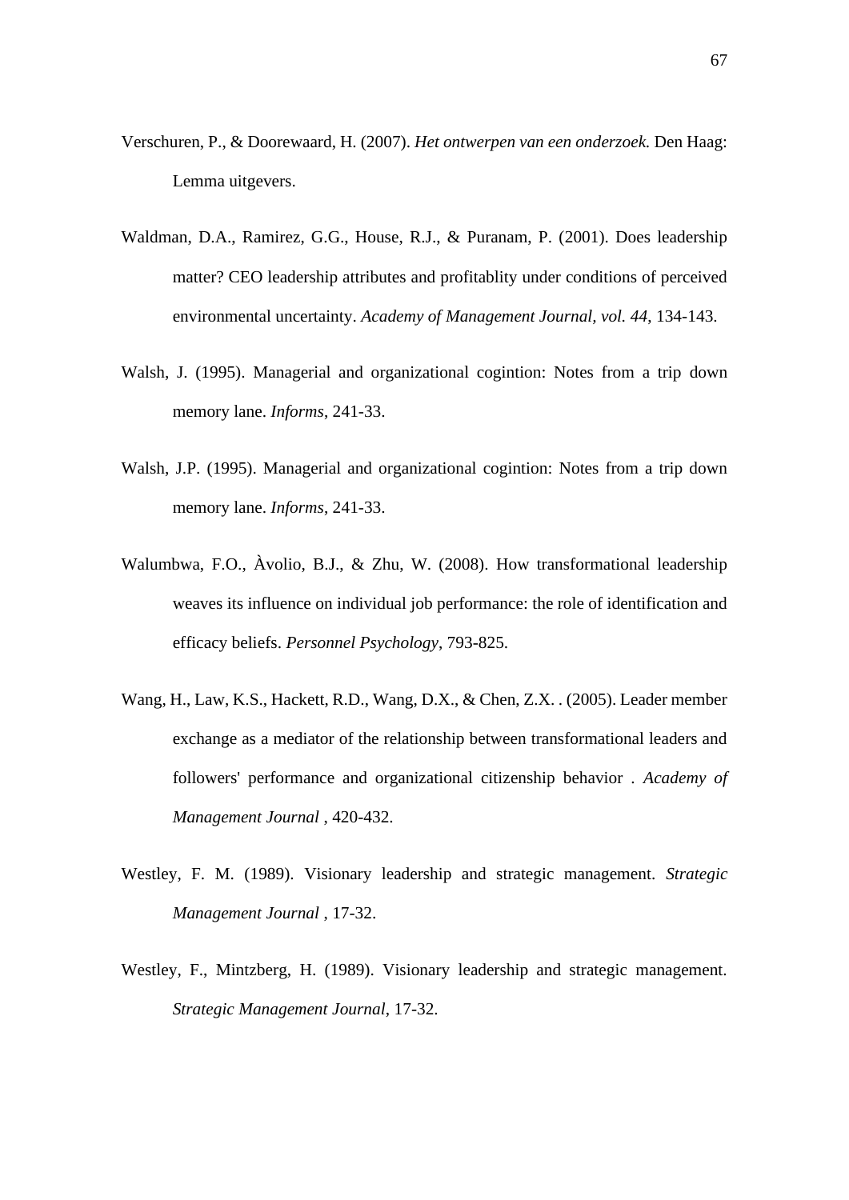Verschuren, P., & Doorewaard, H. (2007). *Het ontwerpen van een onderzoek.* Den Haag: Lemma uitgevers.

Waldman, D.A., Ramirez, G.G., House, R.J., & Puranam, P. (2001). Does leadership matter? CEO leadership attributes and profitablity under conditions of perceived environmental uncertainty. *Academy of Management Journal, vol. 44*, 134-143.

Walsh, J. (1995). Managerial and organizational cogintion: Notes from a trip down memory lane. *Informs*, 241-33.

Walsh, J.P. (1995). Managerial and organizational cogintion: Notes from a trip down memory lane. *Informs*, 241-33.

Walumbwa, F.O., Àvolio, B.J., & Zhu, W. (2008). How transformational leadership weaves its influence on individual job performance: the role of identification and efficacy beliefs. *Personnel Psychology*, 793-825.

Wang, H., Law, K.S., Hackett, R.D., Wang, D.X., & Chen, Z.X. . (2005). Leader member exchange as a mediator of the relationship between transformational leaders and followers' performance and organizational citizenship behavior . *Academy of Management Journal* , 420-432.

Westley, F. M. (1989). Visionary leadership and strategic management. *Strategic Management Journal* , 17-32.

Westley, F., Mintzberg, H. (1989). Visionary leadership and strategic management. *Strategic Management Journal*, 17-32.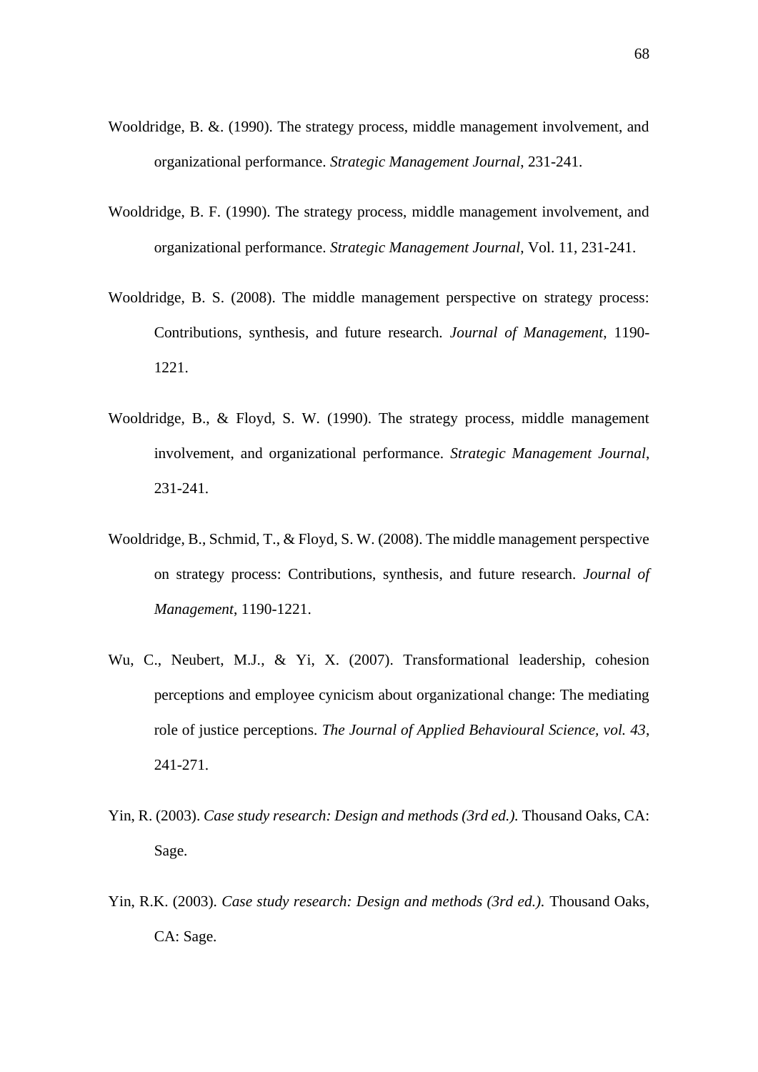Wooldridge, B. &. (1990). The strategy process, middle management involvement, and organizational performance. *Strategic Management Journal*, 231-241.

Wooldridge, B. F. (1990). The strategy process, middle management involvement, and organizational performance. *Strategic Management Journal*, Vol. 11, 231-241.

Wooldridge, B. S. (2008). The middle management perspective on strategy process: Contributions, synthesis, and future research. *Journal of Management*, 1190-1221.

Wooldridge, B., & Floyd, S. W. (1990). The strategy process, middle management involvement, and organizational performance. *Strategic Management Journal*, 231-241.

Wooldridge, B., Schmid, T., & Floyd, S. W. (2008). The middle management perspective on strategy process: Contributions, synthesis, and future research. *Journal of Management*, 1190-1221.

Wu, C., Neubert, M.J., & Yi, X. (2007). Transformational leadership, cohesion perceptions and employee cynicism about organizational change: The mediating role of justice perceptions. *The Journal of Applied Behavioural Science, vol. 43*, 241-271.

Yin, R. (2003). *Case study research: Design and methods (3rd ed.).* Thousand Oaks, CA: Sage.

Yin, R.K. (2003). *Case study research: Design and methods (3rd ed.).* Thousand Oaks, CA: Sage.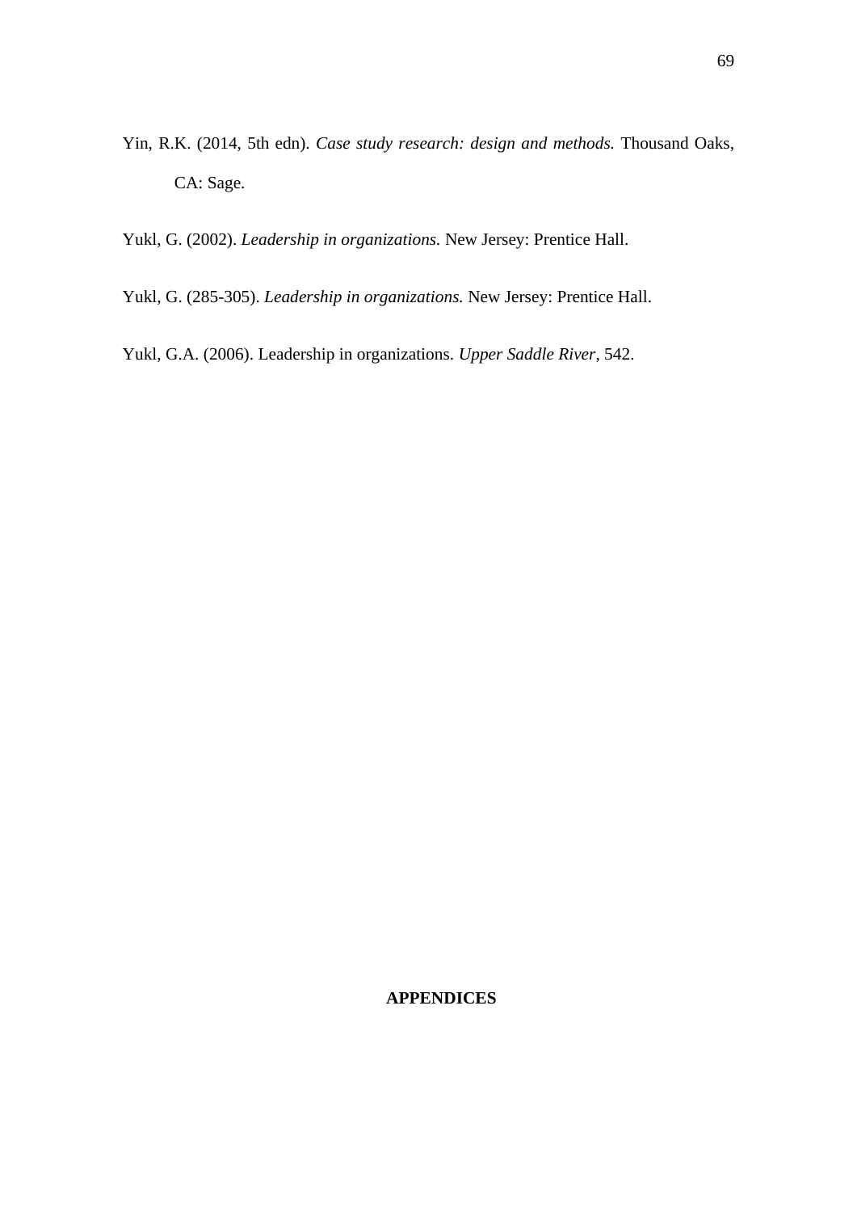Yin, R.K. (2014, 5th edn). *Case study research: design and methods.* Thousand Oaks, CA: Sage.

Yukl, G. (2002). *Leadership in organizations.* New Jersey: Prentice Hall.

Yukl, G. (285-305). *Leadership in organizations.* New Jersey: Prentice Hall.

Yukl, G.A. (2006). Leadership in organizations. *Upper Saddle River*, 542.

**APPENDICES**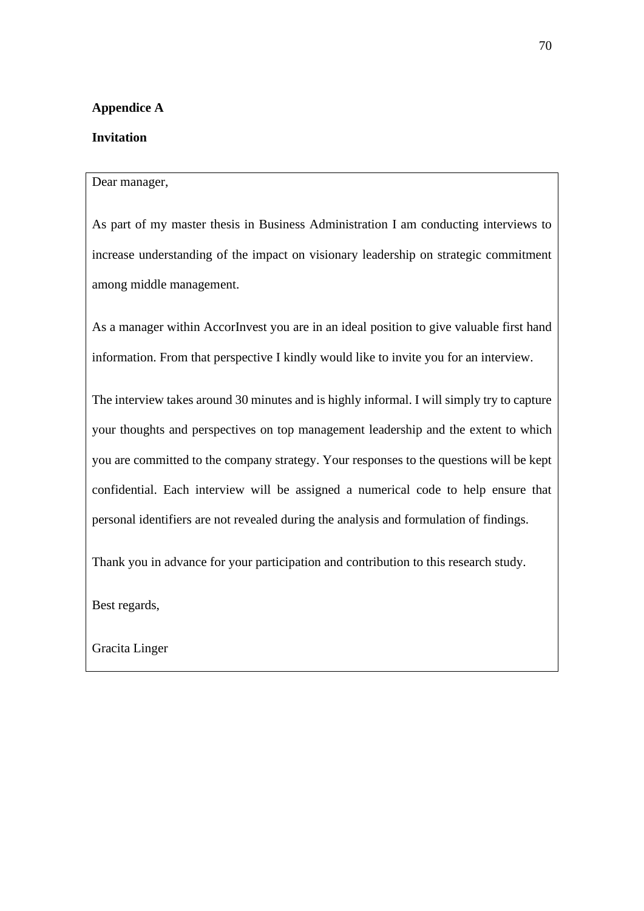**Appendice A**

**Invitation**

Dear manager,

As part of my master thesis in Business Administration I am conducting interviews to increase understanding of the impact on visionary leadership on strategic commitment among middle management.

As a manager within AccorInvest you are in an ideal position to give valuable first hand information. From that perspective I kindly would like to invite you for an interview.

The interview takes around 30 minutes and is highly informal. I will simply try to capture your thoughts and perspectives on top management leadership and the extent to which you are committed to the company strategy. Your responses to the questions will be kept confidential. Each interview will be assigned a numerical code to help ensure that personal identifiers are not revealed during the analysis and formulation of findings.

Thank you in advance for your participation and contribution to this research study.

Best regards,

Gracita Linger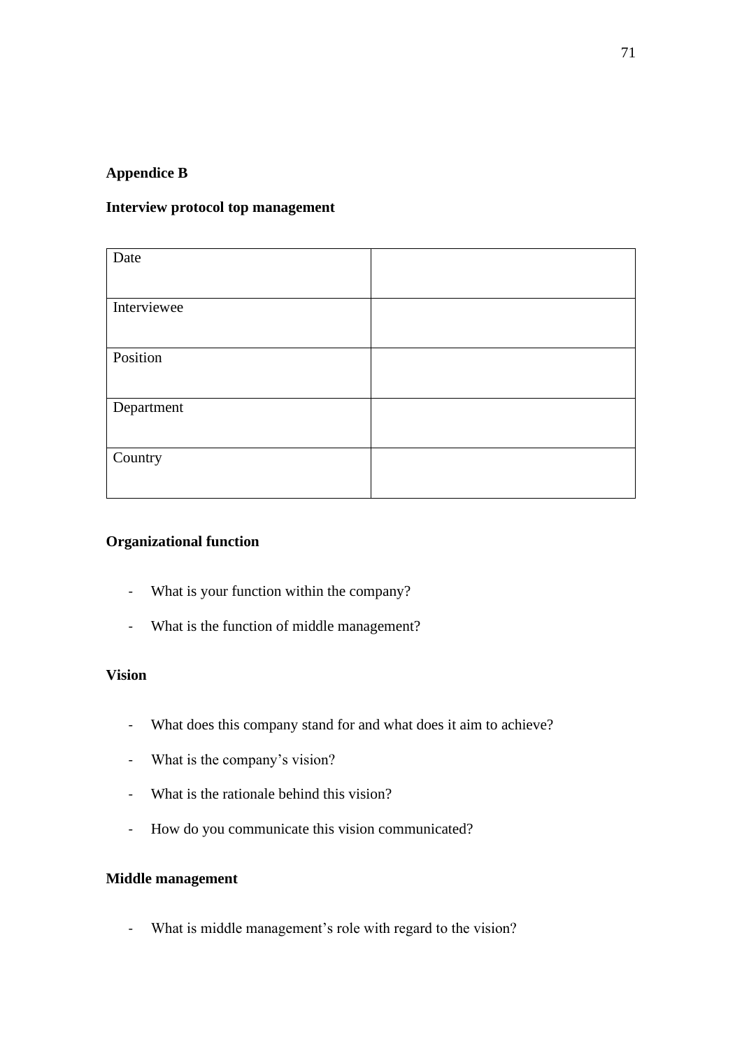## Appendice B

### Interview protocol top management

| | |
|---|---|
| Date | |
| Interviewee | |
| Position | |
| Department | |
| Country | |

### Organizational function

- What is your function within the company?
- What is the function of middle management?

### Vision

- What does this company stand for and what does it aim to achieve?
- What is the company's vision?
- What is the rationale behind this vision?
- How do you communicate this vision communicated?

### Middle management

- What is middle management's role with regard to the vision?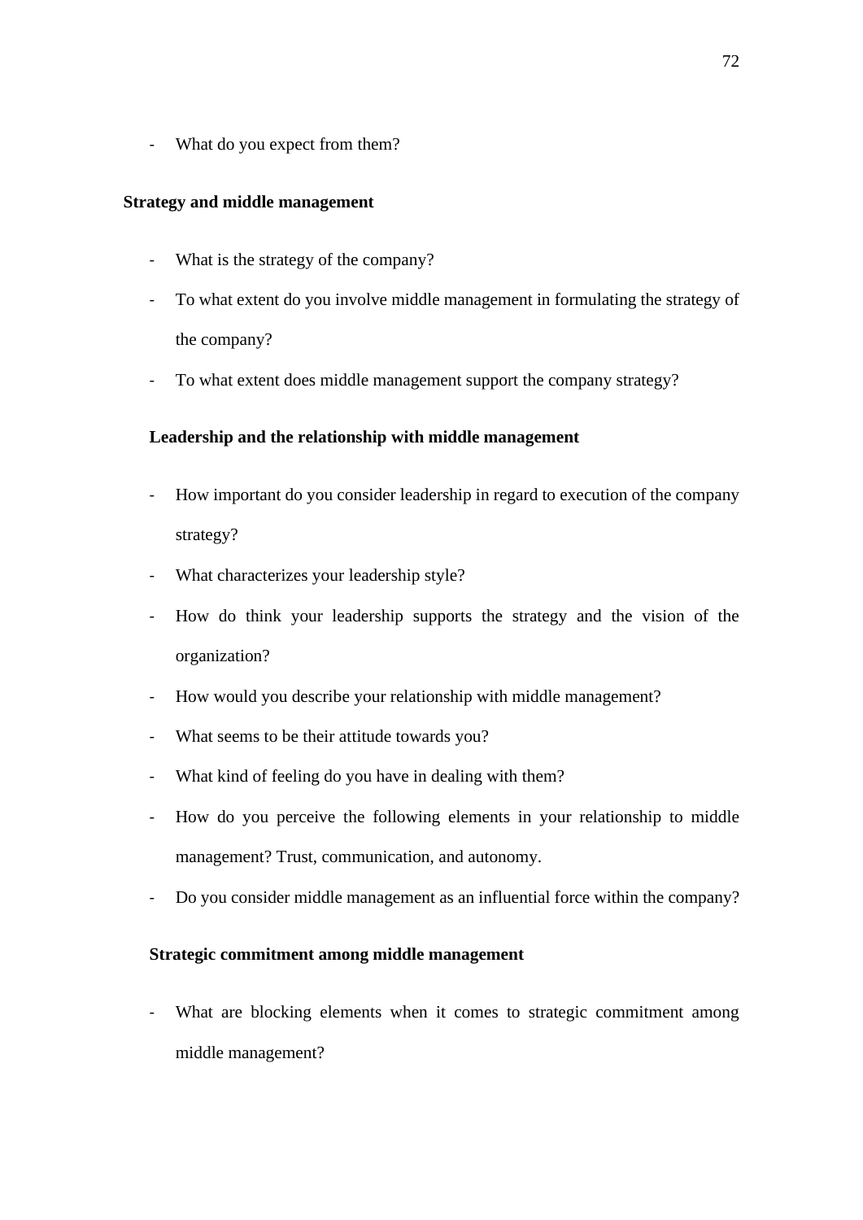- What do you expect from them?

**Strategy and middle management**

- What is the strategy of the company?
- To what extent do you involve middle management in formulating the strategy of the company?
- To what extent does middle management support the company strategy?

**Leadership and the relationship with middle management**

- How important do you consider leadership in regard to execution of the company strategy?
- What characterizes your leadership style?
- How do think your leadership supports the strategy and the vision of the organization?
- How would you describe your relationship with middle management?
- What seems to be their attitude towards you?
- What kind of feeling do you have in dealing with them?
- How do you perceive the following elements in your relationship to middle management? Trust, communication, and autonomy.
- Do you consider middle management as an influential force within the company?

**Strategic commitment among middle management**

- What are blocking elements when it comes to strategic commitment among middle management?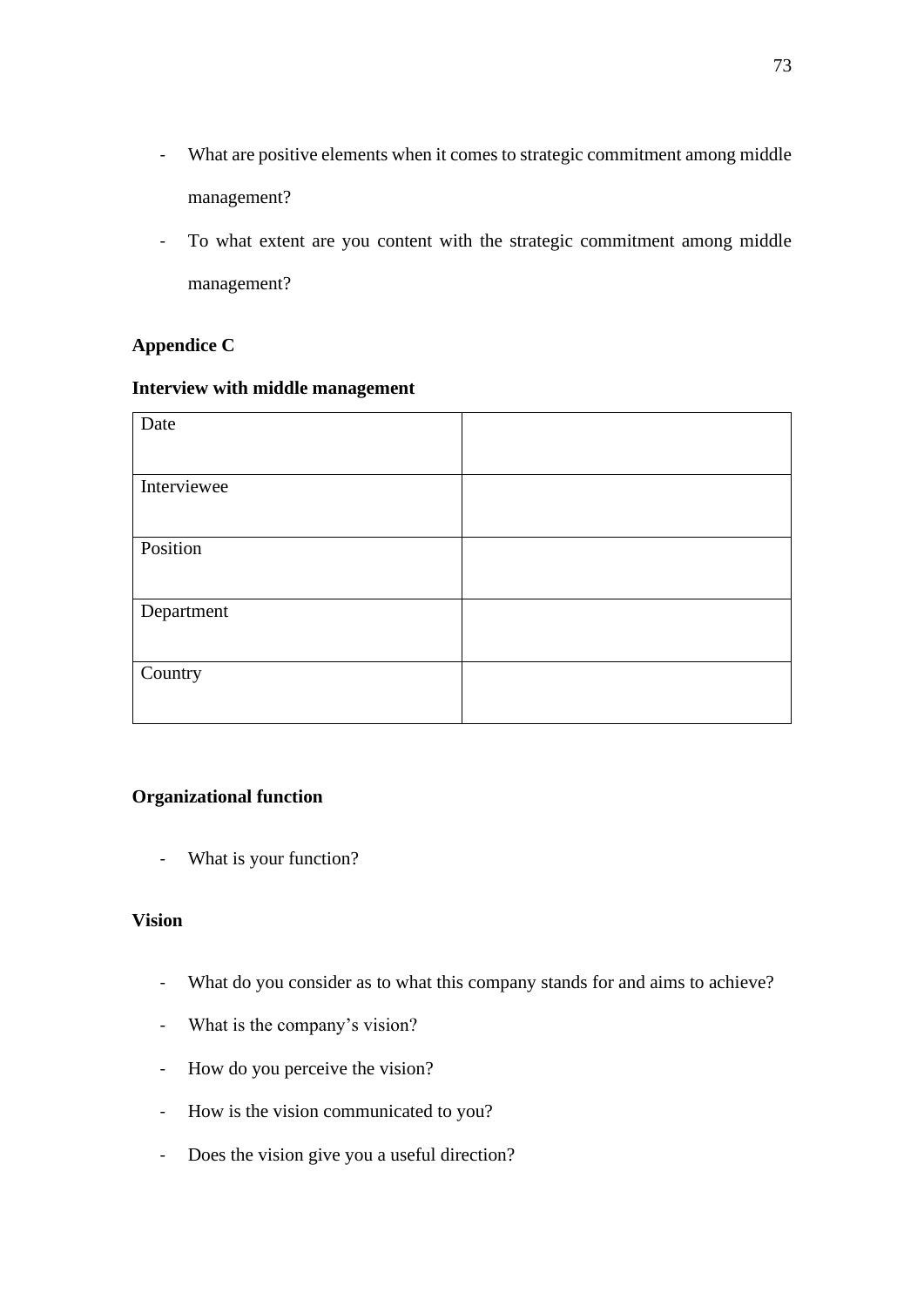- What are positive elements when it comes to strategic commitment among middle management?
- To what extent are you content with the strategic commitment among middle management?

**Appendice C**

**Interview with middle management**

| | |
|---|---|
| Date | |
| Interviewee | |
| Position | |
| Department | |
| Country | |

**Organizational function**

- What is your function?

**Vision**

- What do you consider as to what this company stands for and aims to achieve?
- What is the company's vision?
- How do you perceive the vision?
- How is the vision communicated to you?
- Does the vision give you a useful direction?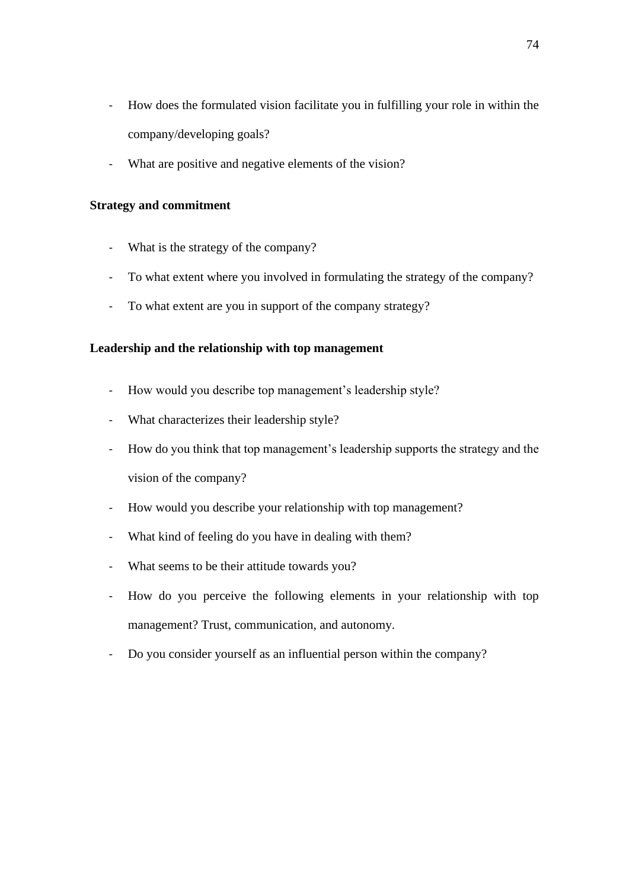- How does the formulated vision facilitate you in fulfilling your role in within the company/developing goals?
- What are positive and negative elements of the vision?

**Strategy and commitment**

- What is the strategy of the company?
- To what extent where you involved in formulating the strategy of the company?
- To what extent are you in support of the company strategy?

**Leadership and the relationship with top management**

- How would you describe top management's leadership style?
- What characterizes their leadership style?
- How do you think that top management's leadership supports the strategy and the vision of the company?
- How would you describe your relationship with top management?
- What kind of feeling do you have in dealing with them?
- What seems to be their attitude towards you?
- How do you perceive the following elements in your relationship with top management? Trust, communication, and autonomy.
- Do you consider yourself as an influential person within the company?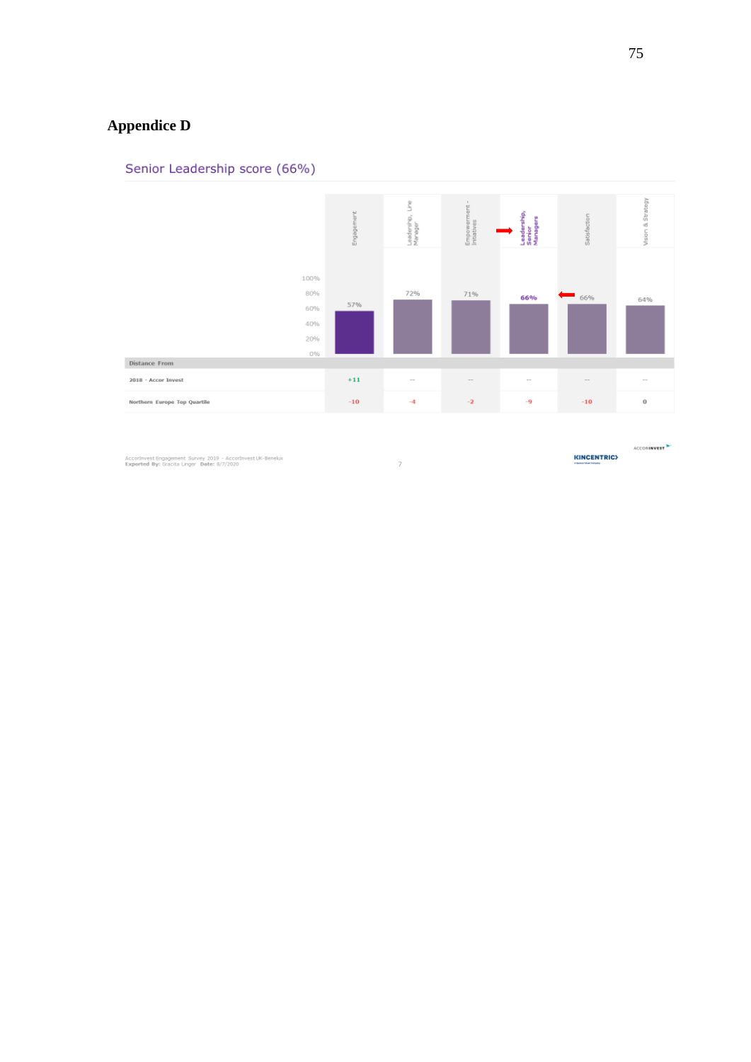# Appendice D

Senior Leadership score (66%)

Engagement

Leadership, Line Manager

Empowerment - Initiatives

Leadership, Senior Managers

Satisfaction

Vision & Strategy

100%

80%

60%

40%

20%

0%

57%

72%

71%

66%

66%

64%

| Distance From | Engagement | Leadership, Line Manager | Empowerment - Initiatives | Leadership, Senior Managers | Satisfaction | Vision & Strategy |
|---|---|---|---|---|---|---|
| 2018 - Accor Invest | +11 | -- | -- | -- | -- | -- |
| Northern Europe Top Quartile | -10 | -4 | -2 | -9 | -10 | 0 |

AccorInvest Engagement Survey 2019 - AccorInvest UK-Benelux
Exported By: Gracita Linger Date: 8/7/2020

KINCENTRIC

ACCORINVEST